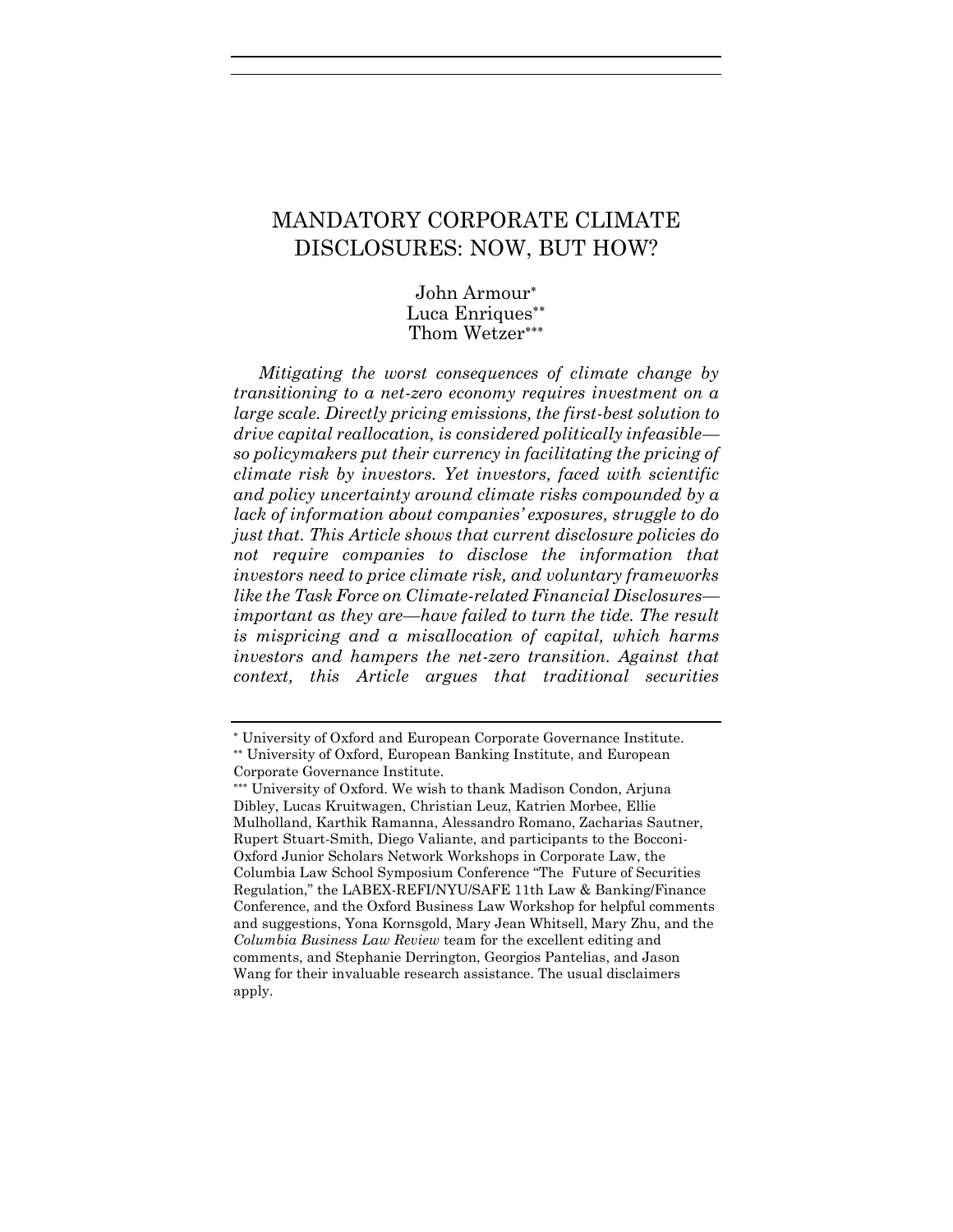# MANDATORY CORPORATE CLIMATE DISCLOSURES: NOW, BUT HOW?

John Armour[*]
Luca Enriques[**]
Thom Wetzer[***]

*Mitigating the worst consequences of climate change by transitioning to a net-zero economy requires investment on a large scale. Directly pricing emissions, the first-best solution to drive capital reallocation, is considered politically infeasible—so policymakers put their currency in facilitating the pricing of climate risk by investors. Yet investors, faced with scientific and policy uncertainty around climate risks compounded by a lack of information about companies' exposures, struggle to do just that. This Article shows that current disclosure policies do not require companies to disclose the information that investors need to price climate risk, and voluntary frameworks like the Task Force on Climate-related Financial Disclosures—important as they are—have failed to turn the tide. The result is mispricing and a misallocation of capital, which harms investors and hampers the net-zero transition. Against that context, this Article argues that traditional securities*

---

[*] University of Oxford and European Corporate Governance Institute.

[**] University of Oxford, European Banking Institute, and European Corporate Governance Institute.

[***] University of Oxford. We wish to thank Madison Condon, Arjuna Dibley, Lucas Kruitwagen, Christian Leuz, Katrien Morbee, Ellie Mulholland, Karthik Ramanna, Alessandro Romano, Zacharias Sautner, Rupert Stuart-Smith, Diego Valiante, and participants to the Bocconi-Oxford Junior Scholars Network Workshops in Corporate Law, the Columbia Law School Symposium Conference "The Future of Securities Regulation," the LABEX-REFI/NYU/SAFE 11th Law & Banking/Finance Conference, and the Oxford Business Law Workshop for helpful comments and suggestions, Yona Kornsgold, Mary Jean Whitsell, Mary Zhu, and the *Columbia Business Law Review* team for the excellent editing and comments, and Stephanie Derrington, Georgios Pantelias, and Jason Wang for their invaluable research assistance. The usual disclaimers apply.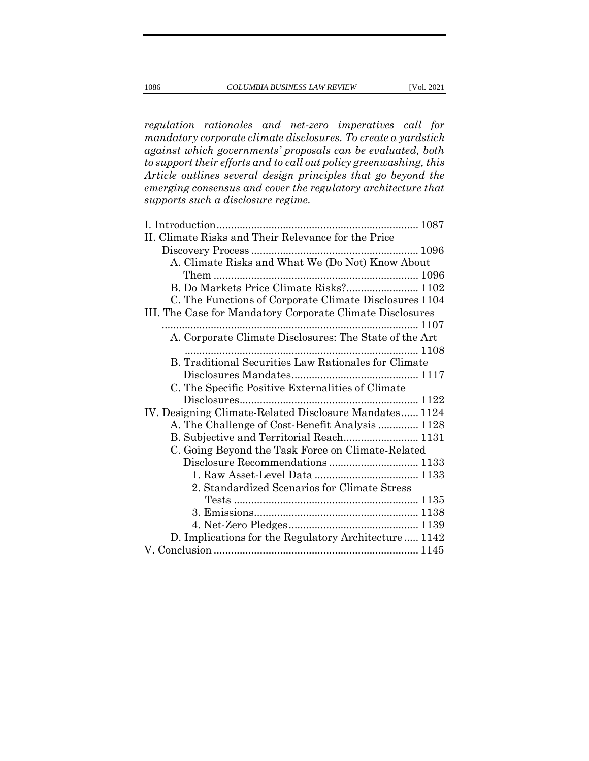*regulation rationales and net-zero imperatives call for mandatory corporate climate disclosures. To create a yardstick against which governments' proposals can be evaluated, both to support their efforts and to call out policy greenwashing, this Article outlines several design principles that go beyond the emerging consensus and cover the regulatory architecture that supports such a disclosure regime.*

I. Introduction ...................................................................... 1087
II. Climate Risks and Their Relevance for the Price Discovery Process .......................................................... 1096
   A. Climate Risks and What We (Do Not) Know About Them ........................................................................ 1096
   B. Do Markets Price Climate Risks? ......................... 1102
   C. The Functions of Corporate Climate Disclosures 1104
III. The Case for Mandatory Corporate Climate Disclosures ......................................................................................... 1107
   A. Corporate Climate Disclosures: The State of the Art ................................................................................. 1108
   B. Traditional Securities Law Rationales for Climate Disclosures Mandates ............................................ 1117
   C. The Specific Positive Externalities of Climate Disclosures .............................................................. 1122
IV. Designing Climate-Related Disclosure Mandates ...... 1124
   A. The Challenge of Cost-Benefit Analysis .............. 1128
   B. Subjective and Territorial Reach .......................... 1131
   C. Going Beyond the Task Force on Climate-Related Disclosure Recommendations ............................... 1133
      1. Raw Asset-Level Data .................................... 1133
      2. Standardized Scenarios for Climate Stress Tests ................................................................ 1135
      3. Emissions ......................................................... 1138
      4. Net-Zero Pledges ............................................. 1139
   D. Implications for the Regulatory Architecture ..... 1142
V. Conclusion ...................................................................... 1145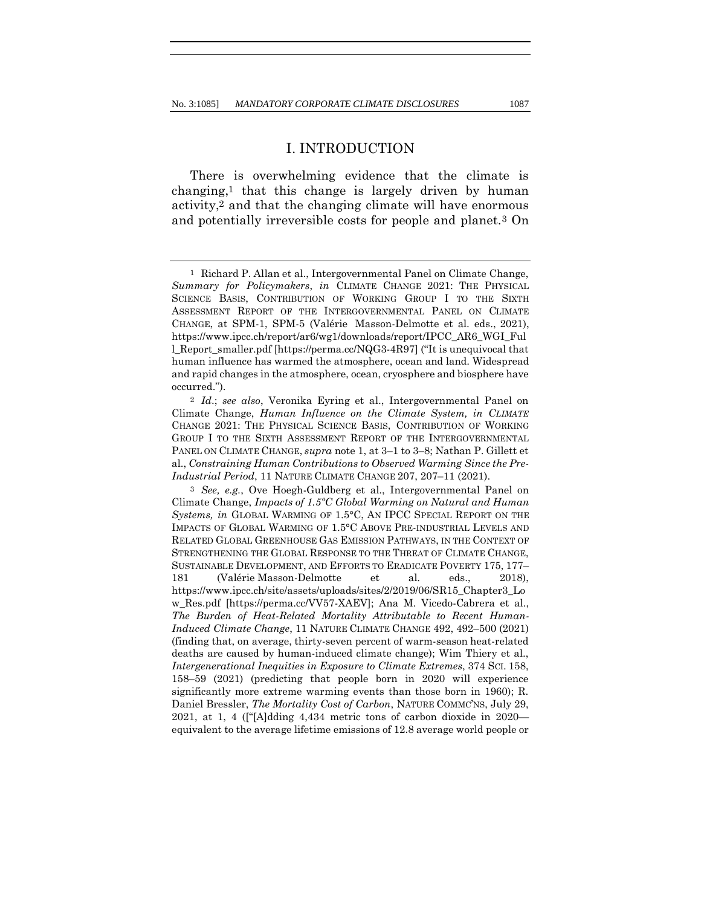# I. INTRODUCTION

There is overwhelming evidence that the climate is changing,[1] that this change is largely driven by human activity,[2] and that the changing climate will have enormous and potentially irreversible costs for people and planet.[3] On

---

[1] Richard P. Allan et al., Intergovernmental Panel on Climate Change, *Summary for Policymakers*, *in* CLIMATE CHANGE 2021: THE PHYSICAL SCIENCE BASIS, CONTRIBUTION OF WORKING GROUP I TO THE SIXTH ASSESSMENT REPORT OF THE INTERGOVERNMENTAL PANEL ON CLIMATE CHANGE, at SPM-1, SPM-5 (Valérie Masson-Delmotte et al. eds., 2021), https://www.ipcc.ch/report/ar6/wg1/downloads/report/IPCC_AR6_WGI_Full_Report_smaller.pdf [https://perma.cc/NQG3-4R97] ("It is unequivocal that human influence has warmed the atmosphere, ocean and land. Widespread and rapid changes in the atmosphere, ocean, cryosphere and biosphere have occurred.").

[2] *Id.*; *see also*, Veronika Eyring et al., Intergovernmental Panel on Climate Change, *Human Influence on the Climate System, in CLIMATE* CHANGE 2021: THE PHYSICAL SCIENCE BASIS, CONTRIBUTION OF WORKING GROUP I TO THE SIXTH ASSESSMENT REPORT OF THE INTERGOVERNMENTAL PANEL ON CLIMATE CHANGE, *supra* note 1, at 3–1 to 3–8; Nathan P. Gillett et al., *Constraining Human Contributions to Observed Warming Since the Pre-Industrial Period*, 11 NATURE CLIMATE CHANGE 207, 207–11 (2021).

[3] *See, e.g.*, Ove Hoegh-Guldberg et al., Intergovernmental Panel on Climate Change, *Impacts of 1.5ºC Global Warming on Natural and Human Systems, in* GLOBAL WARMING OF 1.5°C, AN IPCC SPECIAL REPORT ON THE IMPACTS OF GLOBAL WARMING OF 1.5°C ABOVE PRE-INDUSTRIAL LEVELS AND RELATED GLOBAL GREENHOUSE GAS EMISSION PATHWAYS, IN THE CONTEXT OF STRENGTHENING THE GLOBAL RESPONSE TO THE THREAT OF CLIMATE CHANGE, SUSTAINABLE DEVELOPMENT, AND EFFORTS TO ERADICATE POVERTY 175, 177–181 (Valérie Masson-Delmotte et al. eds., 2018), https://www.ipcc.ch/site/assets/uploads/sites/2/2019/06/SR15_Chapter3_Low_Res.pdf [https://perma.cc/VV57-XAEV]; Ana M. Vicedo-Cabrera et al., *The Burden of Heat-Related Mortality Attributable to Recent Human-Induced Climate Change*, 11 NATURE CLIMATE CHANGE 492, 492–500 (2021) (finding that, on average, thirty-seven percent of warm-season heat-related deaths are caused by human-induced climate change); Wim Thiery et al., *Intergenerational Inequities in Exposure to Climate Extremes*, 374 SCI. 158, 158–59 (2021) (predicting that people born in 2020 will experience significantly more extreme warming events than those born in 1960); R. Daniel Bressler, *The Mortality Cost of Carbon*, NATURE COMMC'NS, July 29, 2021, at 1, 4 (["[A]dding 4,434 metric tons of carbon dioxide in 2020—equivalent to the average lifetime emissions of 12.8 average world people or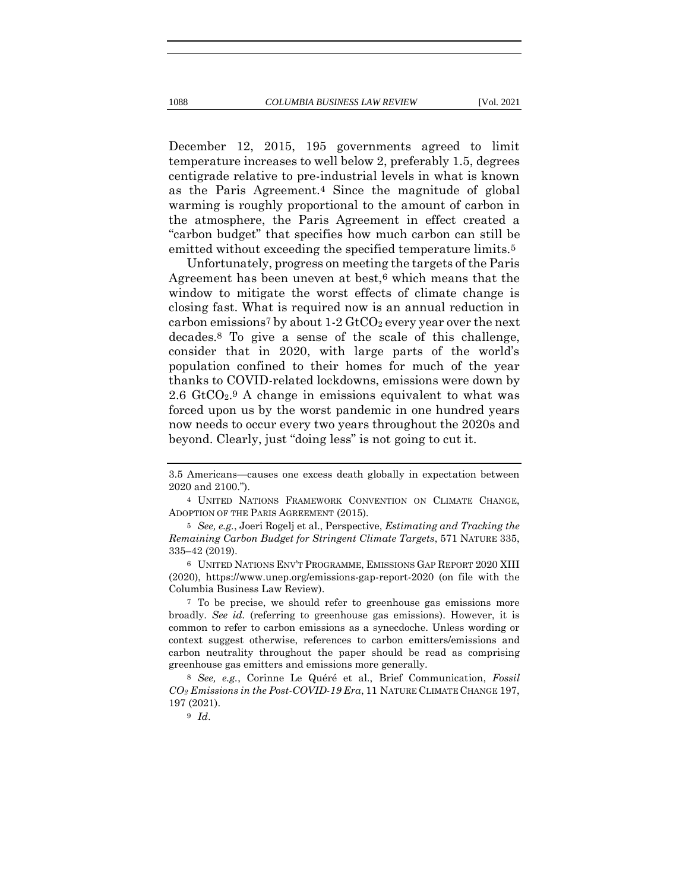December 12, 2015, 195 governments agreed to limit temperature increases to well below 2, preferably 1.5, degrees centigrade relative to pre-industrial levels in what is known as the Paris Agreement.[4] Since the magnitude of global warming is roughly proportional to the amount of carbon in the atmosphere, the Paris Agreement in effect created a "carbon budget" that specifies how much carbon can still be emitted without exceeding the specified temperature limits.[5]

Unfortunately, progress on meeting the targets of the Paris Agreement has been uneven at best,[6] which means that the window to mitigate the worst effects of climate change is closing fast. What is required now is an annual reduction in carbon emissions[7] by about 1-2 $GtCO_2$ every year over the next decades.[8] To give a sense of the scale of this challenge, consider that in 2020, with large parts of the world's population confined to their homes for much of the year thanks to COVID-related lockdowns, emissions were down by 2.6 $GtCO_2$.[9] A change in emissions equivalent to what was forced upon us by the worst pandemic in one hundred years now needs to occur every two years throughout the 2020s and beyond. Clearly, just "doing less" is not going to cut it.

---

3.5 Americans—causes one excess death globally in expectation between 2020 and 2100.").

[4] UNITED NATIONS FRAMEWORK CONVENTION ON CLIMATE CHANGE, ADOPTION OF THE PARIS AGREEMENT (2015).

[5] *See, e.g.*, Joeri Rogelj et al., Perspective, *Estimating and Tracking the Remaining Carbon Budget for Stringent Climate Targets*, 571 NATURE 335, 335–42 (2019).

[6] UNITED NATIONS ENV'T PROGRAMME, EMISSIONS GAP REPORT 2020 XIII (2020), https://www.unep.org/emissions-gap-report-2020 (on file with the Columbia Business Law Review).

[7] To be precise, we should refer to greenhouse gas emissions more broadly. *See id.* (referring to greenhouse gas emissions). However, it is common to refer to carbon emissions as a synecdoche. Unless wording or context suggest otherwise, references to carbon emitters/emissions and carbon neutrality throughout the paper should be read as comprising greenhouse gas emitters and emissions more generally.

[8] *See, e.g.*, Corinne Le Quéré et al., Brief Communication, *Fossil $CO_2$ Emissions in the Post-COVID-19 Era*, 11 NATURE CLIMATE CHANGE 197, 197 (2021).

[9] *Id*.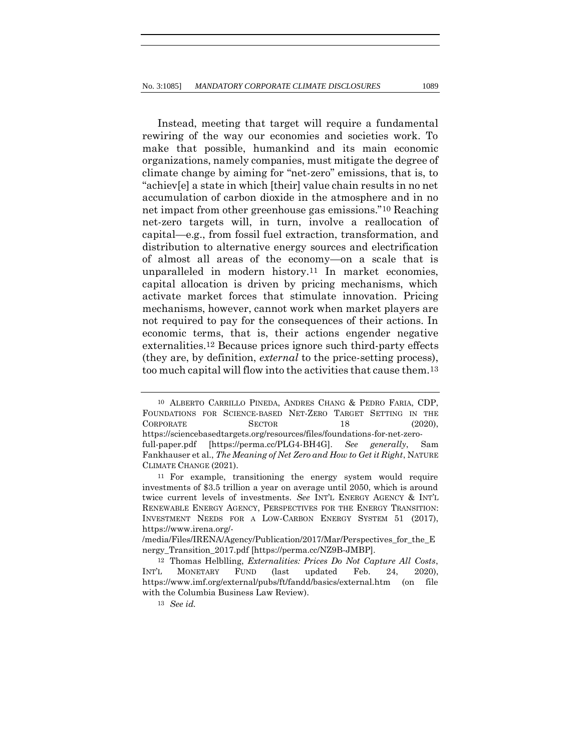Instead, meeting that target will require a fundamental rewiring of the way our economies and societies work. To make that possible, humankind and its main economic organizations, namely companies, must mitigate the degree of climate change by aiming for "net-zero" emissions, that is, to "achiev[e] a state in which [their] value chain results in no net accumulation of carbon dioxide in the atmosphere and in no net impact from other greenhouse gas emissions."[10] Reaching net-zero targets will, in turn, involve a reallocation of capital—e.g., from fossil fuel extraction, transformation, and distribution to alternative energy sources and electrification of almost all areas of the economy—on a scale that is unparalleled in modern history.[11] In market economies, capital allocation is driven by pricing mechanisms, which activate market forces that stimulate innovation. Pricing mechanisms, however, cannot work when market players are not required to pay for the consequences of their actions. In economic terms, that is, their actions engender negative externalities.[12] Because prices ignore such third-party effects (they are, by definition, *external* to the price-setting process), too much capital will flow into the activities that cause them.[13]

---

[10] ALBERTO CARRILLO PINEDA, ANDRES CHANG & PEDRO FARIA, CDP, FOUNDATIONS FOR SCIENCE-BASED NET-ZERO TARGET SETTING IN THE CORPORATE SECTOR 18 (2020), https://sciencebasedtargets.org/resources/files/foundations-for-net-zero-full-paper.pdf [https://perma.cc/PLG4-BH4G]. *See generally*, Sam Fankhauser et al., *The Meaning of Net Zero and How to Get it Right*, NATURE CLIMATE CHANGE (2021).

[11] For example, transitioning the energy system would require investments of $3.5 trillion a year on average until 2050, which is around twice current levels of investments. *See* INT'L ENERGY AGENCY & INT'L RENEWABLE ENERGY AGENCY, PERSPECTIVES FOR THE ENERGY TRANSITION: INVESTMENT NEEDS FOR A LOW-CARBON ENERGY SYSTEM 51 (2017), https://www.irena.org/-/media/Files/IRENA/Agency/Publication/2017/Mar/Perspectives_for_the_Energy_Transition_2017.pdf [https://perma.cc/NZ9B-JMBP].

[12] Thomas Helblling, *Externalities: Prices Do Not Capture All Costs*, INT'L MONETARY FUND (last updated Feb. 24, 2020), https://www.imf.org/external/pubs/ft/fandd/basics/external.htm (on file with the Columbia Business Law Review).

[13] *See id.*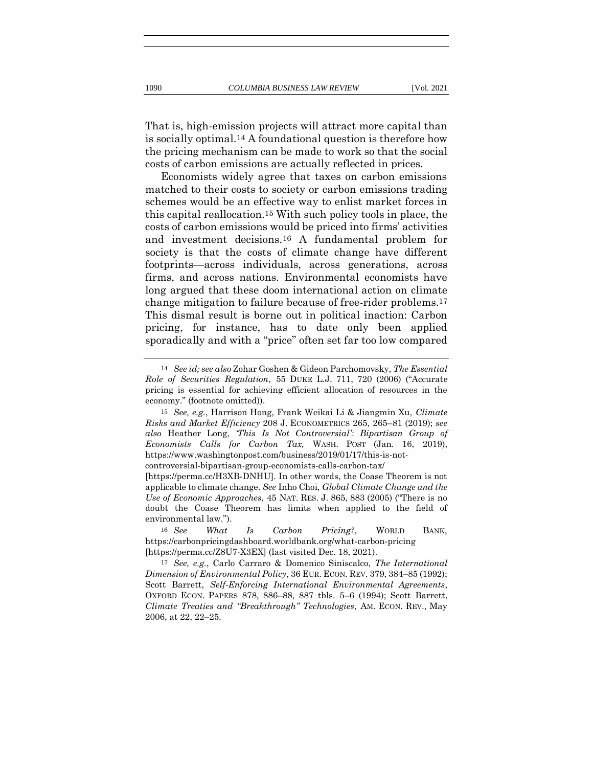That is, high-emission projects will attract more capital than is socially optimal.[14] A foundational question is therefore how the pricing mechanism can be made to work so that the social costs of carbon emissions are actually reflected in prices.

Economists widely agree that taxes on carbon emissions matched to their costs to society or carbon emissions trading schemes would be an effective way to enlist market forces in this capital reallocation.[15] With such policy tools in place, the costs of carbon emissions would be priced into firms' activities and investment decisions.[16] A fundamental problem for society is that the costs of climate change have different footprints—across individuals, across generations, across firms, and across nations. Environmental economists have long argued that these doom international action on climate change mitigation to failure because of free-rider problems.[17] This dismal result is borne out in political inaction: Carbon pricing, for instance, has to date only been applied sporadically and with a "price" often set far too low compared

---

[14] *See id; see also* Zohar Goshen & Gideon Parchomovsky, *The Essential Role of Securities Regulation*, 55 DUKE L.J. 711, 720 (2006) ("Accurate pricing is essential for achieving efficient allocation of resources in the economy." (footnote omitted)).

[15] *See, e.g.*, Harrison Hong, Frank Weikai Li & Jiangmin Xu, *Climate Risks and Market Efficiency* 208 J. ECONOMETRICS 265, 265–81 (2019); *see also* Heather Long, *'This Is Not Controversial': Bipartisan Group of Economists Calls for Carbon Tax,* WASH. POST (Jan. 16, 2019), https://www.washingtonpost.com/business/2019/01/17/this-is-not-controversial-bipartisan-group-economists-calls-carbon-tax/ [https://perma.cc/H3XB-DNHU]. In other words, the Coase Theorem is not applicable to climate change. *See* Inho Choi, *Global Climate Change and the Use of Economic Approaches*, 45 NAT. RES. J. 865, 883 (2005) ("There is no doubt the Coase Theorem has limits when applied to the field of environmental law.").

[16] *See What Is Carbon Pricing?*, WORLD BANK, https://carbonpricingdashboard.worldbank.org/what-carbon-pricing [https://perma.cc/Z8U7-X3EX] (last visited Dec. 18, 2021).

[17] *See, e.g.*, Carlo Carraro & Domenico Siniscalco, *The International Dimension of Environmental Policy*, 36 EUR. ECON. REV. 379, 384–85 (1992); Scott Barrett, *Self-Enforcing International Environmental Agreements*, OXFORD ECON. PAPERS 878, 886–88, 887 tbls. 5–6 (1994); Scott Barrett, *Climate Treaties and "Breakthrough" Technologies*, AM. ECON. REV., May 2006, at 22, 22–25.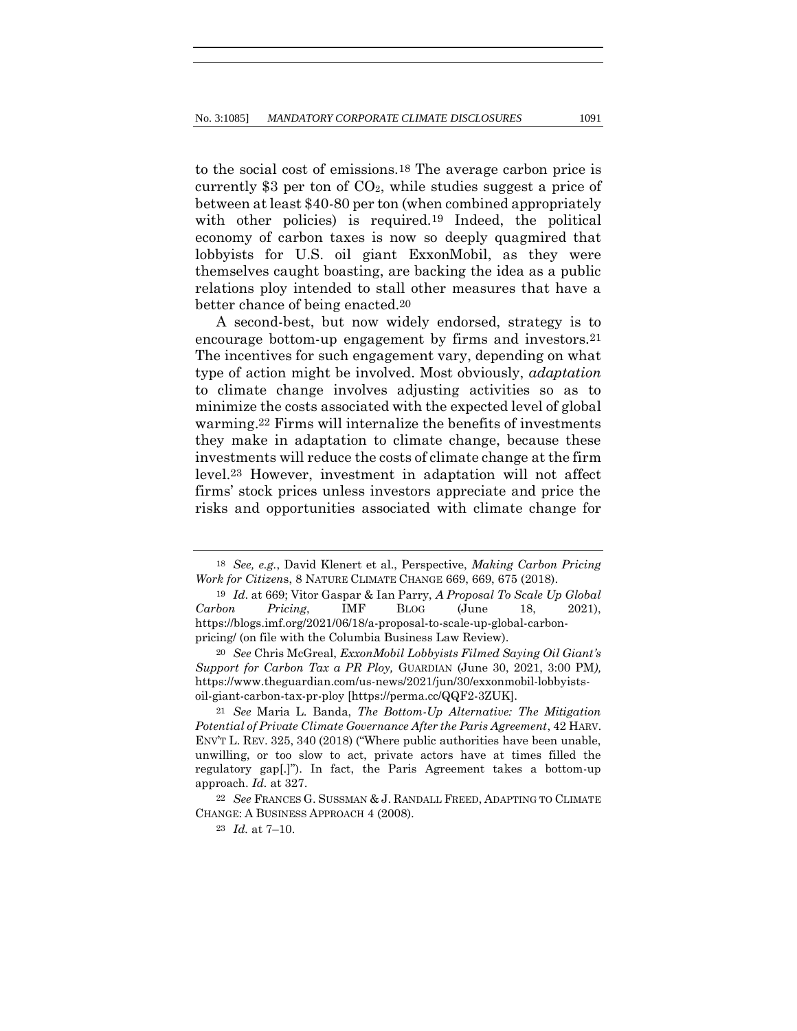to the social cost of emissions.[18] The average carbon price is currently \$3 per ton of $CO_2$, while studies suggest a price of between at least \$40-80 per ton (when combined appropriately with other policies) is required.[19] Indeed, the political economy of carbon taxes is now so deeply quagmired that lobbyists for U.S. oil giant ExxonMobil, as they were themselves caught boasting, are backing the idea as a public relations ploy intended to stall other measures that have a better chance of being enacted.[20]

A second-best, but now widely endorsed, strategy is to encourage bottom-up engagement by firms and investors.[21] The incentives for such engagement vary, depending on what type of action might be involved. Most obviously, *adaptation* to climate change involves adjusting activities so as to minimize the costs associated with the expected level of global warming.[22] Firms will internalize the benefits of investments they make in adaptation to climate change, because these investments will reduce the costs of climate change at the firm level.[23] However, investment in adaptation will not affect firms' stock prices unless investors appreciate and price the risks and opportunities associated with climate change for

---

18 *See, e.g.*, David Klenert et al., Perspective, *Making Carbon Pricing Work for Citizens*, 8 NATURE CLIMATE CHANGE 669, 669, 675 (2018).

19 *Id.* at 669; Vitor Gaspar & Ian Parry, *A Proposal To Scale Up Global Carbon Pricing*, IMF BLOG (June 18, 2021), https://blogs.imf.org/2021/06/18/a-proposal-to-scale-up-global-carbon-pricing/ (on file with the Columbia Business Law Review).

20 *See* Chris McGreal, *ExxonMobil Lobbyists Filmed Saying Oil Giant's Support for Carbon Tax a PR Ploy,* GUARDIAN (June 30, 2021, 3:00 PM*)*, https://www.theguardian.com/us-news/2021/jun/30/exxonmobil-lobbyists-oil-giant-carbon-tax-pr-ploy [https://perma.cc/QQF2-3ZUK].

21 *See* Maria L. Banda, *The Bottom-Up Alternative: The Mitigation Potential of Private Climate Governance After the Paris Agreement*, 42 HARV. ENV'T L. REV. 325, 340 (2018) ("Where public authorities have been unable, unwilling, or too slow to act, private actors have at times filled the regulatory gap[.]"). In fact, the Paris Agreement takes a bottom-up approach. *Id.* at 327.

22 *See* FRANCES G. SUSSMAN & J. RANDALL FREED, ADAPTING TO CLIMATE CHANGE: A BUSINESS APPROACH 4 (2008).

23 *Id.* at 7–10.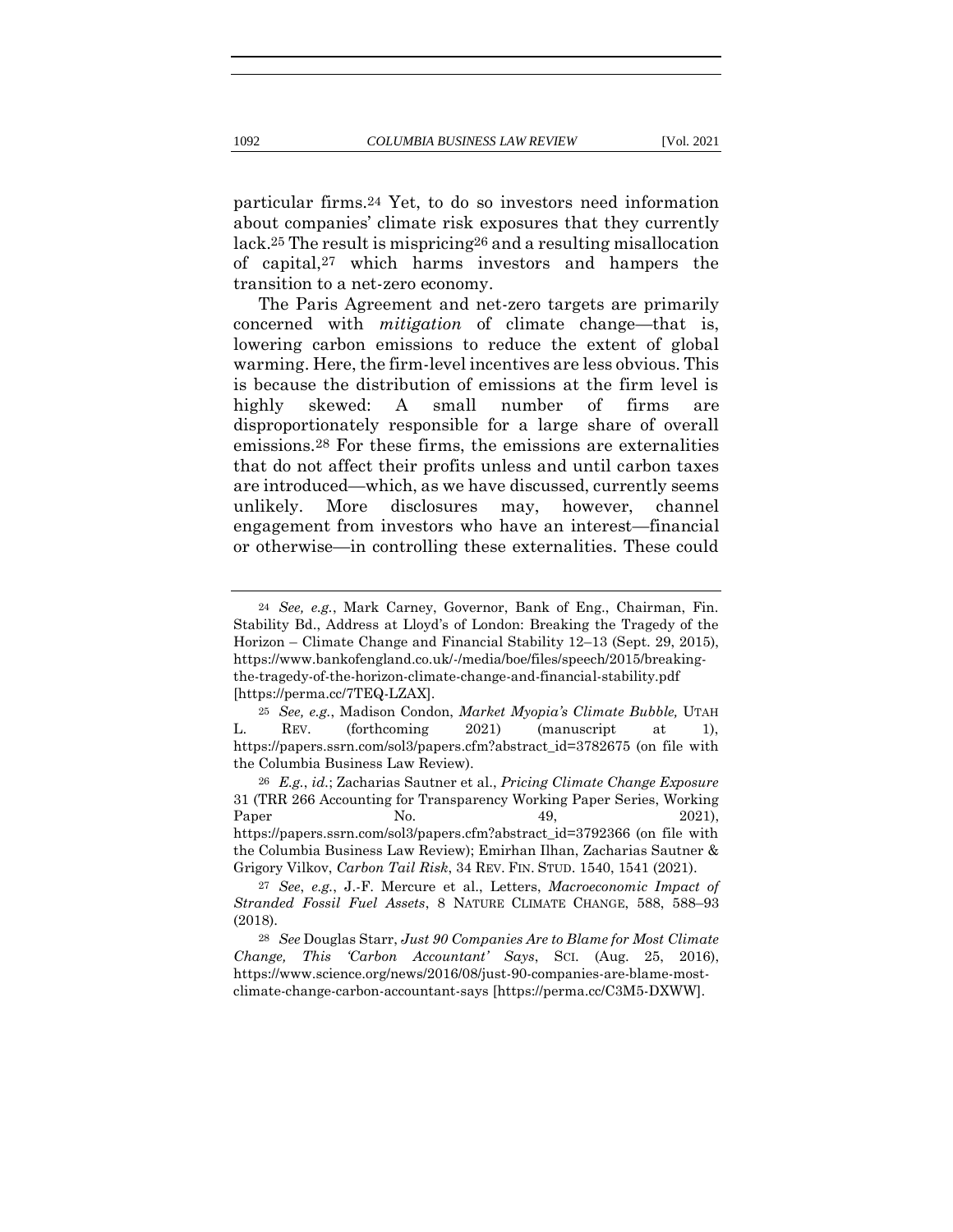particular firms.[24] Yet, to do so investors need information about companies' climate risk exposures that they currently lack.[25] The result is mispricing[26] and a resulting misallocation of capital,[27] which harms investors and hampers the transition to a net-zero economy.

The Paris Agreement and net-zero targets are primarily concerned with *mitigation* of climate change—that is, lowering carbon emissions to reduce the extent of global warming. Here, the firm-level incentives are less obvious. This is because the distribution of emissions at the firm level is highly skewed: A small number of firms are disproportionately responsible for a large share of overall emissions.[28] For these firms, the emissions are externalities that do not affect their profits unless and until carbon taxes are introduced—which, as we have discussed, currently seems unlikely. More disclosures may, however, channel engagement from investors who have an interest—financial or otherwise—in controlling these externalities. These could

---

[24] *See, e.g.*, Mark Carney, Governor, Bank of Eng., Chairman, Fin. Stability Bd., Address at Lloyd's of London: Breaking the Tragedy of the Horizon – Climate Change and Financial Stability 12–13 (Sept. 29, 2015), https://www.bankofengland.co.uk/-/media/boe/files/speech/2015/breaking-the-tragedy-of-the-horizon-climate-change-and-financial-stability.pdf [https://perma.cc/7TEQ-LZAX].

[25] *See, e.g.*, Madison Condon, *Market Myopia's Climate Bubble,* UTAH L. REV. (forthcoming 2021) (manuscript at 1), https://papers.ssrn.com/sol3/papers.cfm?abstract_id=3782675 (on file with the Columbia Business Law Review).

[26] *E.g.*, *id.*; Zacharias Sautner et al., *Pricing Climate Change Exposure* 31 (TRR 266 Accounting for Transparency Working Paper Series, Working Paper No. 49, 2021), https://papers.ssrn.com/sol3/papers.cfm?abstract_id=3792366 (on file with the Columbia Business Law Review); Emirhan Ilhan, Zacharias Sautner & Grigory Vilkov, *Carbon Tail Risk*, 34 REV. FIN. STUD. 1540, 1541 (2021).

[27] *See*, *e.g.*, J.-F. Mercure et al., Letters, *Macroeconomic Impact of Stranded Fossil Fuel Assets*, 8 NATURE CLIMATE CHANGE, 588, 588–93 (2018).

[28] *See* Douglas Starr, *Just 90 Companies Are to Blame for Most Climate Change, This 'Carbon Accountant' Says*, SCI. (Aug. 25, 2016), https://www.science.org/news/2016/08/just-90-companies-are-blame-most-climate-change-carbon-accountant-says [https://perma.cc/C3M5-DXWW].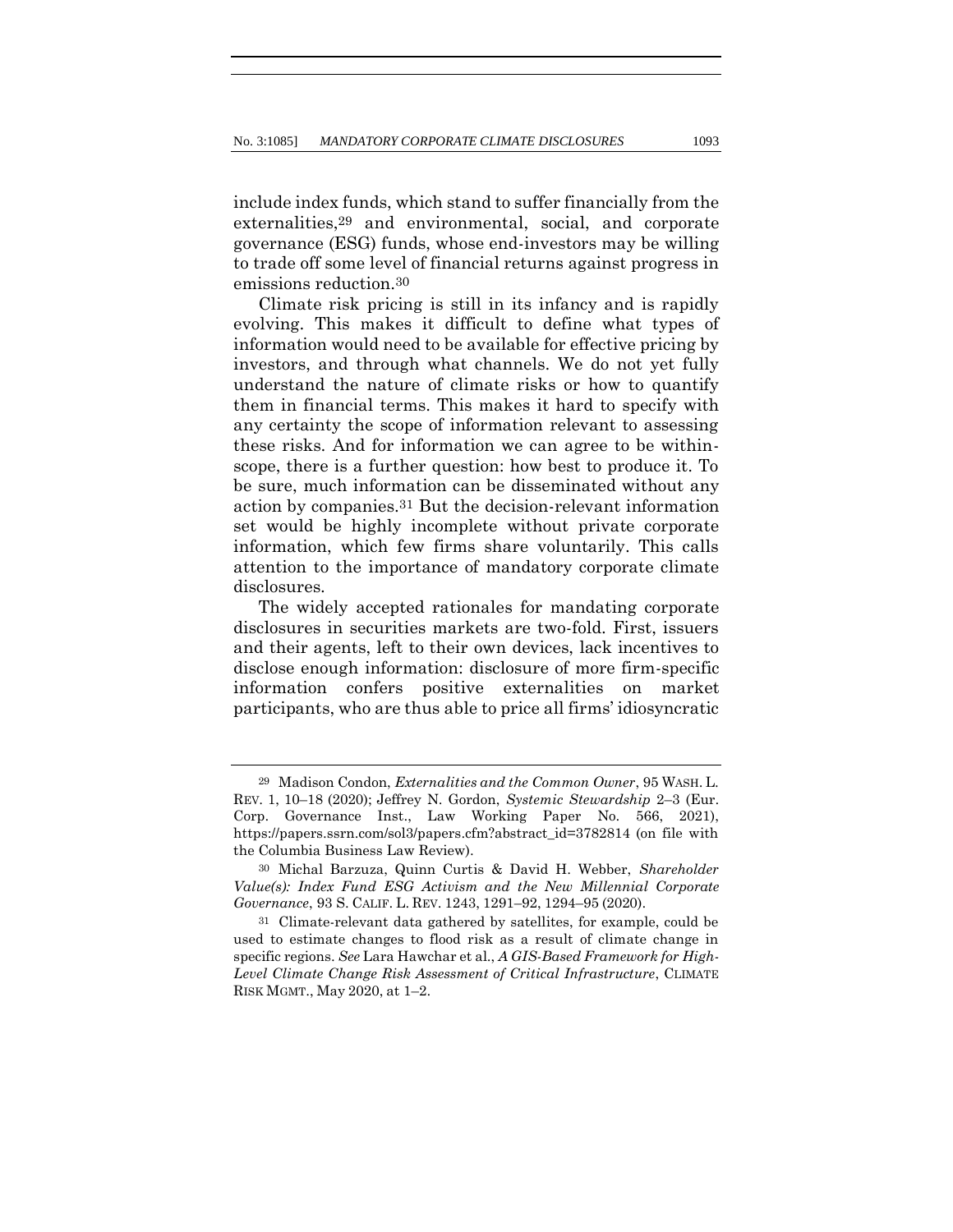include index funds, which stand to suffer financially from the externalities,[29] and environmental, social, and corporate governance (ESG) funds, whose end-investors may be willing to trade off some level of financial returns against progress in emissions reduction.[30]

Climate risk pricing is still in its infancy and is rapidly evolving. This makes it difficult to define what types of information would need to be available for effective pricing by investors, and through what channels. We do not yet fully understand the nature of climate risks or how to quantify them in financial terms. This makes it hard to specify with any certainty the scope of information relevant to assessing these risks. And for information we can agree to be within-scope, there is a further question: how best to produce it. To be sure, much information can be disseminated without any action by companies.[31] But the decision-relevant information set would be highly incomplete without private corporate information, which few firms share voluntarily. This calls attention to the importance of mandatory corporate climate disclosures.

The widely accepted rationales for mandating corporate disclosures in securities markets are two-fold. First, issuers and their agents, left to their own devices, lack incentives to disclose enough information: disclosure of more firm-specific information confers positive externalities on market participants, who are thus able to price all firms' idiosyncratic

---

[29] Madison Condon, *Externalities and the Common Owner*, 95 WASH. L. REV. 1, 10–18 (2020); Jeffrey N. Gordon, *Systemic Stewardship* 2–3 (Eur. Corp. Governance Inst., Law Working Paper No. 566, 2021), https://papers.ssrn.com/sol3/papers.cfm?abstract_id=3782814 (on file with the Columbia Business Law Review).

[30] Michal Barzuza, Quinn Curtis & David H. Webber, *Shareholder Value(s): Index Fund ESG Activism and the New Millennial Corporate Governance*, 93 S. CALIF. L. REV. 1243, 1291–92, 1294–95 (2020).

[31] Climate-relevant data gathered by satellites, for example, could be used to estimate changes to flood risk as a result of climate change in specific regions. *See* Lara Hawchar et al., *A GIS-Based Framework for High-Level Climate Change Risk Assessment of Critical Infrastructure*, CLIMATE RISK MGMT., May 2020, at 1–2.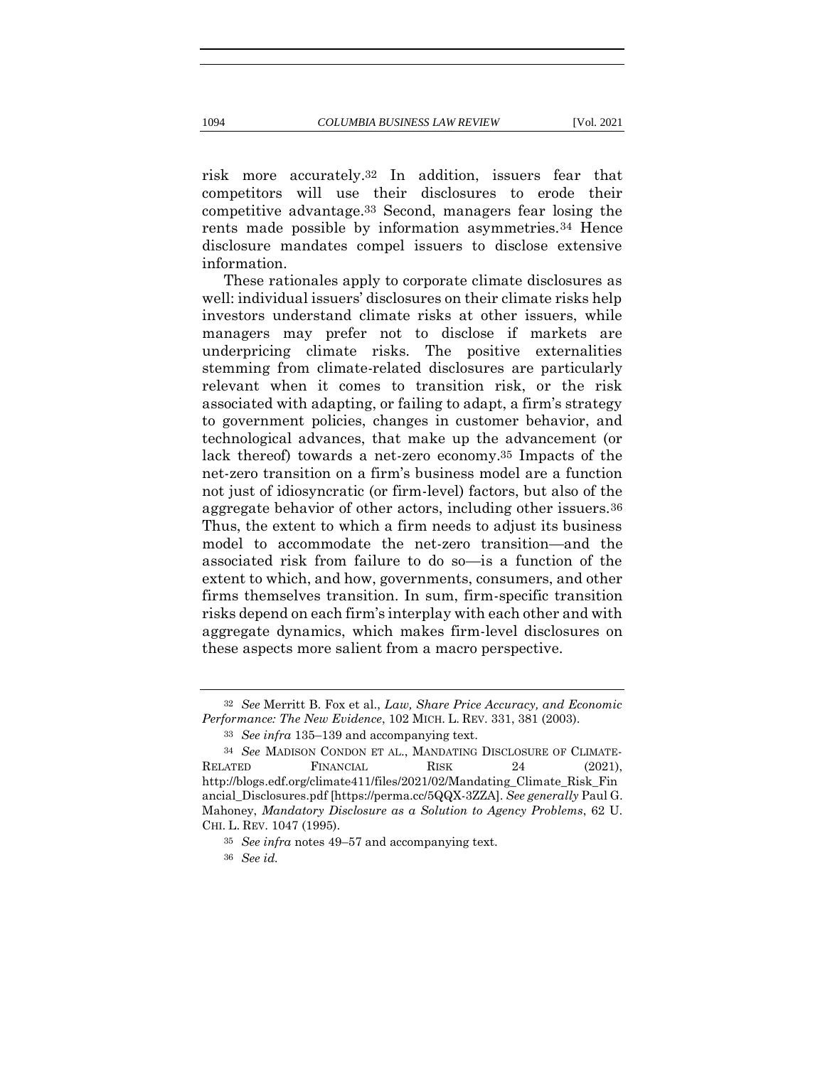risk more accurately.[32] In addition, issuers fear that competitors will use their disclosures to erode their competitive advantage.[33] Second, managers fear losing the rents made possible by information asymmetries.[34] Hence disclosure mandates compel issuers to disclose extensive information.

These rationales apply to corporate climate disclosures as well: individual issuers' disclosures on their climate risks help investors understand climate risks at other issuers, while managers may prefer not to disclose if markets are underpricing climate risks. The positive externalities stemming from climate-related disclosures are particularly relevant when it comes to transition risk, or the risk associated with adapting, or failing to adapt, a firm's strategy to government policies, changes in customer behavior, and technological advances, that make up the advancement (or lack thereof) towards a net-zero economy.[35] Impacts of the net-zero transition on a firm's business model are a function not just of idiosyncratic (or firm-level) factors, but also of the aggregate behavior of other actors, including other issuers.[36] Thus, the extent to which a firm needs to adjust its business model to accommodate the net-zero transition—and the associated risk from failure to do so—is a function of the extent to which, and how, governments, consumers, and other firms themselves transition. In sum, firm-specific transition risks depend on each firm's interplay with each other and with aggregate dynamics, which makes firm-level disclosures on these aspects more salient from a macro perspective.

---

[32] *See* Merritt B. Fox et al., *Law, Share Price Accuracy, and Economic Performance: The New Evidence*, 102 MICH. L. REV. 331, 381 (2003).

[33] *See infra* 135–139 and accompanying text.

[34] *See* MADISON CONDON ET AL., MANDATING DISCLOSURE OF CLIMATE-RELATED FINANCIAL RISK 24 (2021), http://blogs.edf.org/climate411/files/2021/02/Mandating_Climate_Risk_Financial_Disclosures.pdf [https://perma.cc/5QQX-3ZZA]. *See generally* Paul G. Mahoney, *Mandatory Disclosure as a Solution to Agency Problems*, 62 U. CHI. L. REV. 1047 (1995).

[35] *See infra* notes 49–57 and accompanying text.

[36] *See id.*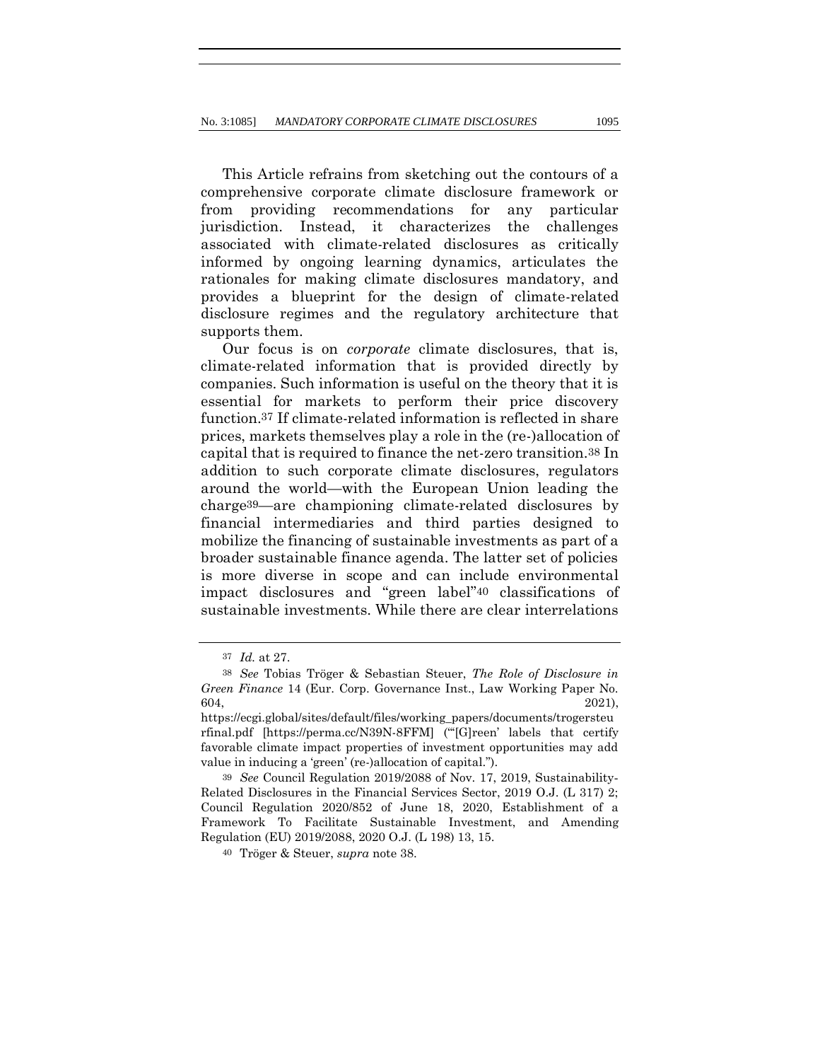This Article refrains from sketching out the contours of a comprehensive corporate climate disclosure framework or from providing recommendations for any particular jurisdiction. Instead, it characterizes the challenges associated with climate-related disclosures as critically informed by ongoing learning dynamics, articulates the rationales for making climate disclosures mandatory, and provides a blueprint for the design of climate-related disclosure regimes and the regulatory architecture that supports them.

Our focus is on *corporate* climate disclosures, that is, climate-related information that is provided directly by companies. Such information is useful on the theory that it is essential for markets to perform their price discovery function.[37] If climate-related information is reflected in share prices, markets themselves play a role in the (re-)allocation of capital that is required to finance the net-zero transition.[38] In addition to such corporate climate disclosures, regulators around the world—with the European Union leading the charge[39]—are championing climate-related disclosures by financial intermediaries and third parties designed to mobilize the financing of sustainable investments as part of a broader sustainable finance agenda. The latter set of policies is more diverse in scope and can include environmental impact disclosures and "green label"[40] classifications of sustainable investments. While there are clear interrelations

---

[37] *Id.* at 27.

[38] *See* Tobias Tröger & Sebastian Steuer, *The Role of Disclosure in Green Finance* 14 (Eur. Corp. Governance Inst., Law Working Paper No. 604, 2021), https://ecgi.global/sites/default/files/working_papers/documents/trogersteurfinal.pdf [https://perma.cc/N39N-8FFM] ("'[G]reen' labels that certify favorable climate impact properties of investment opportunities may add value in inducing a 'green' (re-)allocation of capital.").

[39] *See* Council Regulation 2019/2088 of Nov. 17, 2019, Sustainability-Related Disclosures in the Financial Services Sector, 2019 O.J. (L 317) 2; Council Regulation 2020/852 of June 18, 2020, Establishment of a Framework To Facilitate Sustainable Investment, and Amending Regulation (EU) 2019/2088, 2020 O.J. (L 198) 13, 15.

[40] Tröger & Steuer, *supra* note 38.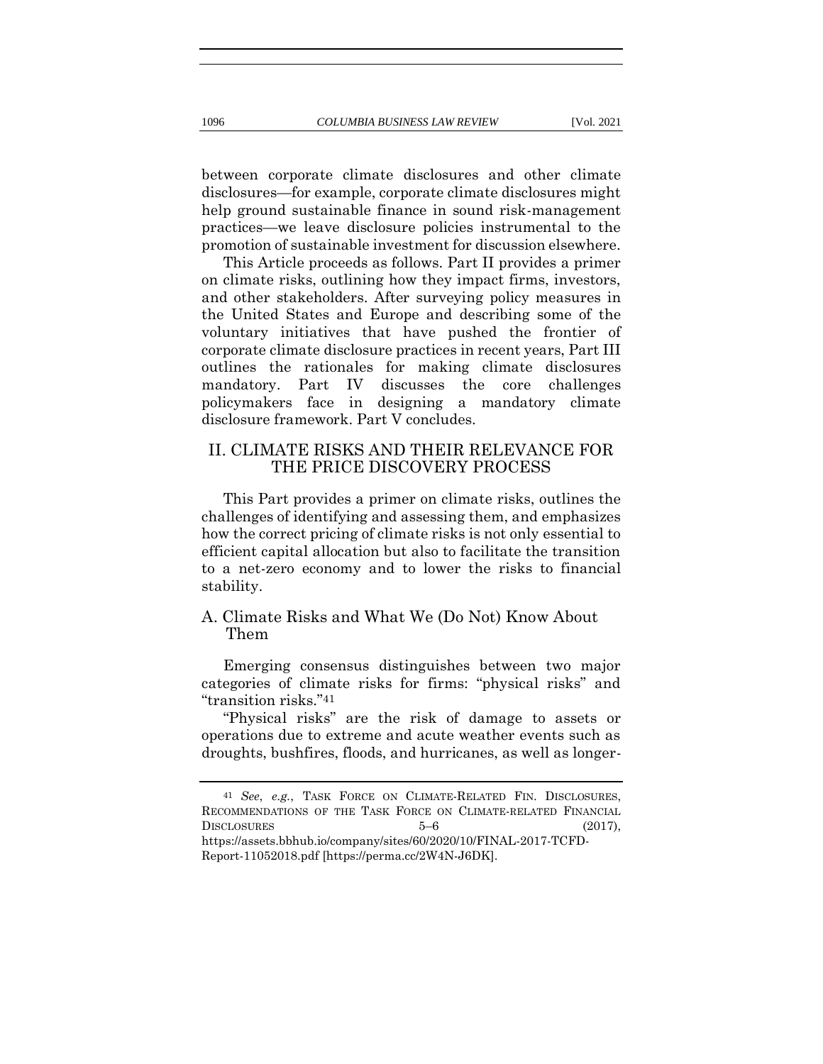between corporate climate disclosures and other climate disclosures—for example, corporate climate disclosures might help ground sustainable finance in sound risk-management practices—we leave disclosure policies instrumental to the promotion of sustainable investment for discussion elsewhere.

This Article proceeds as follows. Part II provides a primer on climate risks, outlining how they impact firms, investors, and other stakeholders. After surveying policy measures in the United States and Europe and describing some of the voluntary initiatives that have pushed the frontier of corporate climate disclosure practices in recent years, Part III outlines the rationales for making climate disclosures mandatory. Part IV discusses the core challenges policymakers face in designing a mandatory climate disclosure framework. Part V concludes.

## II. CLIMATE RISKS AND THEIR RELEVANCE FOR THE PRICE DISCOVERY PROCESS

This Part provides a primer on climate risks, outlines the challenges of identifying and assessing them, and emphasizes how the correct pricing of climate risks is not only essential to efficient capital allocation but also to facilitate the transition to a net-zero economy and to lower the risks to financial stability.

### A. Climate Risks and What We (Do Not) Know About Them

Emerging consensus distinguishes between two major categories of climate risks for firms: "physical risks" and "transition risks."[41]

"Physical risks" are the risk of damage to assets or operations due to extreme and acute weather events such as droughts, bushfires, floods, and hurricanes, as well as longer-

---

[41] *See, e.g.*, TASK FORCE ON CLIMATE-RELATED FIN. DISCLOSURES, RECOMMENDATIONS OF THE TASK FORCE ON CLIMATE-RELATED FINANCIAL DISCLOSURES 5–6 (2017), https://assets.bbhub.io/company/sites/60/2020/10/FINAL-2017-TCFD-Report-11052018.pdf [https://perma.cc/2W4N-J6DK].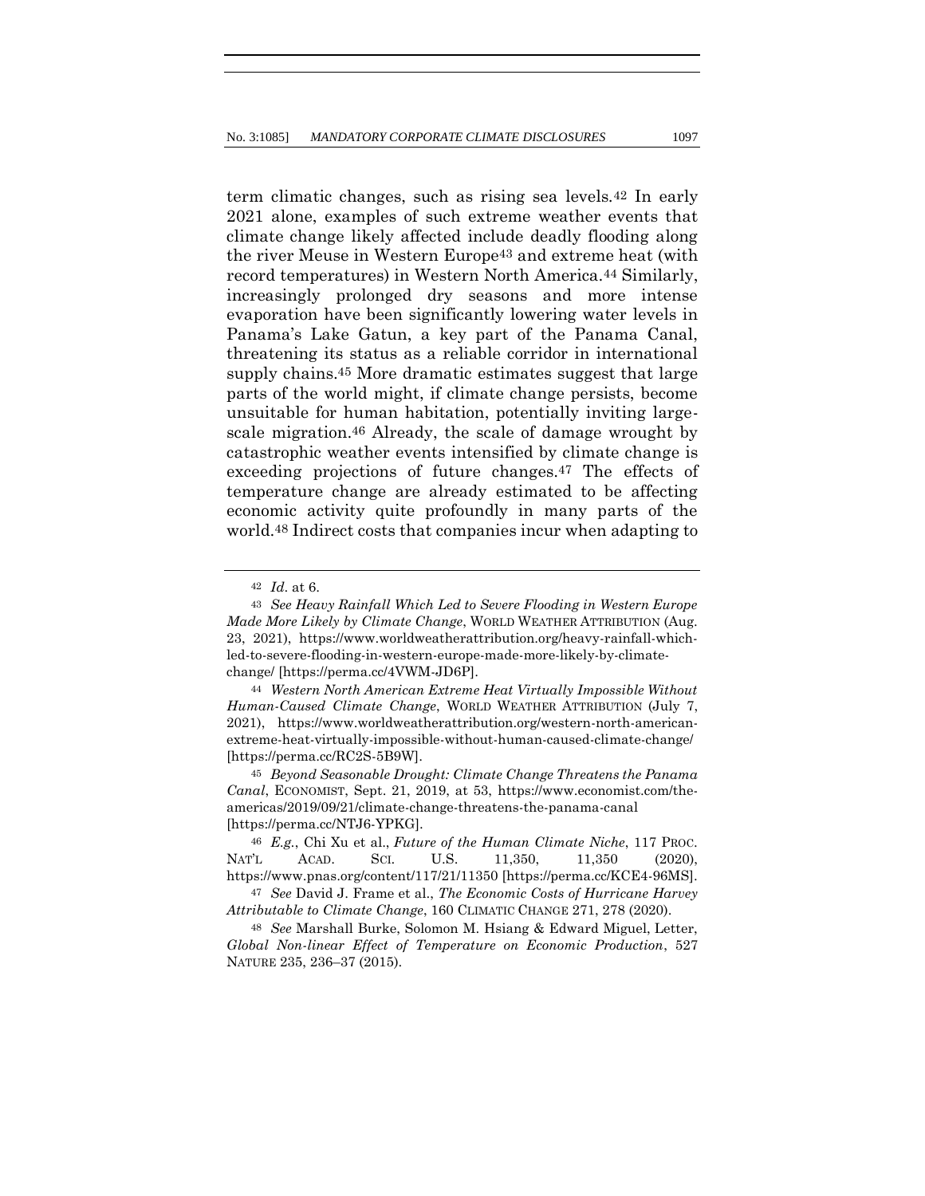term climatic changes, such as rising sea levels.[42] In early 2021 alone, examples of such extreme weather events that climate change likely affected include deadly flooding along the river Meuse in Western Europe[43] and extreme heat (with record temperatures) in Western North America.[44] Similarly, increasingly prolonged dry seasons and more intense evaporation have been significantly lowering water levels in Panama's Lake Gatun, a key part of the Panama Canal, threatening its status as a reliable corridor in international supply chains.[45] More dramatic estimates suggest that large parts of the world might, if climate change persists, become unsuitable for human habitation, potentially inviting large-scale migration.[46] Already, the scale of damage wrought by catastrophic weather events intensified by climate change is exceeding projections of future changes.[47] The effects of temperature change are already estimated to be affecting economic activity quite profoundly in many parts of the world.[48] Indirect costs that companies incur when adapting to

---

[42] *Id.* at 6.

[43] *See Heavy Rainfall Which Led to Severe Flooding in Western Europe Made More Likely by Climate Change*, WORLD WEATHER ATTRIBUTION (Aug. 23, 2021), https://www.worldweatherattribution.org/heavy-rainfall-which-led-to-severe-flooding-in-western-europe-made-more-likely-by-climate-change/ [https://perma.cc/4VWM-JD6P].

[44] *Western North American Extreme Heat Virtually Impossible Without Human-Caused Climate Change*, WORLD WEATHER ATTRIBUTION (July 7, 2021), https://www.worldweatherattribution.org/western-north-american-extreme-heat-virtually-impossible-without-human-caused-climate-change/ [https://perma.cc/RC2S-5B9W].

[45] *Beyond Seasonable Drought: Climate Change Threatens the Panama Canal*, ECONOMIST, Sept. 21, 2019, at 53, https://www.economist.com/the-americas/2019/09/21/climate-change-threatens-the-panama-canal [https://perma.cc/NTJ6-YPKG].

[46] *E.g.*, Chi Xu et al., *Future of the Human Climate Niche*, 117 PROC. NAT'L ACAD. SCI. U.S. 11,350, 11,350 (2020), https://www.pnas.org/content/117/21/11350 [https://perma.cc/KCE4-96MS].

[47] *See* David J. Frame et al., *The Economic Costs of Hurricane Harvey Attributable to Climate Change*, 160 CLIMATIC CHANGE 271, 278 (2020).

[48] *See* Marshall Burke, Solomon M. Hsiang & Edward Miguel, Letter, *Global Non-linear Effect of Temperature on Economic Production*, 527 NATURE 235, 236–37 (2015).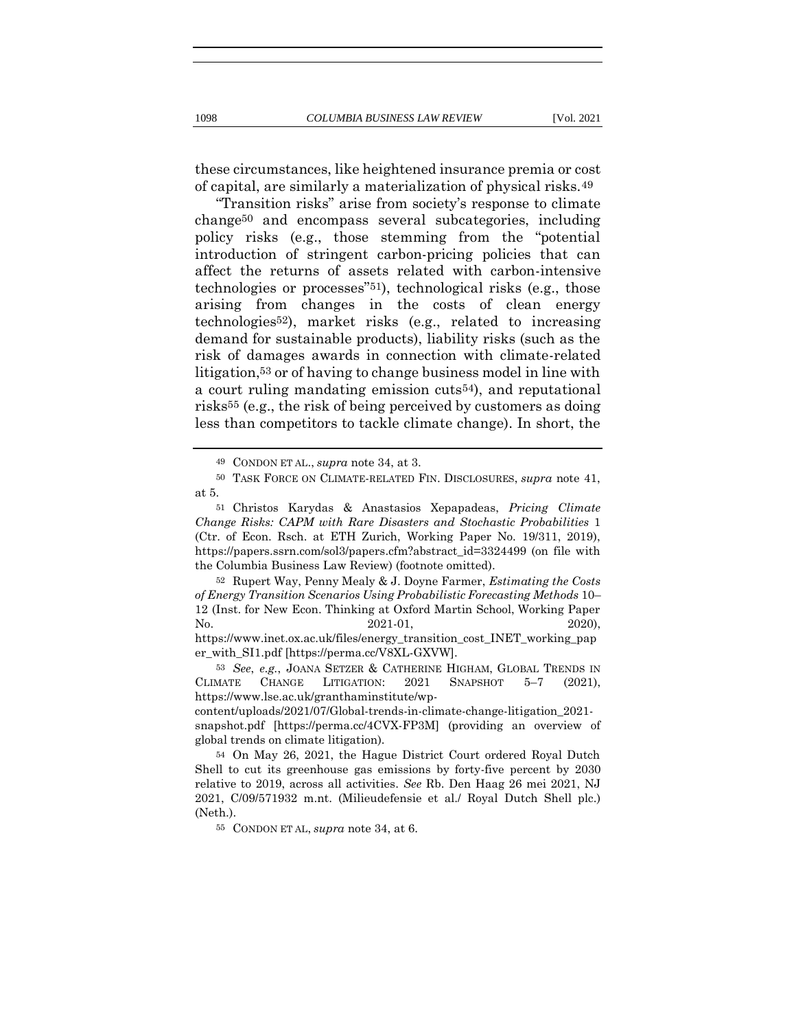these circumstances, like heightened insurance premia or cost of capital, are similarly a materialization of physical risks.[49]

"Transition risks" arise from society's response to climate change[50] and encompass several subcategories, including policy risks (e.g., those stemming from the "potential introduction of stringent carbon-pricing policies that can affect the returns of assets related with carbon-intensive technologies or processes"[51]), technological risks (e.g., those arising from changes in the costs of clean energy technologies[52]), market risks (e.g., related to increasing demand for sustainable products), liability risks (such as the risk of damages awards in connection with climate-related litigation,[53] or of having to change business model in line with a court ruling mandating emission cuts[54]), and reputational risks[55] (e.g., the risk of being perceived by customers as doing less than competitors to tackle climate change). In short, the

---

[49] CONDON ET AL., *supra* note 34, at 3.

[50] TASK FORCE ON CLIMATE-RELATED FIN. DISCLOSURES, *supra* note 41, at 5.

[51] Christos Karydas & Anastasios Xepapadeas, *Pricing Climate Change Risks: CAPM with Rare Disasters and Stochastic Probabilities* 1 (Ctr. of Econ. Rsch. at ETH Zurich, Working Paper No. 19/311, 2019), https://papers.ssrn.com/sol3/papers.cfm?abstract_id=3324499 (on file with the Columbia Business Law Review) (footnote omitted).

[52] Rupert Way, Penny Mealy & J. Doyne Farmer, *Estimating the Costs of Energy Transition Scenarios Using Probabilistic Forecasting Methods* 10–12 (Inst. for New Econ. Thinking at Oxford Martin School, Working Paper No. 2021-01, 2020), https://www.inet.ox.ac.uk/files/energy_transition_cost_INET_working_paper_with_SI1.pdf [https://perma.cc/V8XL-GXVW].

[53] *See, e.g.*, JOANA SETZER & CATHERINE HIGHAM, GLOBAL TRENDS IN CLIMATE CHANGE LITIGATION: 2021 SNAPSHOT 5–7 (2021), https://www.lse.ac.uk/granthaminstitute/wp-content/uploads/2021/07/Global-trends-in-climate-change-litigation_2021-snapshot.pdf [https://perma.cc/4CVX-FP3M] (providing an overview of global trends on climate litigation).

[54] On May 26, 2021, the Hague District Court ordered Royal Dutch Shell to cut its greenhouse gas emissions by forty-five percent by 2030 relative to 2019, across all activities. *See* Rb. Den Haag 26 mei 2021, NJ 2021, C/09/571932 m.nt. (Milieudefensie et al./ Royal Dutch Shell plc.) (Neth.).

[55] CONDON ET AL, *supra* note 34, at 6.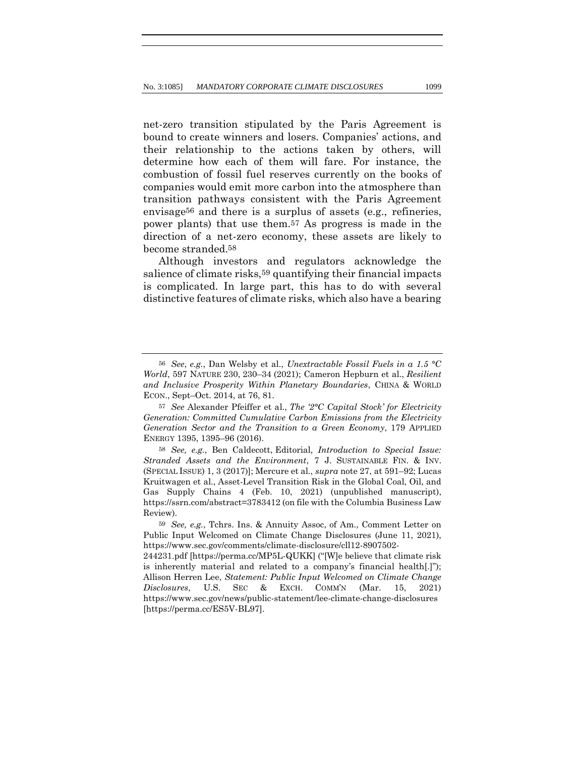net-zero transition stipulated by the Paris Agreement is bound to create winners and losers. Companies' actions, and their relationship to the actions taken by others, will determine how each of them will fare. For instance, the combustion of fossil fuel reserves currently on the books of companies would emit more carbon into the atmosphere than transition pathways consistent with the Paris Agreement envisage[56] and there is a surplus of assets (e.g., refineries, power plants) that use them.[57] As progress is made in the direction of a net-zero economy, these assets are likely to become stranded.[58]

Although investors and regulators acknowledge the salience of climate risks,[59] quantifying their financial impacts is complicated. In large part, this has to do with several distinctive features of climate risks, which also have a bearing

---

[56] *See*, *e.g.*, Dan Welsby et al., *Unextractable Fossil Fuels in a 1.5 °C World*, 597 NATURE 230, 230–34 (2021); Cameron Hepburn et al., *Resilient and Inclusive Prosperity Within Planetary Boundaries*, CHINA & WORLD ECON., Sept–Oct. 2014, at 76, 81.

[57] *See* Alexander Pfeiffer et al., *The '2°C Capital Stock' for Electricity Generation: Committed Cumulative Carbon Emissions from the Electricity Generation Sector and the Transition to a Green Economy*, 179 APPLIED ENERGY 1395, 1395–96 (2016).

[58] *See, e.g.*, Ben Caldecott, Editorial, *Introduction to Special Issue: Stranded Assets and the Environment*, 7 J. SUSTAINABLE FIN. & INV. (SPECIAL ISSUE) 1, 3 (2017)]; Mercure et al., *supra* note 27, at 591–92; Lucas Kruitwagen et al., Asset-Level Transition Risk in the Global Coal, Oil, and Gas Supply Chains 4 (Feb. 10, 2021) (unpublished manuscript), https://ssrn.com/abstract=3783412 (on file with the Columbia Business Law Review).

[59] *See, e.g.*, Tchrs. Ins. & Annuity Assoc, of Am., Comment Letter on Public Input Welcomed on Climate Change Disclosures (June 11, 2021), https://www.sec.gov/comments/climate-disclosure/cll12-8907502-244231.pdf [https://perma.cc/MP5L-QUKK] ("[W]e believe that climate risk is inherently material and related to a company's financial health[.]"); Allison Herren Lee, *Statement: Public Input Welcomed on Climate Change Disclosures*, U.S. SEC & EXCH. COMM'N (Mar. 15, 2021) https://www.sec.gov/news/public-statement/lee-climate-change-disclosures [https://perma.cc/ES5V-BL97].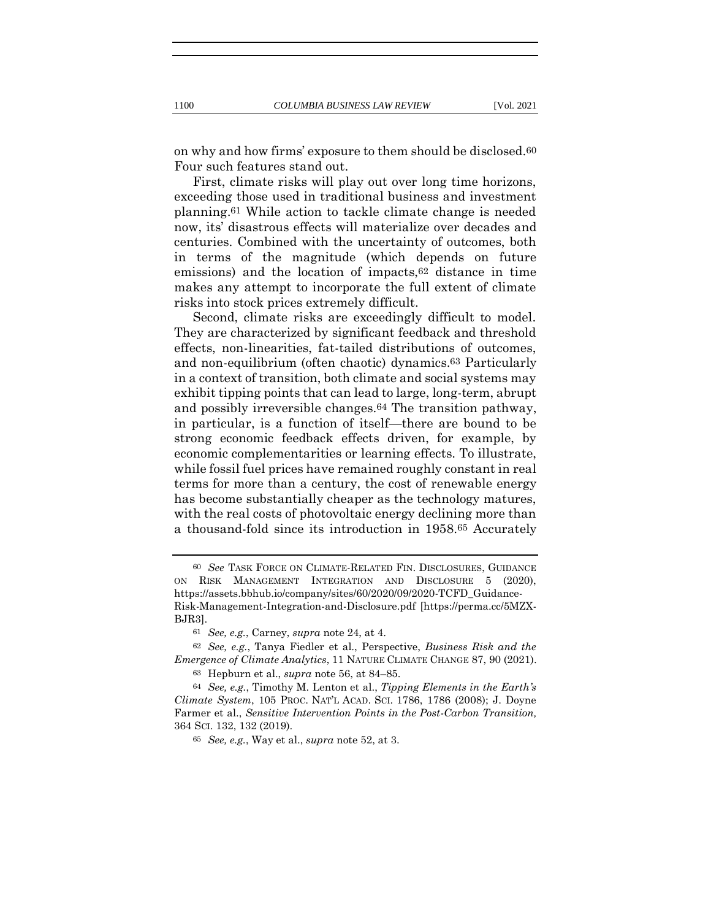on why and how firms' exposure to them should be disclosed.[60] Four such features stand out.

First, climate risks will play out over long time horizons, exceeding those used in traditional business and investment planning.[61] While action to tackle climate change is needed now, its' disastrous effects will materialize over decades and centuries. Combined with the uncertainty of outcomes, both in terms of the magnitude (which depends on future emissions) and the location of impacts,[62] distance in time makes any attempt to incorporate the full extent of climate risks into stock prices extremely difficult.

Second, climate risks are exceedingly difficult to model. They are characterized by significant feedback and threshold effects, non-linearities, fat-tailed distributions of outcomes, and non-equilibrium (often chaotic) dynamics.[63] Particularly in a context of transition, both climate and social systems may exhibit tipping points that can lead to large, long-term, abrupt and possibly irreversible changes.[64] The transition pathway, in particular, is a function of itself—there are bound to be strong economic feedback effects driven, for example, by economic complementarities or learning effects. To illustrate, while fossil fuel prices have remained roughly constant in real terms for more than a century, the cost of renewable energy has become substantially cheaper as the technology matures, with the real costs of photovoltaic energy declining more than a thousand-fold since its introduction in 1958.[65] Accurately

---

[60] *See* TASK FORCE ON CLIMATE-RELATED FIN. DISCLOSURES, GUIDANCE ON RISK MANAGEMENT INTEGRATION AND DISCLOSURE 5 (2020), https://assets.bbhub.io/company/sites/60/2020/09/2020-TCFD_Guidance-Risk-Management-Integration-and-Disclosure.pdf [https://perma.cc/5MZX-BJR3].

[61] *See, e.g.*, Carney, *supra* note 24, at 4.

[62] *See, e.g.*, Tanya Fiedler et al., Perspective, *Business Risk and the Emergence of Climate Analytics*, 11 NATURE CLIMATE CHANGE 87, 90 (2021).

[63] Hepburn et al., *supra* note 56, at 84–85.

[64] *See, e.g.*, Timothy M. Lenton et al., *Tipping Elements in the Earth's Climate System*, 105 PROC. NAT'L ACAD. SCI. 1786, 1786 (2008); J. Doyne Farmer et al., *Sensitive Intervention Points in the Post-Carbon Transition,* 364 SCI. 132, 132 (2019).

[65] *See, e.g.*, Way et al., *supra* note 52, at 3.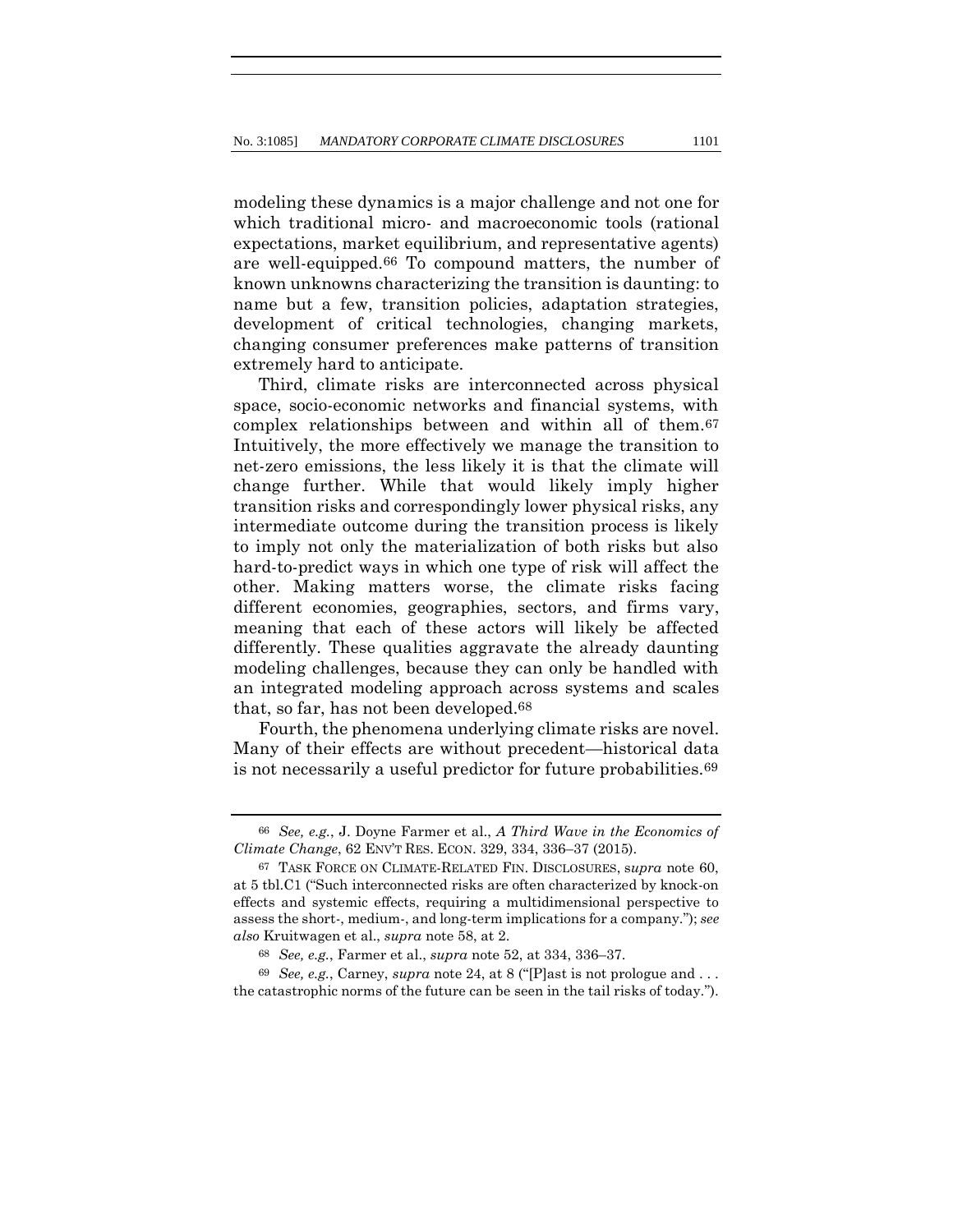modeling these dynamics is a major challenge and not one for which traditional micro- and macroeconomic tools (rational expectations, market equilibrium, and representative agents) are well-equipped.[66] To compound matters, the number of known unknowns characterizing the transition is daunting: to name but a few, transition policies, adaptation strategies, development of critical technologies, changing markets, changing consumer preferences make patterns of transition extremely hard to anticipate.

Third, climate risks are interconnected across physical space, socio-economic networks and financial systems, with complex relationships between and within all of them.[67] Intuitively, the more effectively we manage the transition to net-zero emissions, the less likely it is that the climate will change further. While that would likely imply higher transition risks and correspondingly lower physical risks, any intermediate outcome during the transition process is likely to imply not only the materialization of both risks but also hard-to-predict ways in which one type of risk will affect the other. Making matters worse, the climate risks facing different economies, geographies, sectors, and firms vary, meaning that each of these actors will likely be affected differently. These qualities aggravate the already daunting modeling challenges, because they can only be handled with an integrated modeling approach across systems and scales that, so far, has not been developed.[68]

Fourth, the phenomena underlying climate risks are novel. Many of their effects are without precedent—historical data is not necessarily a useful predictor for future probabilities.[69]

---

[66] *See, e.g.*, J. Doyne Farmer et al., *A Third Wave in the Economics of Climate Change*, 62 ENV'T RES. ECON. 329, 334, 336–37 (2015).

[67] TASK FORCE ON CLIMATE-RELATED FIN. DISCLOSURES, *supra* note 60, at 5 tbl.C1 ("Such interconnected risks are often characterized by knock-on effects and systemic effects, requiring a multidimensional perspective to assess the short-, medium-, and long-term implications for a company."); *see also* Kruitwagen et al., *supra* note 58, at 2.

[68] *See, e.g.*, Farmer et al., *supra* note 52, at 334, 336–37.

[69] *See, e.g.*, Carney, *supra* note 24, at 8 ("[P]ast is not prologue and . . . the catastrophic norms of the future can be seen in the tail risks of today.").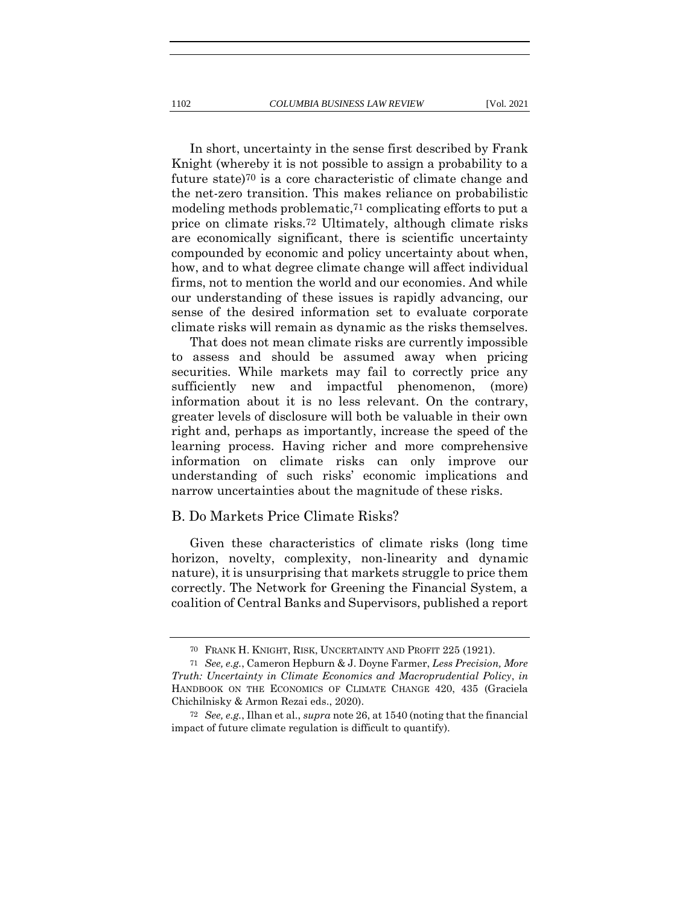In short, uncertainty in the sense first described by Frank Knight (whereby it is not possible to assign a probability to a future state)[70] is a core characteristic of climate change and the net-zero transition. This makes reliance on probabilistic modeling methods problematic,[71] complicating efforts to put a price on climate risks.[72] Ultimately, although climate risks are economically significant, there is scientific uncertainty compounded by economic and policy uncertainty about when, how, and to what degree climate change will affect individual firms, not to mention the world and our economies. And while our understanding of these issues is rapidly advancing, our sense of the desired information set to evaluate corporate climate risks will remain as dynamic as the risks themselves.

That does not mean climate risks are currently impossible to assess and should be assumed away when pricing securities. While markets may fail to correctly price any sufficiently new and impactful phenomenon, (more) information about it is no less relevant. On the contrary, greater levels of disclosure will both be valuable in their own right and, perhaps as importantly, increase the speed of the learning process. Having richer and more comprehensive information on climate risks can only improve our understanding of such risks' economic implications and narrow uncertainties about the magnitude of these risks.

## B. Do Markets Price Climate Risks?

Given these characteristics of climate risks (long time horizon, novelty, complexity, non-linearity and dynamic nature), it is unsurprising that markets struggle to price them correctly. The Network for Greening the Financial System, a coalition of Central Banks and Supervisors, published a report

---

[70] FRANK H. KNIGHT, RISK, UNCERTAINTY AND PROFIT 225 (1921).

[71] *See, e.g.*, Cameron Hepburn & J. Doyne Farmer, *Less Precision, More Truth: Uncertainty in Climate Economics and Macroprudential Policy*, *in* HANDBOOK ON THE ECONOMICS OF CLIMATE CHANGE 420, 435 (Graciela Chichilnisky & Armon Rezai eds., 2020).

[72] *See, e.g.*, Ilhan et al., *supra* note 26, at 1540 (noting that the financial impact of future climate regulation is difficult to quantify).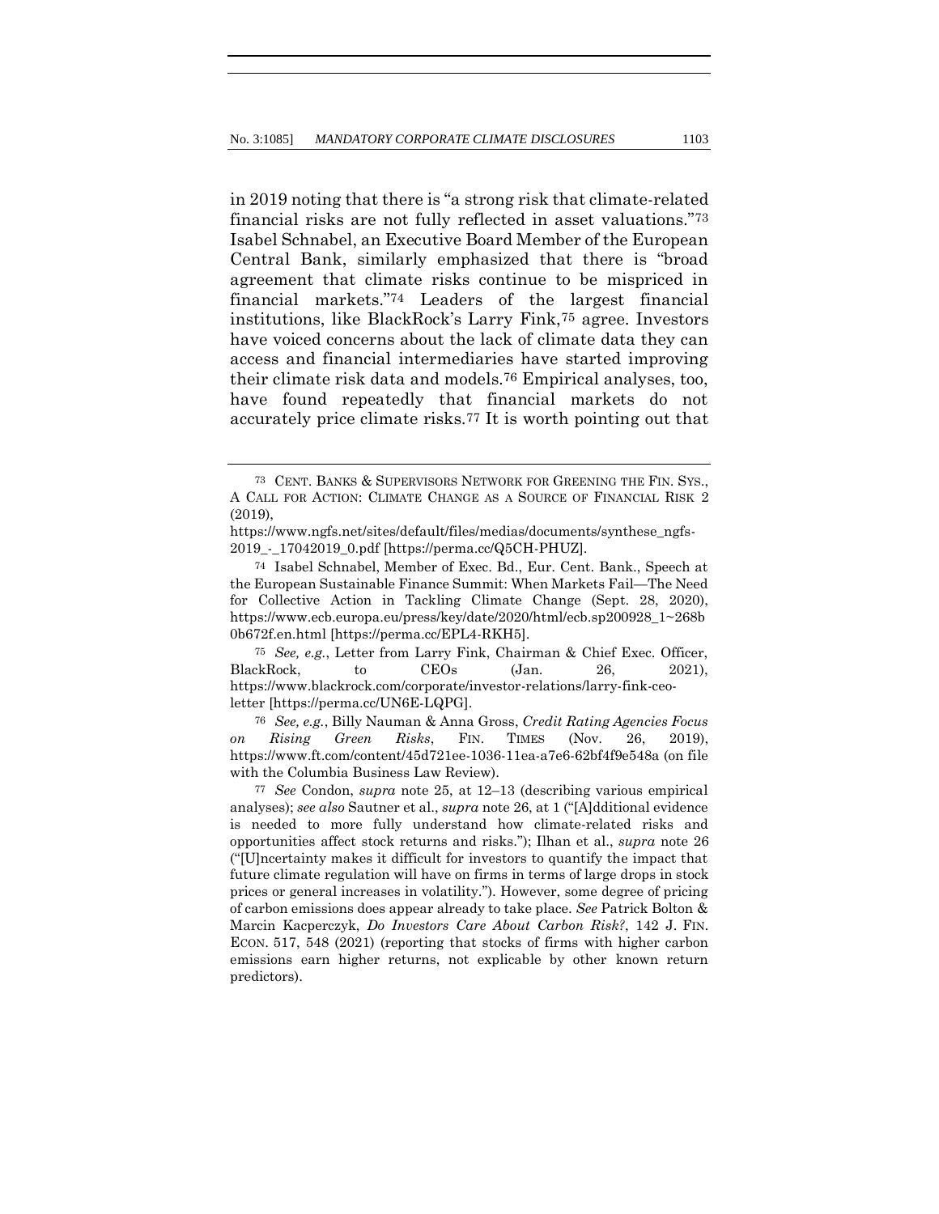in 2019 noting that there is "a strong risk that climate-related financial risks are not fully reflected in asset valuations."[73] Isabel Schnabel, an Executive Board Member of the European Central Bank, similarly emphasized that there is "broad agreement that climate risks continue to be mispriced in financial markets."[74] Leaders of the largest financial institutions, like BlackRock's Larry Fink,[75] agree. Investors have voiced concerns about the lack of climate data they can access and financial intermediaries have started improving their climate risk data and models.[76] Empirical analyses, too, have found repeatedly that financial markets do not accurately price climate risks.[77] It is worth pointing out that

---

[73] CENT. BANKS & SUPERVISORS NETWORK FOR GREENING THE FIN. SYS., A CALL FOR ACTION: CLIMATE CHANGE AS A SOURCE OF FINANCIAL RISK 2 (2019), https://www.ngfs.net/sites/default/files/medias/documents/synthese_ngfs-2019_-_17042019_0.pdf [https://perma.cc/Q5CH-PHUZ].

[74] Isabel Schnabel, Member of Exec. Bd., Eur. Cent. Bank., Speech at the European Sustainable Finance Summit: When Markets Fail—The Need for Collective Action in Tackling Climate Change (Sept. 28, 2020), https://www.ecb.europa.eu/press/key/date/2020/html/ecb.sp200928_1~268b0b672f.en.html [https://perma.cc/EPL4-RKH5].

[75] *See, e.g.*, Letter from Larry Fink, Chairman & Chief Exec. Officer, BlackRock, to CEOs (Jan. 26, 2021), https://www.blackrock.com/corporate/investor-relations/larry-fink-ceo-letter [https://perma.cc/UN6E-LQPG].

[76] *See, e.g.*, Billy Nauman & Anna Gross, *Credit Rating Agencies Focus on Rising Green Risks*, FIN. TIMES (Nov. 26, 2019), https://www.ft.com/content/45d721ee-1036-11ea-a7e6-62bf4f9e548a (on file with the Columbia Business Law Review).

[77] *See* Condon, *supra* note 25, at 12–13 (describing various empirical analyses); *see also* Sautner et al., *supra* note 26, at 1 ("[A]dditional evidence is needed to more fully understand how climate-related risks and opportunities affect stock returns and risks."); Ilhan et al., *supra* note 26 ("[U]ncertainty makes it difficult for investors to quantify the impact that future climate regulation will have on firms in terms of large drops in stock prices or general increases in volatility."). However, some degree of pricing of carbon emissions does appear already to take place. *See* Patrick Bolton & Marcin Kacperczyk, *Do Investors Care About Carbon Risk?*, 142 J. FIN. ECON. 517, 548 (2021) (reporting that stocks of firms with higher carbon emissions earn higher returns, not explicable by other known return predictors).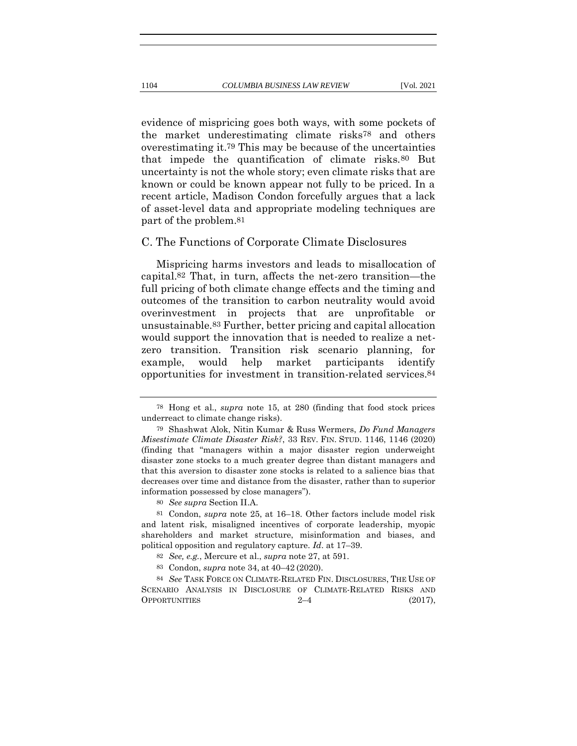evidence of mispricing goes both ways, with some pockets of the market underestimating climate risks[78] and others overestimating it.[79] This may be because of the uncertainties that impede the quantification of climate risks.[80] But uncertainty is not the whole story; even climate risks that are known or could be known appear not fully to be priced. In a recent article, Madison Condon forcefully argues that a lack of asset-level data and appropriate modeling techniques are part of the problem.[81]

## C. The Functions of Corporate Climate Disclosures

Mispricing harms investors and leads to misallocation of capital.[82] That, in turn, affects the net-zero transition—the full pricing of both climate change effects and the timing and outcomes of the transition to carbon neutrality would avoid overinvestment in projects that are unprofitable or unsustainable.[83] Further, better pricing and capital allocation would support the innovation that is needed to realize a net-zero transition. Transition risk scenario planning, for example, would help market participants identify opportunities for investment in transition-related services.[84]

---

[78] Hong et al., *supra* note 15, at 280 (finding that food stock prices underreact to climate change risks).

[79] Shashwat Alok, Nitin Kumar & Russ Wermers, *Do Fund Managers Misestimate Climate Disaster Risk?*, 33 REV. FIN. STUD. 1146, 1146 (2020) (finding that "managers within a major disaster region underweight disaster zone stocks to a much greater degree than distant managers and that this aversion to disaster zone stocks is related to a salience bias that decreases over time and distance from the disaster, rather than to superior information possessed by close managers").

[80] *See supra* Section II.A.

[81] Condon, *supra* note 25, at 16–18. Other factors include model risk and latent risk, misaligned incentives of corporate leadership, myopic shareholders and market structure, misinformation and biases, and political opposition and regulatory capture. *Id*. at 17–39.

[82] *See, e.g.*, Mercure et al., *supra* note 27, at 591.

[83] Condon, *supra* note 34, at 40–42 (2020).

[84] *See* TASK FORCE ON CLIMATE-RELATED FIN. DISCLOSURES, THE USE OF SCENARIO ANALYSIS IN DISCLOSURE OF CLIMATE-RELATED RISKS AND OPPORTUNITIES 2–4 (2017),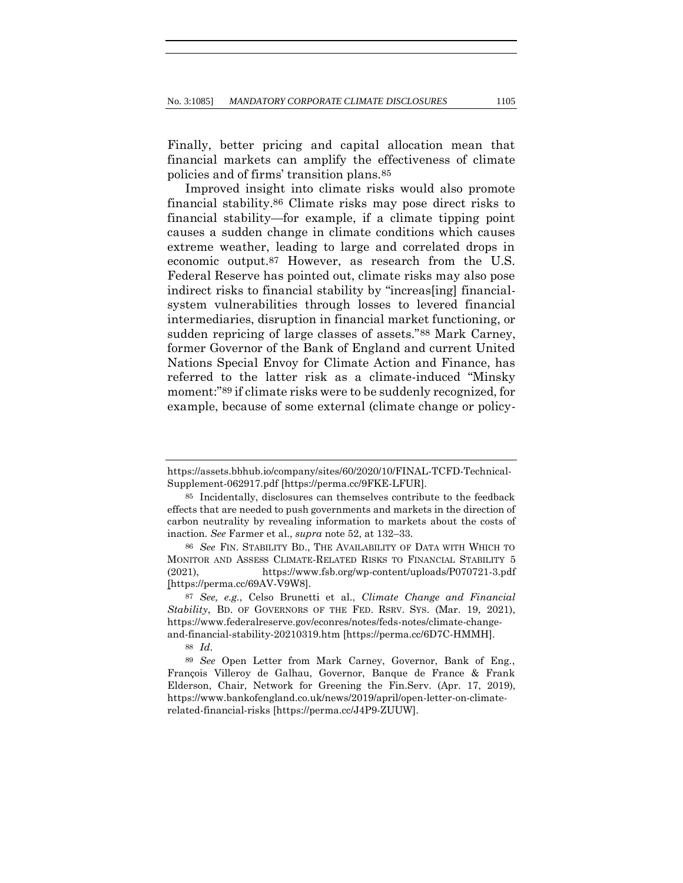Finally, better pricing and capital allocation mean that financial markets can amplify the effectiveness of climate policies and of firms' transition plans.[85]

Improved insight into climate risks would also promote financial stability.[86] Climate risks may pose direct risks to financial stability—for example, if a climate tipping point causes a sudden change in climate conditions which causes extreme weather, leading to large and correlated drops in economic output.[87] However, as research from the U.S. Federal Reserve has pointed out, climate risks may also pose indirect risks to financial stability by "increas[ing] financial-system vulnerabilities through losses to levered financial intermediaries, disruption in financial market functioning, or sudden repricing of large classes of assets."[88] Mark Carney, former Governor of the Bank of England and current United Nations Special Envoy for Climate Action and Finance, has referred to the latter risk as a climate-induced "Minsky moment:"[89] if climate risks were to be suddenly recognized, for example, because of some external (climate change or policy-

---

https://assets.bbhub.io/company/sites/60/2020/10/FINAL-TCFD-Technical-Supplement-062917.pdf [https://perma.cc/9FKE-LFUR].

[85] Incidentally, disclosures can themselves contribute to the feedback effects that are needed to push governments and markets in the direction of carbon neutrality by revealing information to markets about the costs of inaction. *See* Farmer et al., *supra* note 52, at 132–33.

[86] *See* FIN. STABILITY BD., THE AVAILABILITY OF DATA WITH WHICH TO MONITOR AND ASSESS CLIMATE-RELATED RISKS TO FINANCIAL STABILITY 5 (2021), https://www.fsb.org/wp-content/uploads/P070721-3.pdf [https://perma.cc/69AV-V9W8].

[87] *See, e.g.*, Celso Brunetti et al., *Climate Change and Financial Stability*, BD. OF GOVERNORS OF THE FED. RSRV. SYS. (Mar. 19, 2021), https://www.federalreserve.gov/econres/notes/feds-notes/climate-change-and-financial-stability-20210319.htm [https://perma.cc/6D7C-HMMH].

[88] *Id.*

[89] *See* Open Letter from Mark Carney, Governor, Bank of Eng., François Villeroy de Galhau, Governor, Banque de France & Frank Elderson, Chair, Network for Greening the Fin.Serv. (Apr. 17, 2019), https://www.bankofengland.co.uk/news/2019/april/open-letter-on-climate-related-financial-risks [https://perma.cc/J4P9-ZUUW].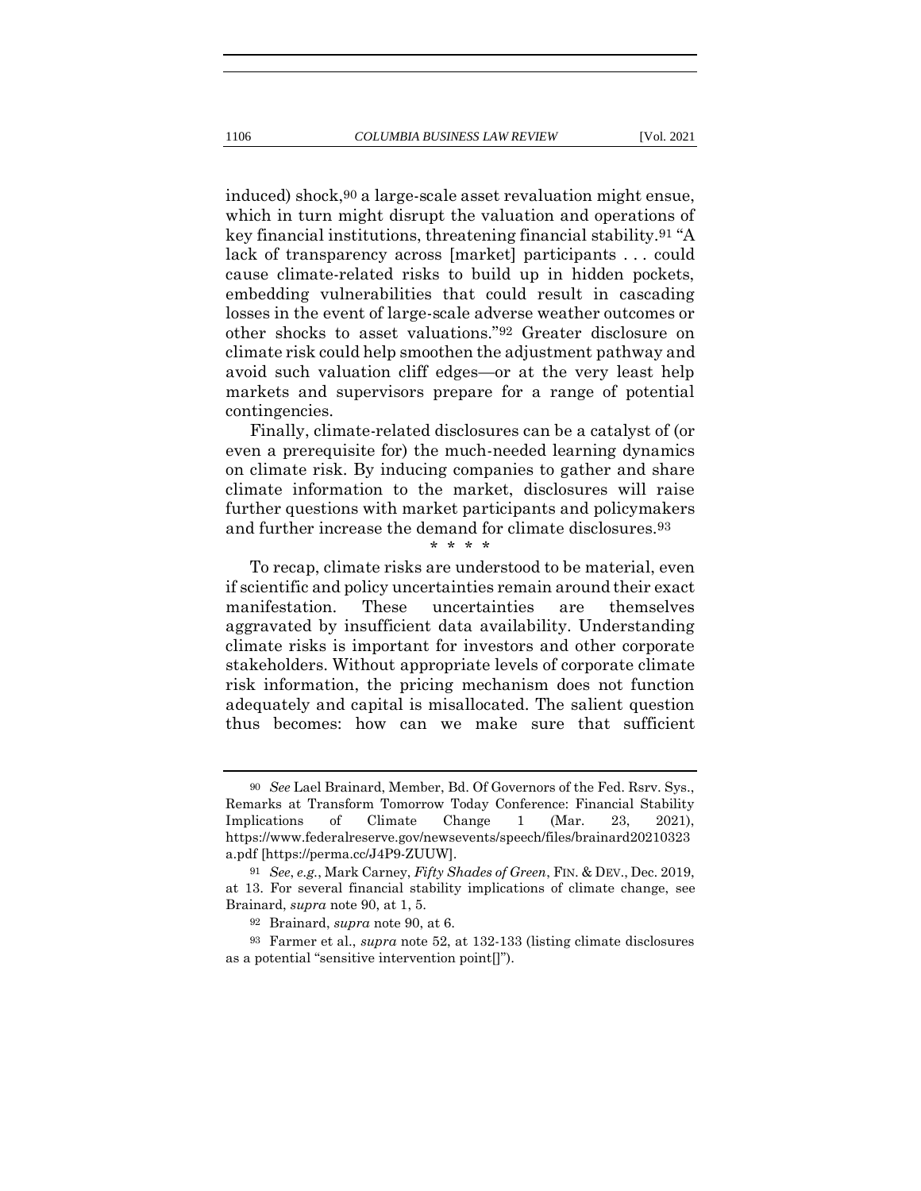induced) shock,[90] a large-scale asset revaluation might ensue, which in turn might disrupt the valuation and operations of key financial institutions, threatening financial stability.[91] "A lack of transparency across [market] participants . . . could cause climate-related risks to build up in hidden pockets, embedding vulnerabilities that could result in cascading losses in the event of large-scale adverse weather outcomes or other shocks to asset valuations."[92] Greater disclosure on climate risk could help smoothen the adjustment pathway and avoid such valuation cliff edges—or at the very least help markets and supervisors prepare for a range of potential contingencies.

Finally, climate-related disclosures can be a catalyst of (or even a prerequisite for) the much-needed learning dynamics on climate risk. By inducing companies to gather and share climate information to the market, disclosures will raise further questions with market participants and policymakers and further increase the demand for climate disclosures.[93]

\* \* \* \*

To recap, climate risks are understood to be material, even if scientific and policy uncertainties remain around their exact manifestation. These uncertainties are themselves aggravated by insufficient data availability. Understanding climate risks is important for investors and other corporate stakeholders. Without appropriate levels of corporate climate risk information, the pricing mechanism does not function adequately and capital is misallocated. The salient question thus becomes: how can we make sure that sufficient

---

[90] *See* Lael Brainard, Member, Bd. Of Governors of the Fed. Rsrv. Sys., Remarks at Transform Tomorrow Today Conference: Financial Stability Implications of Climate Change 1 (Mar. 23, 2021), https://www.federalreserve.gov/newsevents/speech/files/brainard20210323a.pdf [https://perma.cc/J4P9-ZUUW].

[91] *See, e.g.*, Mark Carney, *Fifty Shades of Green*, FIN. & DEV., Dec. 2019, at 13. For several financial stability implications of climate change, see Brainard, *supra* note 90, at 1, 5.

[92] Brainard, *supra* note 90, at 6.

[93] Farmer et al., *supra* note 52, at 132-133 (listing climate disclosures as a potential "sensitive intervention point[]").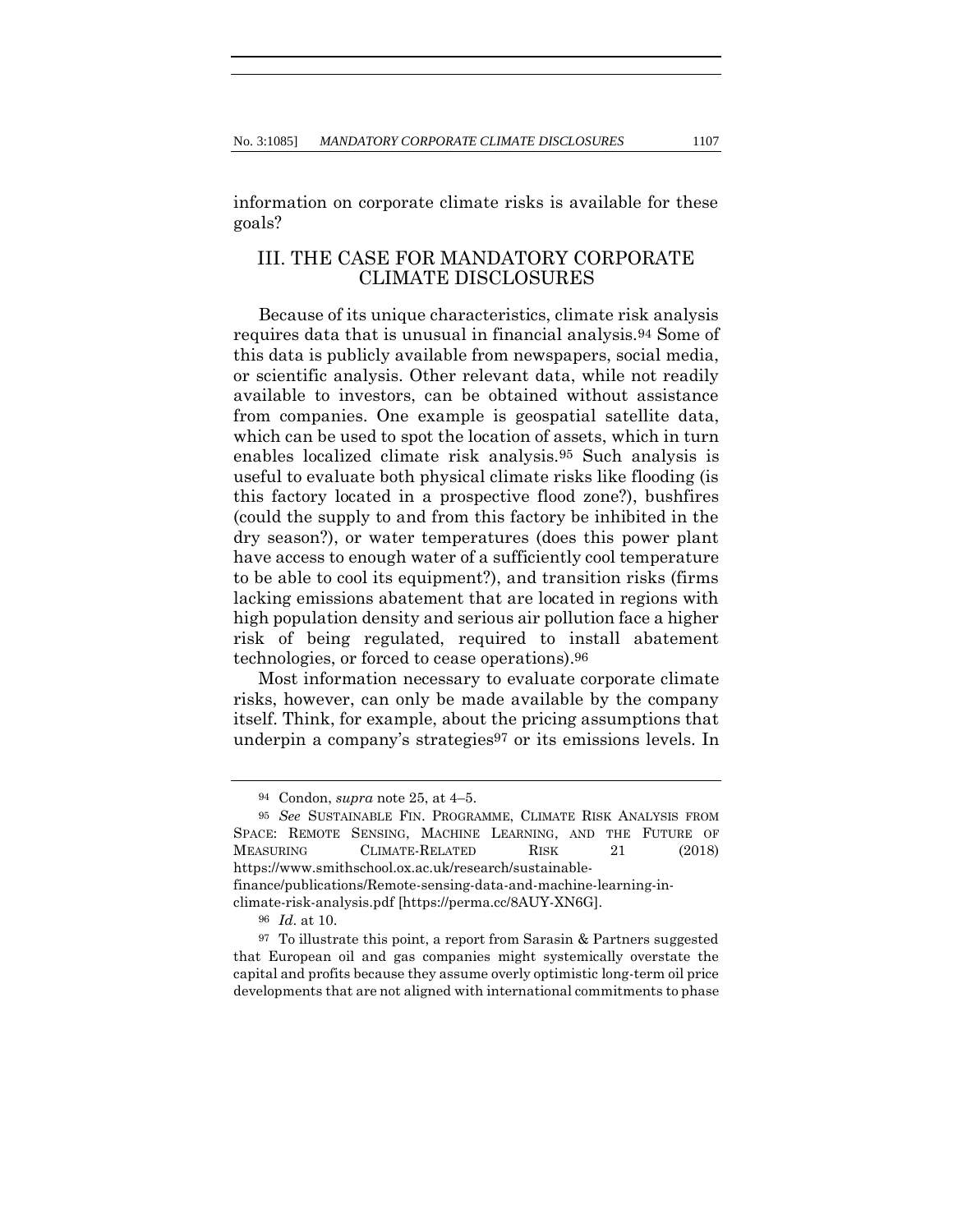information on corporate climate risks is available for these goals?

## III. THE CASE FOR MANDATORY CORPORATE CLIMATE DISCLOSURES

Because of its unique characteristics, climate risk analysis requires data that is unusual in financial analysis.[94] Some of this data is publicly available from newspapers, social media, or scientific analysis. Other relevant data, while not readily available to investors, can be obtained without assistance from companies. One example is geospatial satellite data, which can be used to spot the location of assets, which in turn enables localized climate risk analysis.[95] Such analysis is useful to evaluate both physical climate risks like flooding (is this factory located in a prospective flood zone?), bushfires (could the supply to and from this factory be inhibited in the dry season?), or water temperatures (does this power plant have access to enough water of a sufficiently cool temperature to be able to cool its equipment?), and transition risks (firms lacking emissions abatement that are located in regions with high population density and serious air pollution face a higher risk of being regulated, required to install abatement technologies, or forced to cease operations).[96]

Most information necessary to evaluate corporate climate risks, however, can only be made available by the company itself. Think, for example, about the pricing assumptions that underpin a company's strategies[97] or its emissions levels. In

---

[94] Condon, *supra* note 25, at 4–5.

[95] *See* SUSTAINABLE FIN. PROGRAMME, CLIMATE RISK ANALYSIS FROM SPACE: REMOTE SENSING, MACHINE LEARNING, AND THE FUTURE OF MEASURING CLIMATE-RELATED RISK 21 (2018) https://www.smithschool.ox.ac.uk/research/sustainable-finance/publications/Remote-sensing-data-and-machine-learning-in-climate-risk-analysis.pdf [https://perma.cc/8AUY-XN6G].

[96] *Id.* at 10.

[97] To illustrate this point, a report from Sarasin & Partners suggested that European oil and gas companies might systemically overstate the capital and profits because they assume overly optimistic long-term oil price developments that are not aligned with international commitments to phase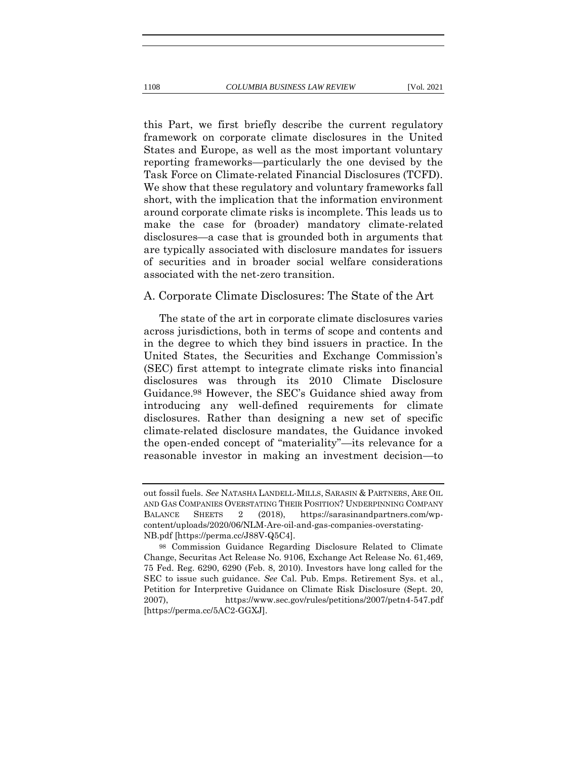this Part, we first briefly describe the current regulatory framework on corporate climate disclosures in the United States and Europe, as well as the most important voluntary reporting frameworks—particularly the one devised by the Task Force on Climate-related Financial Disclosures (TCFD). We show that these regulatory and voluntary frameworks fall short, with the implication that the information environment around corporate climate risks is incomplete. This leads us to make the case for (broader) mandatory climate-related disclosures—a case that is grounded both in arguments that are typically associated with disclosure mandates for issuers of securities and in broader social welfare considerations associated with the net-zero transition.

## A. Corporate Climate Disclosures: The State of the Art

The state of the art in corporate climate disclosures varies across jurisdictions, both in terms of scope and contents and in the degree to which they bind issuers in practice. In the United States, the Securities and Exchange Commission's (SEC) first attempt to integrate climate risks into financial disclosures was through its 2010 Climate Disclosure Guidance.[98] However, the SEC's Guidance shied away from introducing any well-defined requirements for climate disclosures. Rather than designing a new set of specific climate-related disclosure mandates, the Guidance invoked the open-ended concept of "materiality"—its relevance for a reasonable investor in making an investment decision—to

---

out fossil fuels. *See* NATASHA LANDELL-MILLS, SARASIN & PARTNERS, ARE OIL AND GAS COMPANIES OVERSTATING THEIR POSITION? UNDERPINNING COMPANY BALANCE SHEETS 2 (2018), https://sarasinandpartners.com/wp-content/uploads/2020/06/NLM-Are-oil-and-gas-companies-overstating-NB.pdf [https://perma.cc/J88V-Q5C4].

[98] Commission Guidance Regarding Disclosure Related to Climate Change, Securitas Act Release No. 9106, Exchange Act Release No. 61,469, 75 Fed. Reg. 6290, 6290 (Feb. 8, 2010). Investors have long called for the SEC to issue such guidance. *See* Cal. Pub. Emps. Retirement Sys. et al., Petition for Interpretive Guidance on Climate Risk Disclosure (Sept. 20, 2007), https://www.sec.gov/rules/petitions/2007/petn4-547.pdf [https://perma.cc/5AC2-GGXJ].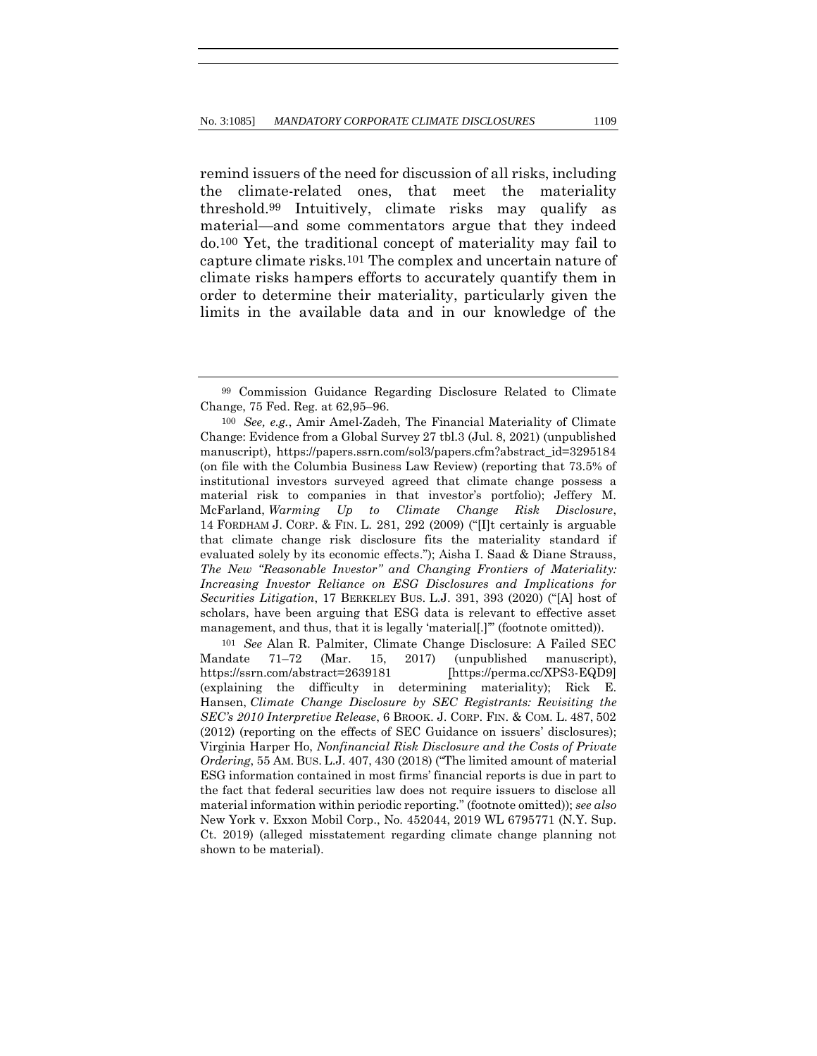remind issuers of the need for discussion of all risks, including the climate-related ones, that meet the materiality threshold.[99] Intuitively, climate risks may qualify as material—and some commentators argue that they indeed do.[100] Yet, the traditional concept of materiality may fail to capture climate risks.[101] The complex and uncertain nature of climate risks hampers efforts to accurately quantify them in order to determine their materiality, particularly given the limits in the available data and in our knowledge of the

---

[99] Commission Guidance Regarding Disclosure Related to Climate Change, 75 Fed. Reg. at 62,95–96.

[100] *See, e.g.*, Amir Amel-Zadeh, The Financial Materiality of Climate Change: Evidence from a Global Survey 27 tbl.3 (Jul. 8, 2021) (unpublished manuscript), https://papers.ssrn.com/sol3/papers.cfm?abstract_id=3295184 (on file with the Columbia Business Law Review) (reporting that 73.5% of institutional investors surveyed agreed that climate change possess a material risk to companies in that investor's portfolio); Jeffery M. McFarland, *Warming Up to Climate Change Risk Disclosure*, 14 FORDHAM J. CORP. & FIN. L. 281, 292 (2009) ("[I]t certainly is arguable that climate change risk disclosure fits the materiality standard if evaluated solely by its economic effects."); Aisha I. Saad & Diane Strauss, *The New "Reasonable Investor" and Changing Frontiers of Materiality: Increasing Investor Reliance on ESG Disclosures and Implications for Securities Litigation*, 17 BERKELEY BUS. L.J. 391, 393 (2020) ("[A] host of scholars, have been arguing that ESG data is relevant to effective asset management, and thus, that it is legally 'material[.]'" (footnote omitted)).

[101] *See* Alan R. Palmiter, Climate Change Disclosure: A Failed SEC Mandate 71–72 (Mar. 15, 2017) (unpublished manuscript), https://ssrn.com/abstract=2639181 [https://perma.cc/XPS3-EQD9] (explaining the difficulty in determining materiality); Rick E. Hansen, *Climate Change Disclosure by SEC Registrants: Revisiting the SEC's 2010 Interpretive Release*, 6 BROOK. J. CORP. FIN. & COM. L. 487, 502 (2012) (reporting on the effects of SEC Guidance on issuers' disclosures); Virginia Harper Ho, *Nonfinancial Risk Disclosure and the Costs of Private Ordering*, 55 AM. BUS. L.J. 407, 430 (2018) ("The limited amount of material ESG information contained in most firms' financial reports is due in part to the fact that federal securities law does not require issuers to disclose all material information within periodic reporting." (footnote omitted)); *see also* New York v. Exxon Mobil Corp., No. 452044, 2019 WL 6795771 (N.Y. Sup. Ct. 2019) (alleged misstatement regarding climate change planning not shown to be material).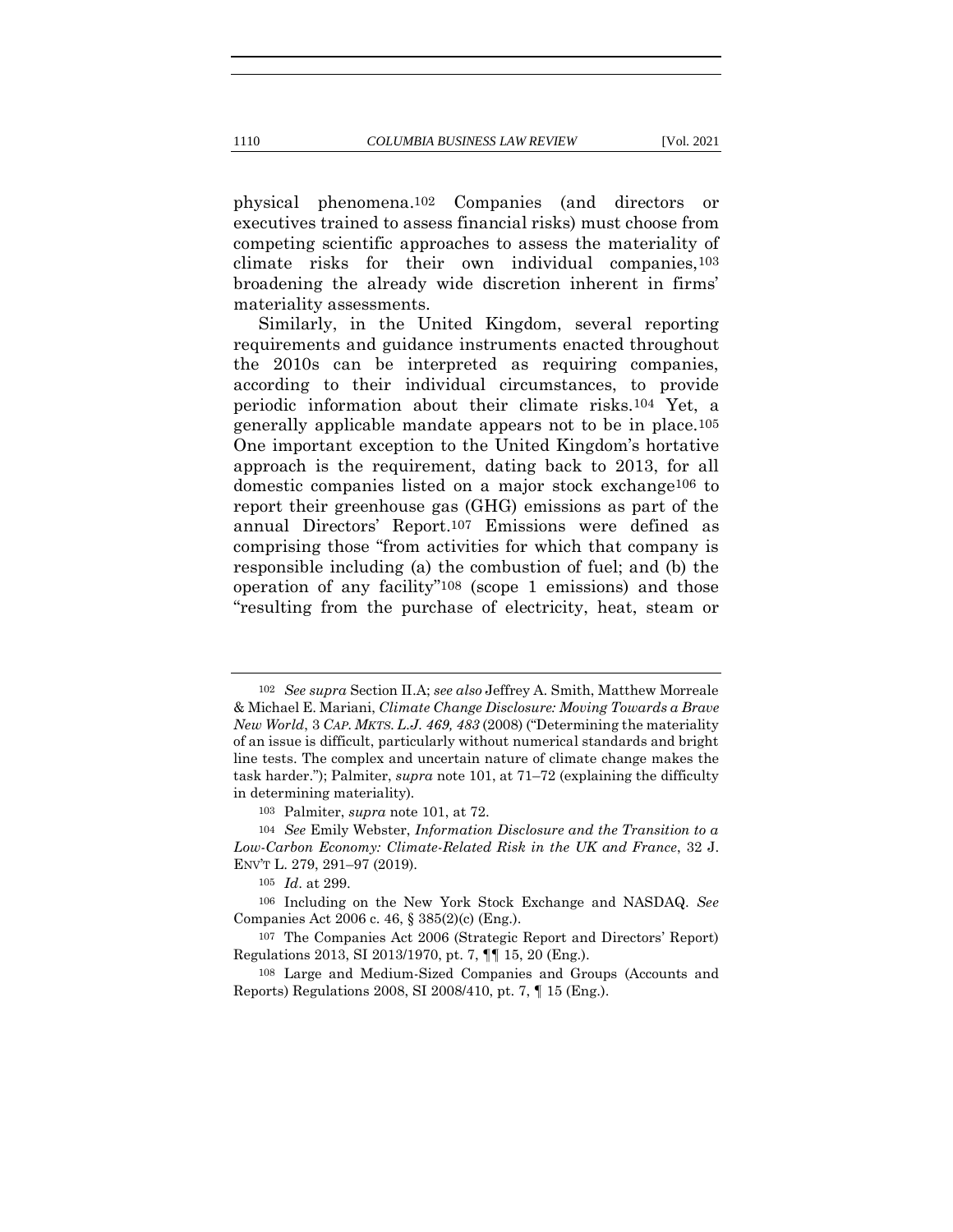physical phenomena.[102] Companies (and directors or executives trained to assess financial risks) must choose from competing scientific approaches to assess the materiality of climate risks for their own individual companies,[103] broadening the already wide discretion inherent in firms' materiality assessments.

Similarly, in the United Kingdom, several reporting requirements and guidance instruments enacted throughout the 2010s can be interpreted as requiring companies, according to their individual circumstances, to provide periodic information about their climate risks.[104] Yet, a generally applicable mandate appears not to be in place.[105] One important exception to the United Kingdom's hortative approach is the requirement, dating back to 2013, for all domestic companies listed on a major stock exchange[106] to report their greenhouse gas (GHG) emissions as part of the annual Directors' Report.[107] Emissions were defined as comprising those "from activities for which that company is responsible including (a) the combustion of fuel; and (b) the operation of any facility"[108] (scope 1 emissions) and those "resulting from the purchase of electricity, heat, steam or

---

[102] *See supra* Section II.A; *see also* Jeffrey A. Smith, Matthew Morreale & Michael E. Mariani, *Climate Change Disclosure: Moving Towards a Brave New World*, 3 *CAP. MKTS. L.J. 469, 483* (2008) ("Determining the materiality of an issue is difficult, particularly without numerical standards and bright line tests. The complex and uncertain nature of climate change makes the task harder."); Palmiter, *supra* note 101, at 71–72 (explaining the difficulty in determining materiality).

[103] Palmiter, *supra* note 101, at 72.

[104] *See* Emily Webster, *Information Disclosure and the Transition to a Low-Carbon Economy: Climate-Related Risk in the UK and France*, 32 J. ENV'T L. 279, 291–97 (2019).

[105] *Id*. at 299.

[106] Including on the New York Stock Exchange and NASDAQ. *See* Companies Act 2006 c. 46, § 385(2)(c) (Eng.).

[107] The Companies Act 2006 (Strategic Report and Directors' Report) Regulations 2013, SI 2013/1970, pt. 7, ¶¶ 15, 20 (Eng.).

[108] Large and Medium-Sized Companies and Groups (Accounts and Reports) Regulations 2008, SI 2008/410, pt. 7, ¶ 15 (Eng.).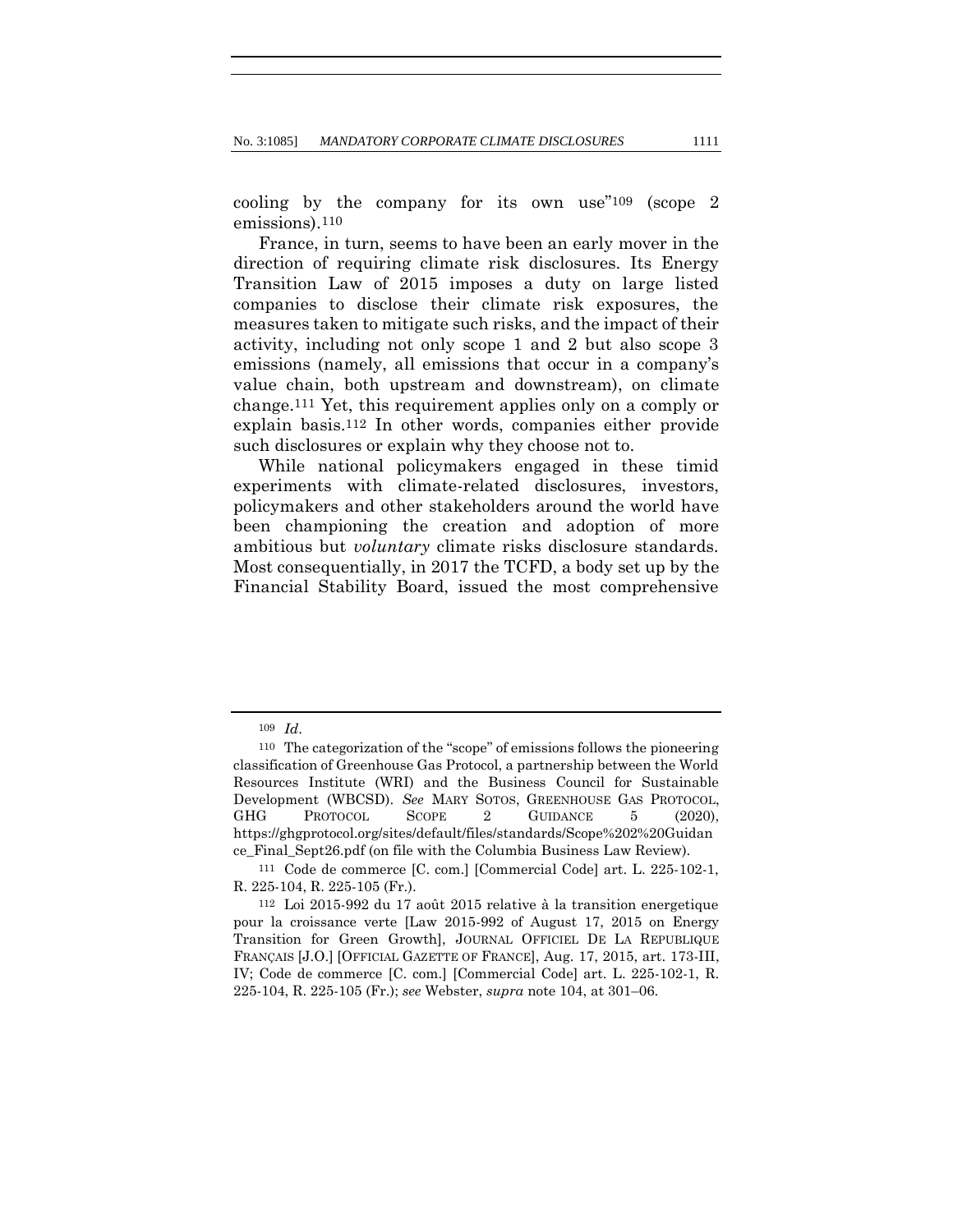cooling by the company for its own use"[109] (scope 2 emissions).[110]

France, in turn, seems to have been an early mover in the direction of requiring climate risk disclosures. Its Energy Transition Law of 2015 imposes a duty on large listed companies to disclose their climate risk exposures, the measures taken to mitigate such risks, and the impact of their activity, including not only scope 1 and 2 but also scope 3 emissions (namely, all emissions that occur in a company's value chain, both upstream and downstream), on climate change.[111] Yet, this requirement applies only on a comply or explain basis.[112] In other words, companies either provide such disclosures or explain why they choose not to.

While national policymakers engaged in these timid experiments with climate-related disclosures, investors, policymakers and other stakeholders around the world have been championing the creation and adoption of more ambitious but *voluntary* climate risks disclosure standards. Most consequentially, in 2017 the TCFD, a body set up by the Financial Stability Board, issued the most comprehensive

---

[109] *Id*.

[110] The categorization of the "scope" of emissions follows the pioneering classification of Greenhouse Gas Protocol, a partnership between the World Resources Institute (WRI) and the Business Council for Sustainable Development (WBCSD). *See* MARY SOTOS, GREENHOUSE GAS PROTOCOL, GHG PROTOCOL SCOPE 2 GUIDANCE 5 (2020), https://ghgprotocol.org/sites/default/files/standards/Scope%202%20Guidance_Final_Sept26.pdf (on file with the Columbia Business Law Review).

[111] Code de commerce [C. com.] [Commercial Code] art. L. 225-102-1, R. 225-104, R. 225-105 (Fr.).

[112] Loi 2015-992 du 17 août 2015 relative à la transition energetique pour la croissance verte [Law 2015-992 of August 17, 2015 on Energy Transition for Green Growth], JOURNAL OFFICIEL DE LA REPUBLIQUE FRANÇAIS [J.O.] [OFFICIAL GAZETTE OF FRANCE], Aug. 17, 2015, art. 173-III, IV; Code de commerce [C. com.] [Commercial Code] art. L. 225-102-1, R. 225-104, R. 225-105 (Fr.); *see* Webster, *supra* note 104, at 301–06.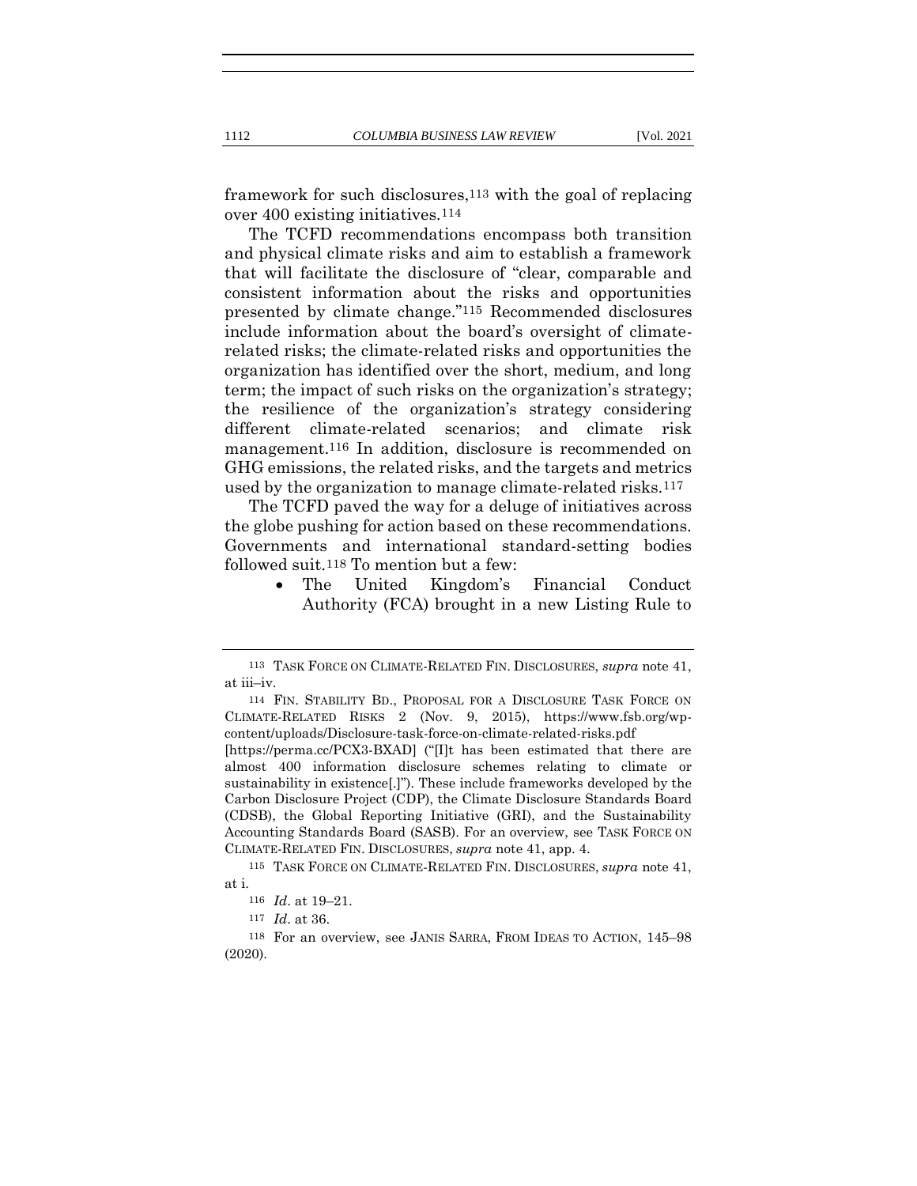framework for such disclosures,[113] with the goal of replacing over 400 existing initiatives.[114]

The TCFD recommendations encompass both transition and physical climate risks and aim to establish a framework that will facilitate the disclosure of "clear, comparable and consistent information about the risks and opportunities presented by climate change."[115] Recommended disclosures include information about the board's oversight of climate-related risks; the climate-related risks and opportunities the organization has identified over the short, medium, and long term; the impact of such risks on the organization's strategy; the resilience of the organization's strategy considering different climate-related scenarios; and climate risk management.[116] In addition, disclosure is recommended on GHG emissions, the related risks, and the targets and metrics used by the organization to manage climate-related risks.[117]

The TCFD paved the way for a deluge of initiatives across the globe pushing for action based on these recommendations. Governments and international standard-setting bodies followed suit.[118] To mention but a few:

- The United Kingdom's Financial Conduct Authority (FCA) brought in a new Listing Rule to

---

[113] TASK FORCE ON CLIMATE-RELATED FIN. DISCLOSURES, *supra* note 41, at iii–iv.

[114] FIN. STABILITY BD., PROPOSAL FOR A DISCLOSURE TASK FORCE ON CLIMATE-RELATED RISKS 2 (Nov. 9, 2015), https://www.fsb.org/wp-content/uploads/Disclosure-task-force-on-climate-related-risks.pdf [https://perma.cc/PCX3-BXAD] ("[I]t has been estimated that there are almost 400 information disclosure schemes relating to climate or sustainability in existence[.]"). These include frameworks developed by the Carbon Disclosure Project (CDP), the Climate Disclosure Standards Board (CDSB), the Global Reporting Initiative (GRI), and the Sustainability Accounting Standards Board (SASB). For an overview, see TASK FORCE ON CLIMATE-RELATED FIN. DISCLOSURES, *supra* note 41, app. 4.

[115] TASK FORCE ON CLIMATE-RELATED FIN. DISCLOSURES, *supra* note 41, at i.

[116] *Id.* at 19–21.

[117] *Id.* at 36.

[118] For an overview, see JANIS SARRA, FROM IDEAS TO ACTION, 145–98 (2020).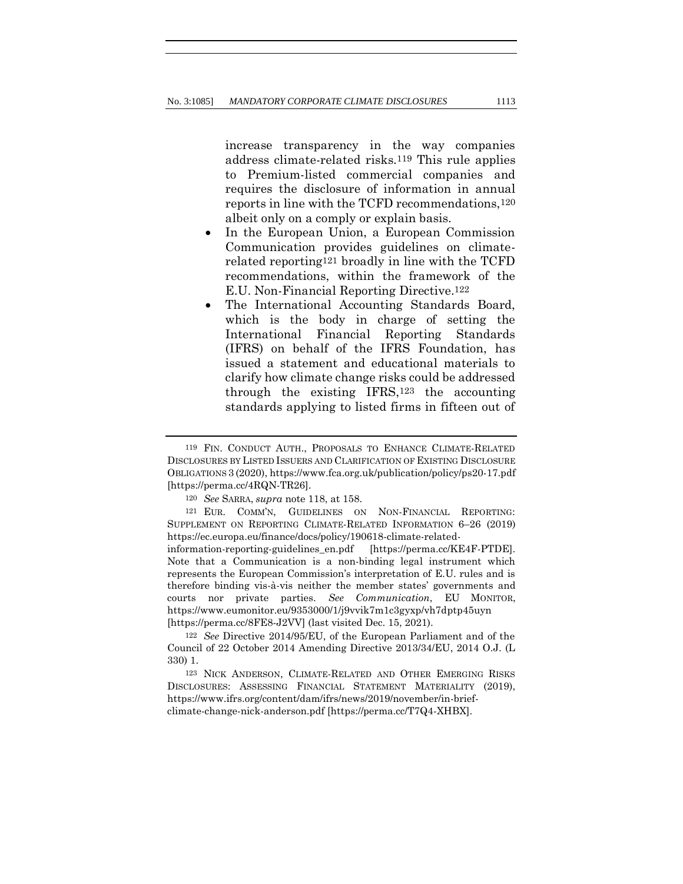increase transparency in the way companies address climate-related risks.[119] This rule applies to Premium-listed commercial companies and requires the disclosure of information in annual reports in line with the TCFD recommendations,[120] albeit only on a comply or explain basis.

- In the European Union, a European Commission Communication provides guidelines on climate-related reporting[121] broadly in line with the TCFD recommendations, within the framework of the E.U. Non-Financial Reporting Directive.[122]
- The International Accounting Standards Board, which is the body in charge of setting the International Financial Reporting Standards (IFRS) on behalf of the IFRS Foundation, has issued a statement and educational materials to clarify how climate change risks could be addressed through the existing IFRS,[123] the accounting standards applying to listed firms in fifteen out of

---

119 FIN. CONDUCT AUTH., PROPOSALS TO ENHANCE CLIMATE-RELATED DISCLOSURES BY LISTED ISSUERS AND CLARIFICATION OF EXISTING DISCLOSURE OBLIGATIONS 3 (2020), https://www.fca.org.uk/publication/policy/ps20-17.pdf [https://perma.cc/4RQN-TR26].

120 *See* SARRA, *supra* note 118, at 158.

121 EUR. COMM'N, GUIDELINES ON NON-FINANCIAL REPORTING: SUPPLEMENT ON REPORTING CLIMATE-RELATED INFORMATION 6–26 (2019) https://ec.europa.eu/finance/docs/policy/190618-climate-related-information-reporting-guidelines_en.pdf [https://perma.cc/KE4F-PTDE]. Note that a Communication is a non-binding legal instrument which represents the European Commission's interpretation of E.U. rules and is therefore binding vis-à-vis neither the member states' governments and courts nor private parties. *See Communication*, EU MONITOR, https://www.eumonitor.eu/9353000/1/j9vvik7m1c3gyxp/vh7dptp45uyn [https://perma.cc/8FE8-J2VV] (last visited Dec. 15, 2021).

122 *See* Directive 2014/95/EU, of the European Parliament and of the Council of 22 October 2014 Amending Directive 2013/34/EU, 2014 O.J. (L 330) 1.

123 NICK ANDERSON, CLIMATE-RELATED AND OTHER EMERGING RISKS DISCLOSURES: ASSESSING FINANCIAL STATEMENT MATERIALITY (2019), https://www.ifrs.org/content/dam/ifrs/news/2019/november/in-brief-climate-change-nick-anderson.pdf [https://perma.cc/T7Q4-XHBX].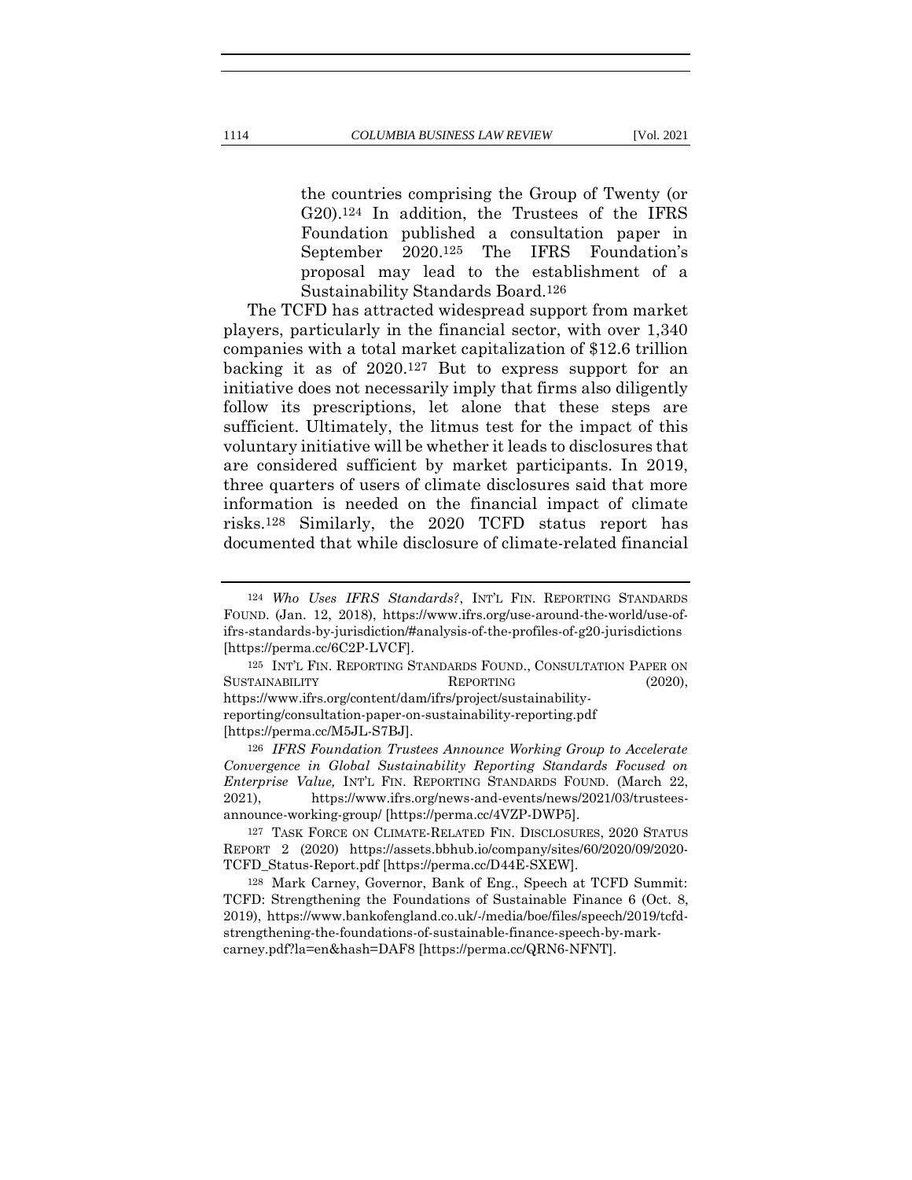> the countries comprising the Group of Twenty (or G20).[124] In addition, the Trustees of the IFRS Foundation published a consultation paper in September 2020.[125] The IFRS Foundation's proposal may lead to the establishment of a Sustainability Standards Board.[126]

The TCFD has attracted widespread support from market players, particularly in the financial sector, with over 1,340 companies with a total market capitalization of $12.6 trillion backing it as of 2020.[127] But to express support for an initiative does not necessarily imply that firms also diligently follow its prescriptions, let alone that these steps are sufficient. Ultimately, the litmus test for the impact of this voluntary initiative will be whether it leads to disclosures that are considered sufficient by market participants. In 2019, three quarters of users of climate disclosures said that more information is needed on the financial impact of climate risks.[128] Similarly, the 2020 TCFD status report has documented that while disclosure of climate-related financial

---

[124] *Who Uses IFRS Standards?*, INT'L FIN. REPORTING STANDARDS FOUND. (Jan. 12, 2018), https://www.ifrs.org/use-around-the-world/use-of-ifrs-standards-by-jurisdiction/#analysis-of-the-profiles-of-g20-jurisdictions [https://perma.cc/6C2P-LVCF].

[125] INT'L FIN. REPORTING STANDARDS FOUND., CONSULTATION PAPER ON SUSTAINABILITY REPORTING (2020), https://www.ifrs.org/content/dam/ifrs/project/sustainability-reporting/consultation-paper-on-sustainability-reporting.pdf [https://perma.cc/M5JL-S7BJ].

[126] *IFRS Foundation Trustees Announce Working Group to Accelerate Convergence in Global Sustainability Reporting Standards Focused on Enterprise Value,* INT'L FIN. REPORTING STANDARDS FOUND. (March 22, 2021), https://www.ifrs.org/news-and-events/news/2021/03/trustees-announce-working-group/ [https://perma.cc/4VZP-DWP5].

[127] TASK FORCE ON CLIMATE-RELATED FIN. DISCLOSURES, 2020 STATUS REPORT 2 (2020) https://assets.bbhub.io/company/sites/60/2020/09/2020-TCFD_Status-Report.pdf [https://perma.cc/D44E-SXEW].

[128] Mark Carney, Governor, Bank of Eng., Speech at TCFD Summit: TCFD: Strengthening the Foundations of Sustainable Finance 6 (Oct. 8, 2019), https://www.bankofengland.co.uk/-/media/boe/files/speech/2019/tcfd-strengthening-the-foundations-of-sustainable-finance-speech-by-mark-carney.pdf?la=en&hash=DAF8 [https://perma.cc/QRN6-NFNT].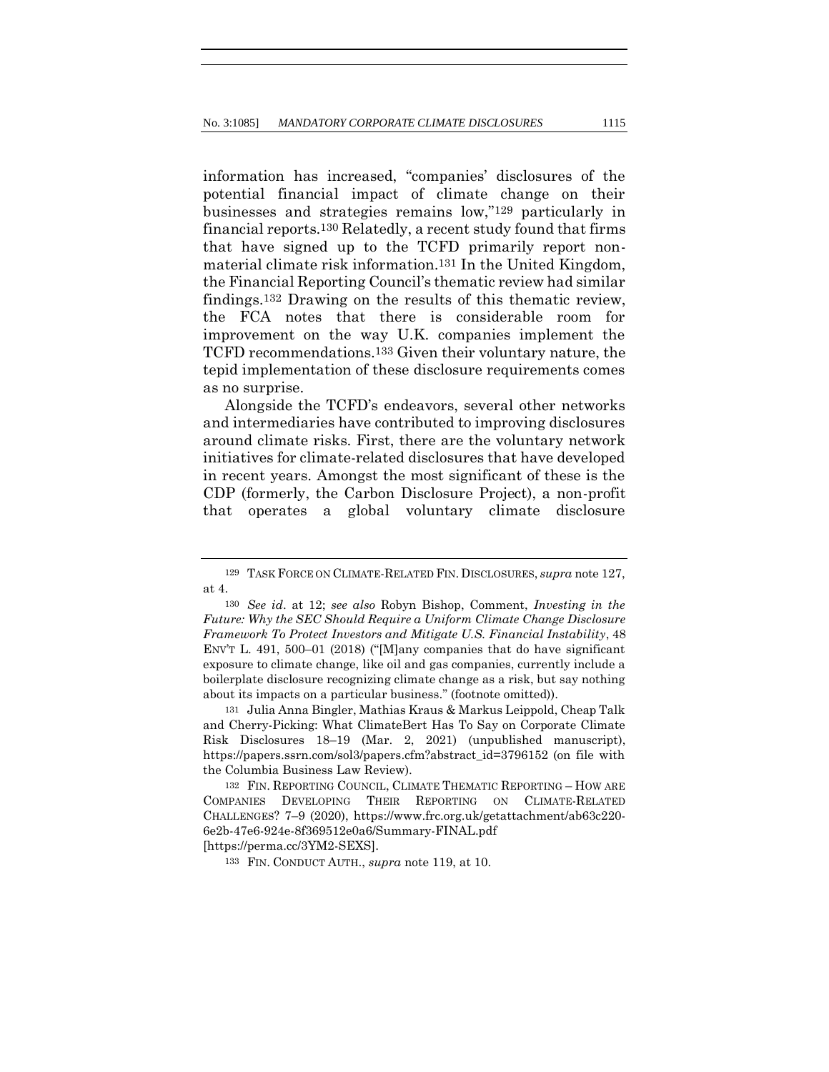information has increased, "companies' disclosures of the potential financial impact of climate change on their businesses and strategies remains low,"[129] particularly in financial reports.[130] Relatedly, a recent study found that firms that have signed up to the TCFD primarily report non-material climate risk information.[131] In the United Kingdom, the Financial Reporting Council's thematic review had similar findings.[132] Drawing on the results of this thematic review, the FCA notes that there is considerable room for improvement on the way U.K. companies implement the TCFD recommendations.[133] Given their voluntary nature, the tepid implementation of these disclosure requirements comes as no surprise.

Alongside the TCFD's endeavors, several other networks and intermediaries have contributed to improving disclosures around climate risks. First, there are the voluntary network initiatives for climate-related disclosures that have developed in recent years. Amongst the most significant of these is the CDP (formerly, the Carbon Disclosure Project), a non-profit that operates a global voluntary climate disclosure

---

129 TASK FORCE ON CLIMATE-RELATED FIN. DISCLOSURES, *supra* note 127, at 4.

130 *See id*. at 12; *see also* Robyn Bishop, Comment, *Investing in the Future: Why the SEC Should Require a Uniform Climate Change Disclosure Framework To Protect Investors and Mitigate U.S. Financial Instability*, 48 ENV'T L. 491, 500–01 (2018) ("[M]any companies that do have significant exposure to climate change, like oil and gas companies, currently include a boilerplate disclosure recognizing climate change as a risk, but say nothing about its impacts on a particular business." (footnote omitted)).

131 Julia Anna Bingler, Mathias Kraus & Markus Leippold, Cheap Talk and Cherry-Picking: What ClimateBert Has To Say on Corporate Climate Risk Disclosures 18–19 (Mar. 2, 2021) (unpublished manuscript), https://papers.ssrn.com/sol3/papers.cfm?abstract_id=3796152 (on file with the Columbia Business Law Review).

132 FIN. REPORTING COUNCIL, CLIMATE THEMATIC REPORTING – HOW ARE COMPANIES DEVELOPING THEIR REPORTING ON CLIMATE-RELATED CHALLENGES? 7–9 (2020), https://www.frc.org.uk/getattachment/ab63c220-6e2b-47e6-924e-8f369512e0a6/Summary-FINAL.pdf [https://perma.cc/3YM2-SEXS].

133 FIN. CONDUCT AUTH., *supra* note 119, at 10.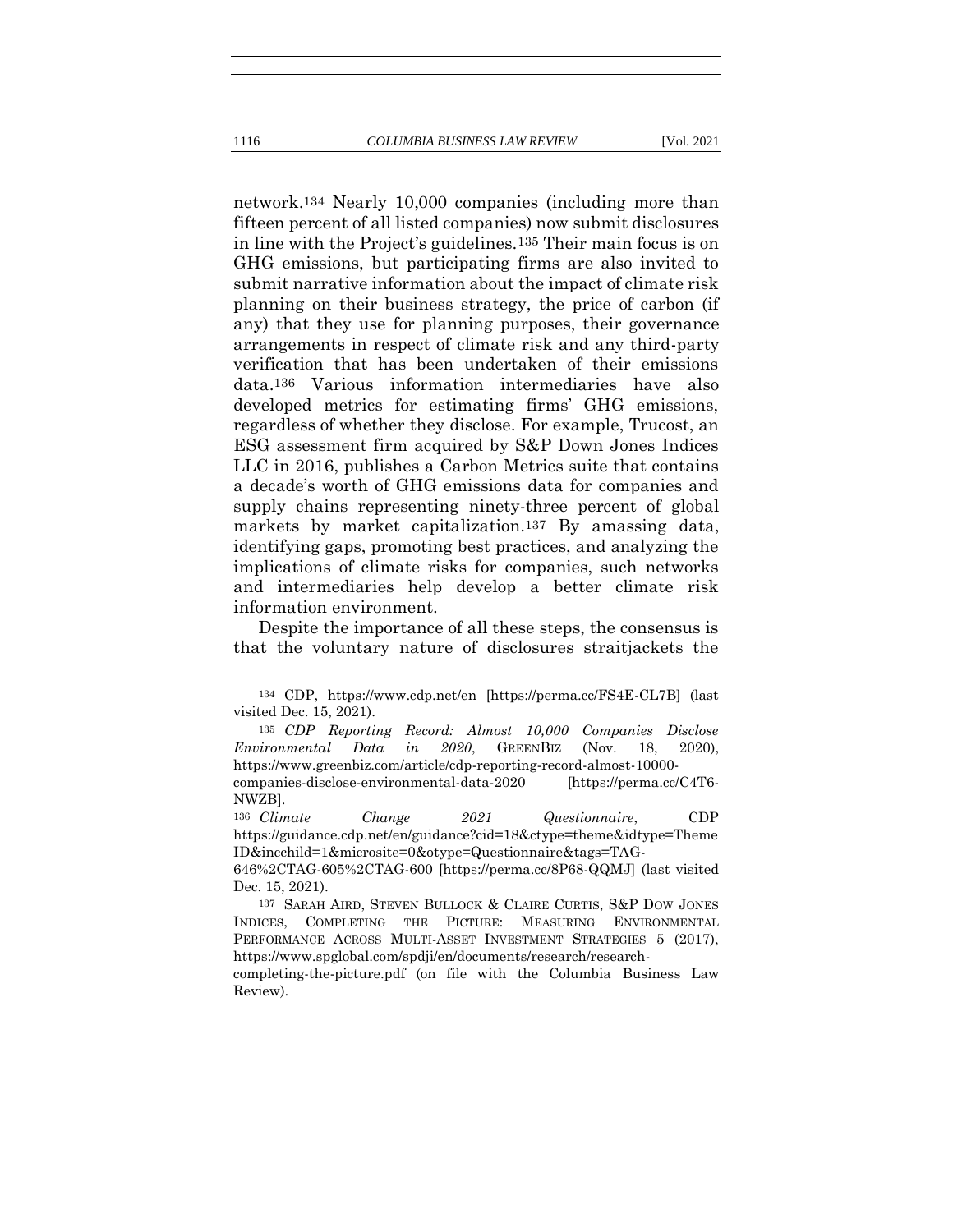network.[134] Nearly 10,000 companies (including more than fifteen percent of all listed companies) now submit disclosures in line with the Project's guidelines.[135] Their main focus is on GHG emissions, but participating firms are also invited to submit narrative information about the impact of climate risk planning on their business strategy, the price of carbon (if any) that they use for planning purposes, their governance arrangements in respect of climate risk and any third-party verification that has been undertaken of their emissions data.[136] Various information intermediaries have also developed metrics for estimating firms' GHG emissions, regardless of whether they disclose. For example, Trucost, an ESG assessment firm acquired by S&P Down Jones Indices LLC in 2016, publishes a Carbon Metrics suite that contains a decade's worth of GHG emissions data for companies and supply chains representing ninety-three percent of global markets by market capitalization.[137] By amassing data, identifying gaps, promoting best practices, and analyzing the implications of climate risks for companies, such networks and intermediaries help develop a better climate risk information environment.

Despite the importance of all these steps, the consensus is that the voluntary nature of disclosures straitjackets the

---

[134] CDP, https://www.cdp.net/en [https://perma.cc/FS4E-CL7B] (last visited Dec. 15, 2021).

[135] *CDP Reporting Record: Almost 10,000 Companies Disclose Environmental Data in 2020*, GREENBIZ (Nov. 18, 2020), https://www.greenbiz.com/article/cdp-reporting-record-almost-10000-companies-disclose-environmental-data-2020 [https://perma.cc/C4T6-NWZB].

[136] *Climate Change 2021 Questionnaire*, CDP https://guidance.cdp.net/en/guidance?cid=18&ctype=theme&idtype=ThemeID&incchild=1&microsite=0&otype=Questionnaire&tags=TAG-646%2CTAG-605%2CTAG-600 [https://perma.cc/8P68-QQMJ] (last visited Dec. 15, 2021).

[137] SARAH AIRD, STEVEN BULLOCK & CLAIRE CURTIS, S&P DOW JONES INDICES, COMPLETING THE PICTURE: MEASURING ENVIRONMENTAL PERFORMANCE ACROSS MULTI-ASSET INVESTMENT STRATEGIES 5 (2017), https://www.spglobal.com/spdji/en/documents/research/research-completing-the-picture.pdf (on file with the Columbia Business Law Review).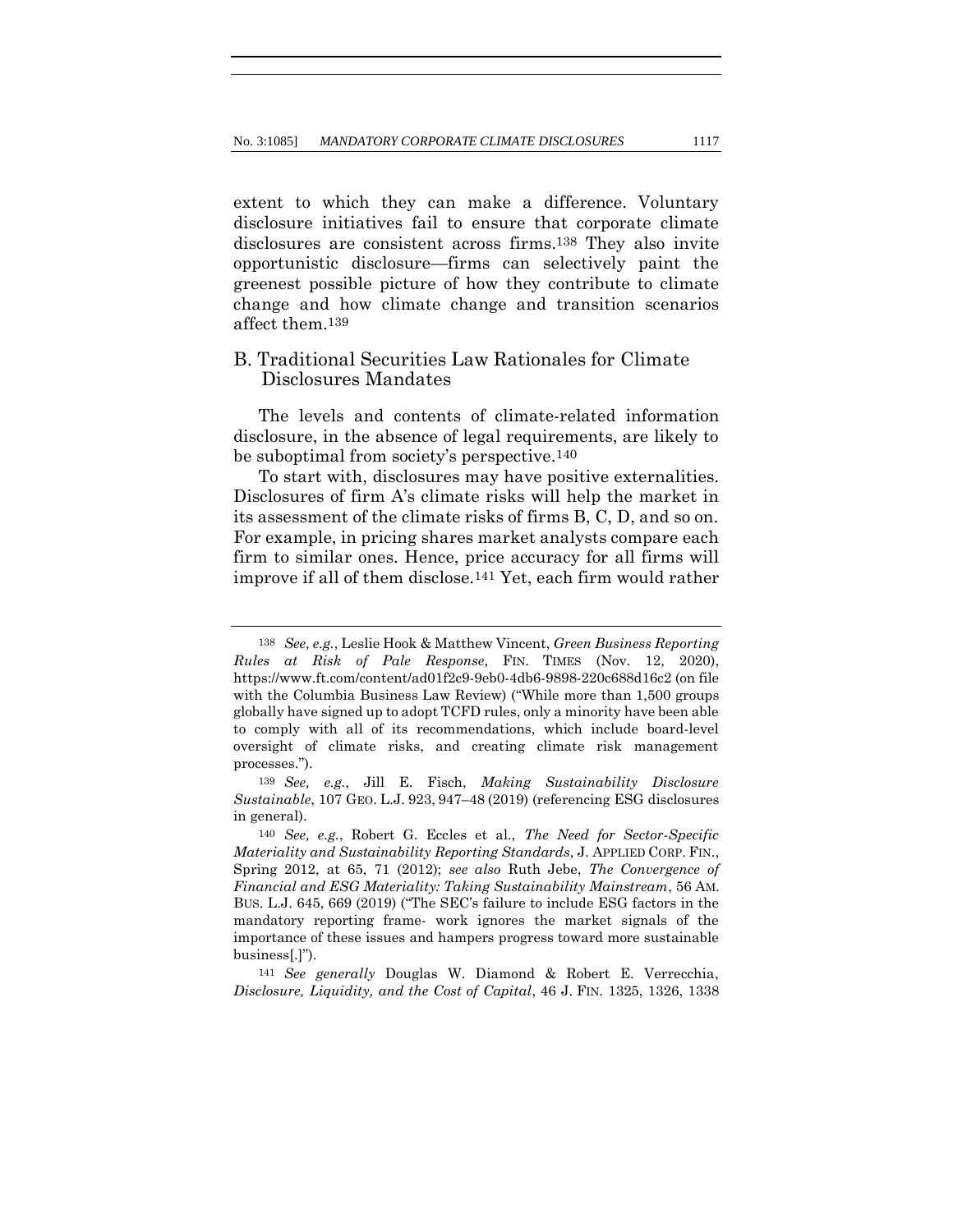extent to which they can make a difference. Voluntary disclosure initiatives fail to ensure that corporate climate disclosures are consistent across firms.[138] They also invite opportunistic disclosure—firms can selectively paint the greenest possible picture of how they contribute to climate change and how climate change and transition scenarios affect them.[139]

## B. Traditional Securities Law Rationales for Climate Disclosures Mandates

The levels and contents of climate-related information disclosure, in the absence of legal requirements, are likely to be suboptimal from society's perspective.[140]

To start with, disclosures may have positive externalities. Disclosures of firm A's climate risks will help the market in its assessment of the climate risks of firms B, C, D, and so on. For example, in pricing shares market analysts compare each firm to similar ones. Hence, price accuracy for all firms will improve if all of them disclose.[141] Yet, each firm would rather

---

[138] *See, e.g.*, Leslie Hook & Matthew Vincent, *Green Business Reporting Rules at Risk of Pale Response*, FIN. TIMES (Nov. 12, 2020), https://www.ft.com/content/ad01f2c9-9eb0-4db6-9898-220c688d16c2 (on file with the Columbia Business Law Review) ("While more than 1,500 groups globally have signed up to adopt TCFD rules, only a minority have been able to comply with all of its recommendations, which include board-level oversight of climate risks, and creating climate risk management processes.").

[139] *See, e.g.*, Jill E. Fisch, *Making Sustainability Disclosure Sustainable*, 107 GEO. L.J. 923, 947–48 (2019) (referencing ESG disclosures in general).

[140] *See, e.g.*, Robert G. Eccles et al., *The Need for Sector-Specific Materiality and Sustainability Reporting Standards*, J. APPLIED CORP. FIN., Spring 2012, at 65, 71 (2012); *see also* Ruth Jebe, *The Convergence of Financial and ESG Materiality: Taking Sustainability Mainstream*, 56 AM. BUS. L.J. 645, 669 (2019) ("The SEC's failure to include ESG factors in the mandatory reporting frame- work ignores the market signals of the importance of these issues and hampers progress toward more sustainable business[.]").

[141] *See generally* Douglas W. Diamond & Robert E. Verrecchia, *Disclosure, Liquidity, and the Cost of Capital*, 46 J. FIN. 1325, 1326, 1338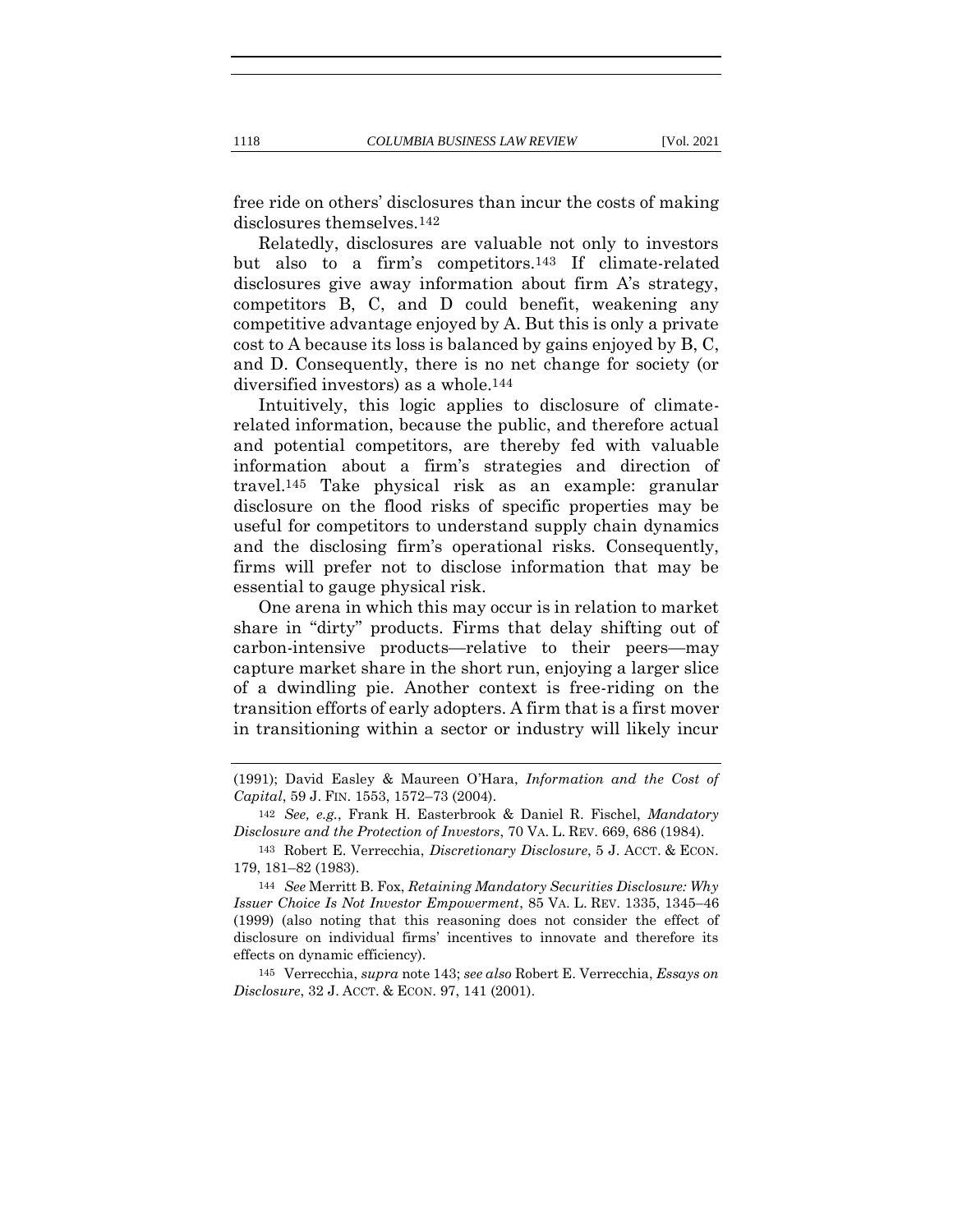free ride on others' disclosures than incur the costs of making disclosures themselves.[142]

Relatedly, disclosures are valuable not only to investors but also to a firm's competitors.[143] If climate-related disclosures give away information about firm A's strategy, competitors B, C, and D could benefit, weakening any competitive advantage enjoyed by A. But this is only a private cost to A because its loss is balanced by gains enjoyed by B, C, and D. Consequently, there is no net change for society (or diversified investors) as a whole.[144]

Intuitively, this logic applies to disclosure of climate-related information, because the public, and therefore actual and potential competitors, are thereby fed with valuable information about a firm's strategies and direction of travel.[145] Take physical risk as an example: granular disclosure on the flood risks of specific properties may be useful for competitors to understand supply chain dynamics and the disclosing firm's operational risks. Consequently, firms will prefer not to disclose information that may be essential to gauge physical risk.

One arena in which this may occur is in relation to market share in "dirty" products. Firms that delay shifting out of carbon-intensive products—relative to their peers—may capture market share in the short run, enjoying a larger slice of a dwindling pie. Another context is free-riding on the transition efforts of early adopters. A firm that is a first mover in transitioning within a sector or industry will likely incur

---

(1991); David Easley & Maureen O'Hara, *Information and the Cost of Capital*, 59 J. FIN. 1553, 1572–73 (2004).

[142] *See, e.g.*, Frank H. Easterbrook & Daniel R. Fischel, *Mandatory Disclosure and the Protection of Investors*, 70 VA. L. REV. 669, 686 (1984).

[143] Robert E. Verrecchia, *Discretionary Disclosure*, 5 J. ACCT. & ECON. 179, 181–82 (1983).

[144] *See* Merritt B. Fox, *Retaining Mandatory Securities Disclosure: Why Issuer Choice Is Not Investor Empowerment*, 85 VA. L. REV. 1335, 1345–46 (1999) (also noting that this reasoning does not consider the effect of disclosure on individual firms' incentives to innovate and therefore its effects on dynamic efficiency).

[145] Verrecchia, *supra* note 143; *see also* Robert E. Verrecchia, *Essays on Disclosure*, 32 J. ACCT. & ECON. 97, 141 (2001).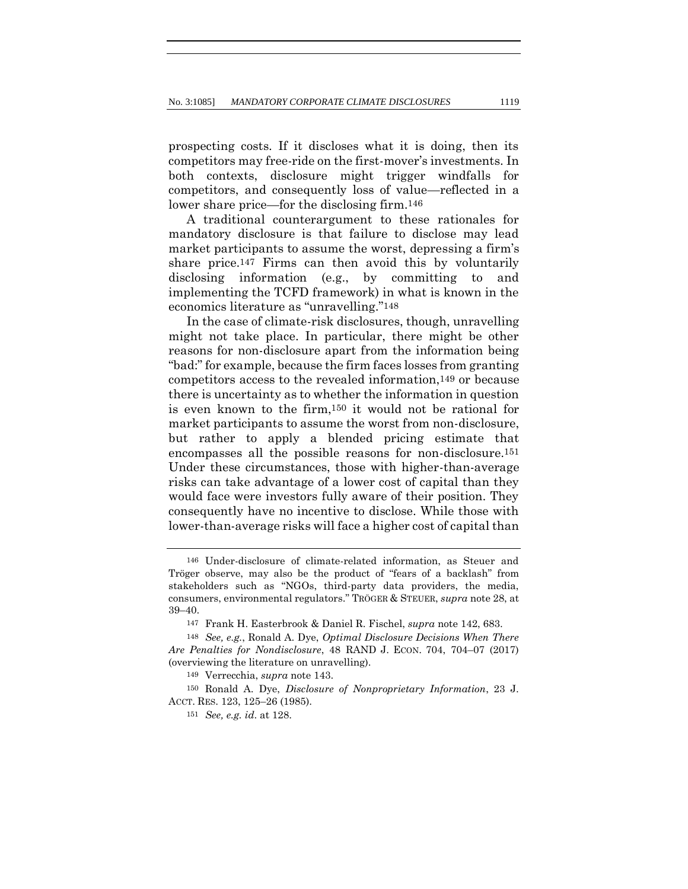prospecting costs. If it discloses what it is doing, then its competitors may free-ride on the first-mover's investments. In both contexts, disclosure might trigger windfalls for competitors, and consequently loss of value—reflected in a lower share price—for the disclosing firm.[146]

A traditional counterargument to these rationales for mandatory disclosure is that failure to disclose may lead market participants to assume the worst, depressing a firm's share price.[147] Firms can then avoid this by voluntarily disclosing information (e.g., by committing to and implementing the TCFD framework) in what is known in the economics literature as "unravelling."[148]

In the case of climate-risk disclosures, though, unravelling might not take place. In particular, there might be other reasons for non-disclosure apart from the information being "bad:" for example, because the firm faces losses from granting competitors access to the revealed information,[149] or because there is uncertainty as to whether the information in question is even known to the firm,[150] it would not be rational for market participants to assume the worst from non-disclosure, but rather to apply a blended pricing estimate that encompasses all the possible reasons for non-disclosure.[151] Under these circumstances, those with higher-than-average risks can take advantage of a lower cost of capital than they would face were investors fully aware of their position. They consequently have no incentive to disclose. While those with lower-than-average risks will face a higher cost of capital than

---

[146] Under-disclosure of climate-related information, as Steuer and Tröger observe, may also be the product of "fears of a backlash" from stakeholders such as "NGOs, third-party data providers, the media, consumers, environmental regulators." TRÖGER & STEUER, *supra* note 28, at 39–40.

[147] Frank H. Easterbrook & Daniel R. Fischel, *supra* note 142, 683.

[148] *See, e.g.*, Ronald A. Dye, *Optimal Disclosure Decisions When There Are Penalties for Nondisclosure*, 48 RAND J. ECON. 704, 704–07 (2017) (overviewing the literature on unravelling).

[149] Verrecchia, *supra* note 143.

[150] Ronald A. Dye, *Disclosure of Nonproprietary Information*, 23 J. ACCT. RES. 123, 125–26 (1985).

[151] *See, e.g. id*. at 128.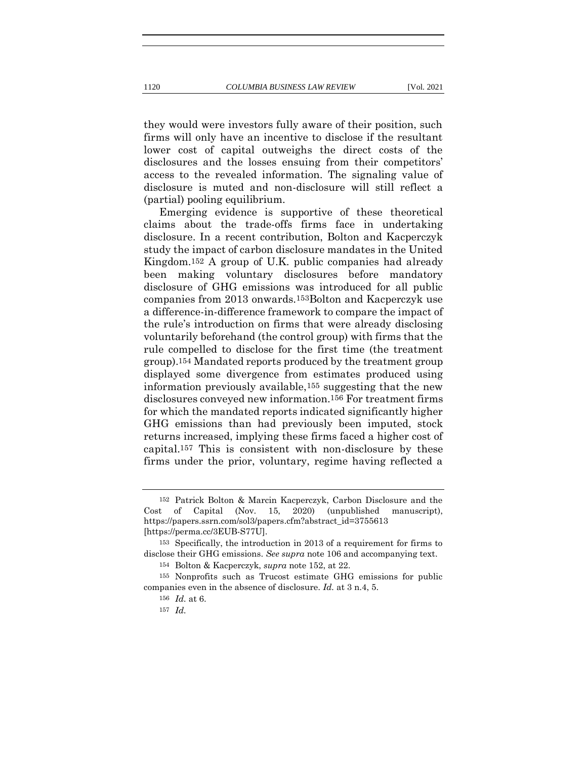they would were investors fully aware of their position, such firms will only have an incentive to disclose if the resultant lower cost of capital outweighs the direct costs of the disclosures and the losses ensuing from their competitors' access to the revealed information. The signaling value of disclosure is muted and non-disclosure will still reflect a (partial) pooling equilibrium.

Emerging evidence is supportive of these theoretical claims about the trade-offs firms face in undertaking disclosure. In a recent contribution, Bolton and Kacperczyk study the impact of carbon disclosure mandates in the United Kingdom.[152] A group of U.K. public companies had already been making voluntary disclosures before mandatory disclosure of GHG emissions was introduced for all public companies from 2013 onwards.[153]Bolton and Kacperczyk use a difference-in-difference framework to compare the impact of the rule's introduction on firms that were already disclosing voluntarily beforehand (the control group) with firms that the rule compelled to disclose for the first time (the treatment group).[154] Mandated reports produced by the treatment group displayed some divergence from estimates produced using information previously available,[155] suggesting that the new disclosures conveyed new information.[156] For treatment firms for which the mandated reports indicated significantly higher GHG emissions than had previously been imputed, stock returns increased, implying these firms faced a higher cost of capital.[157] This is consistent with non-disclosure by these firms under the prior, voluntary, regime having reflected a

---

[152] Patrick Bolton & Marcin Kacperczyk, Carbon Disclosure and the Cost of Capital (Nov. 15, 2020) (unpublished manuscript), https://papers.ssrn.com/sol3/papers.cfm?abstract_id=3755613 [https://perma.cc/3EUB-S77U].

[153] Specifically, the introduction in 2013 of a requirement for firms to disclose their GHG emissions. *See supra* note 106 and accompanying text.

[154] Bolton & Kacperczyk, *supra* note 152, at 22.

[155] Nonprofits such as Trucost estimate GHG emissions for public companies even in the absence of disclosure. *Id.* at 3 n.4, 5.

[156] *Id.* at 6.

[157] *Id.*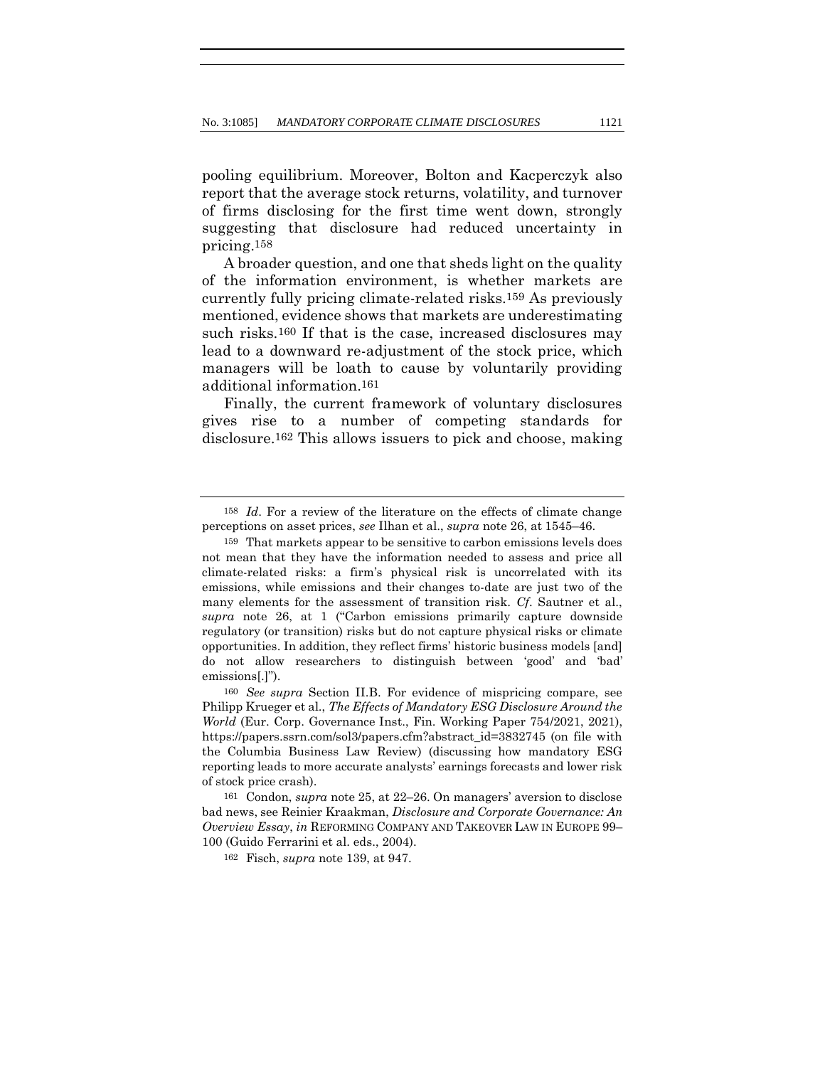pooling equilibrium. Moreover, Bolton and Kacperczyk also report that the average stock returns, volatility, and turnover of firms disclosing for the first time went down, strongly suggesting that disclosure had reduced uncertainty in pricing.[158]

A broader question, and one that sheds light on the quality of the information environment, is whether markets are currently fully pricing climate-related risks.[159] As previously mentioned, evidence shows that markets are underestimating such risks.[160] If that is the case, increased disclosures may lead to a downward re-adjustment of the stock price, which managers will be loath to cause by voluntarily providing additional information.[161]

Finally, the current framework of voluntary disclosures gives rise to a number of competing standards for disclosure.[162] This allows issuers to pick and choose, making

---

[158] *Id*. For a review of the literature on the effects of climate change perceptions on asset prices, *see* Ilhan et al., *supra* note 26, at 1545–46.

[159] That markets appear to be sensitive to carbon emissions levels does not mean that they have the information needed to assess and price all climate-related risks: a firm's physical risk is uncorrelated with its emissions, while emissions and their changes to-date are just two of the many elements for the assessment of transition risk. *Cf.* Sautner et al., *supra* note 26, at 1 ("Carbon emissions primarily capture downside regulatory (or transition) risks but do not capture physical risks or climate opportunities. In addition, they reflect firms' historic business models [and] do not allow researchers to distinguish between 'good' and 'bad' emissions[.]").

[160] *See supra* Section II.B. For evidence of mispricing compare, see Philipp Krueger et al., *The Effects of Mandatory ESG Disclosure Around the World* (Eur. Corp. Governance Inst., Fin. Working Paper 754/2021, 2021), https://papers.ssrn.com/sol3/papers.cfm?abstract_id=3832745 (on file with the Columbia Business Law Review) (discussing how mandatory ESG reporting leads to more accurate analysts' earnings forecasts and lower risk of stock price crash).

[161] Condon, *supra* note 25, at 22–26. On managers' aversion to disclose bad news, see Reinier Kraakman, *Disclosure and Corporate Governance: An Overview Essay*, *in* REFORMING COMPANY AND TAKEOVER LAW IN EUROPE 99–100 (Guido Ferrarini et al. eds., 2004).

[162] Fisch, *supra* note 139, at 947.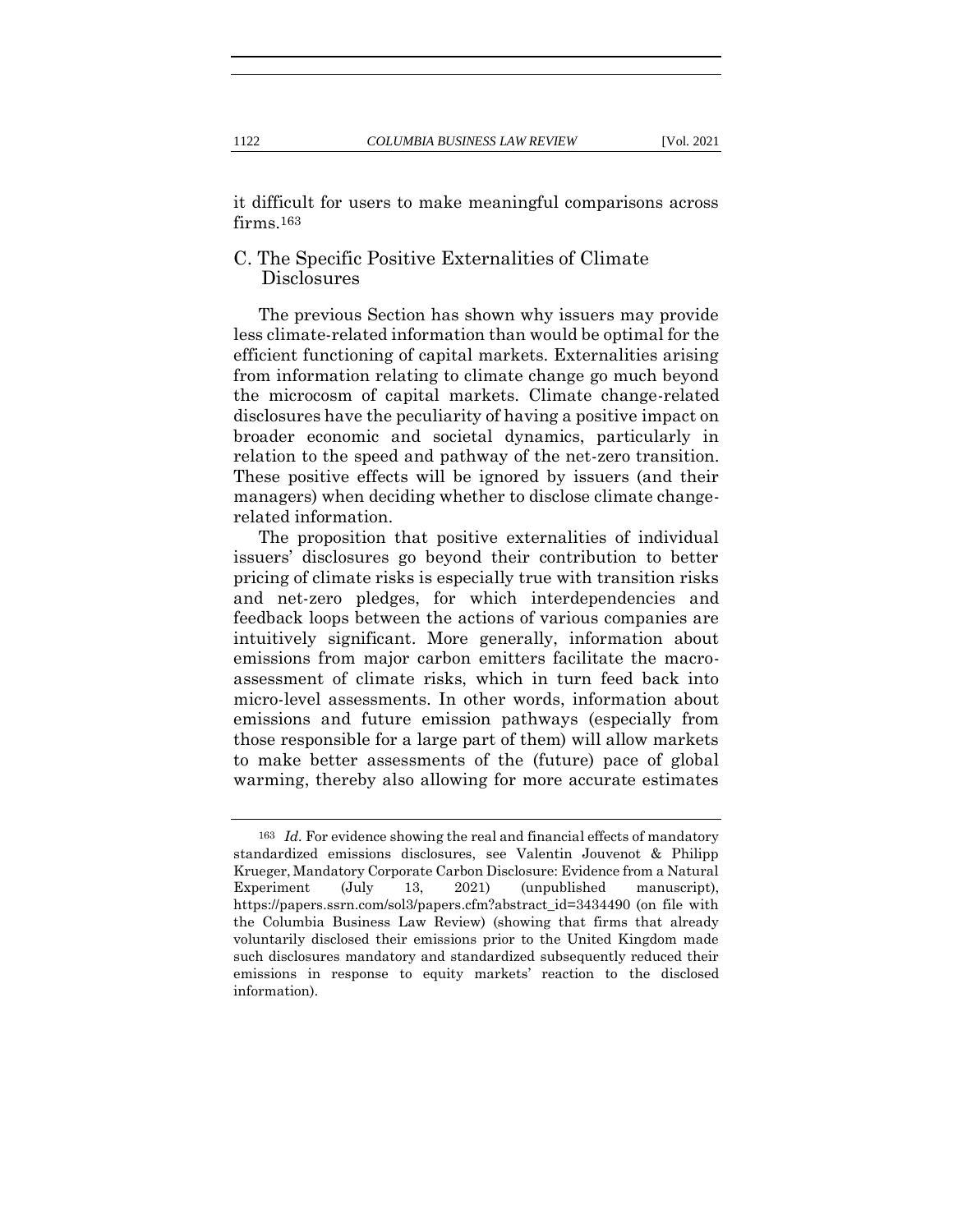it difficult for users to make meaningful comparisons across firms.[163]

## C. The Specific Positive Externalities of Climate Disclosures

The previous Section has shown why issuers may provide less climate-related information than would be optimal for the efficient functioning of capital markets. Externalities arising from information relating to climate change go much beyond the microcosm of capital markets. Climate change-related disclosures have the peculiarity of having a positive impact on broader economic and societal dynamics, particularly in relation to the speed and pathway of the net-zero transition. These positive effects will be ignored by issuers (and their managers) when deciding whether to disclose climate change-related information.

The proposition that positive externalities of individual issuers' disclosures go beyond their contribution to better pricing of climate risks is especially true with transition risks and net-zero pledges, for which interdependencies and feedback loops between the actions of various companies are intuitively significant. More generally, information about emissions from major carbon emitters facilitate the macro-assessment of climate risks, which in turn feed back into micro-level assessments. In other words, information about emissions and future emission pathways (especially from those responsible for a large part of them) will allow markets to make better assessments of the (future) pace of global warming, thereby also allowing for more accurate estimates

---

[163] *Id.* For evidence showing the real and financial effects of mandatory standardized emissions disclosures, see Valentin Jouvenot & Philipp Krueger, Mandatory Corporate Carbon Disclosure: Evidence from a Natural Experiment (July 13, 2021) (unpublished manuscript), https://papers.ssrn.com/sol3/papers.cfm?abstract_id=3434490 (on file with the Columbia Business Law Review) (showing that firms that already voluntarily disclosed their emissions prior to the United Kingdom made such disclosures mandatory and standardized subsequently reduced their emissions in response to equity markets' reaction to the disclosed information).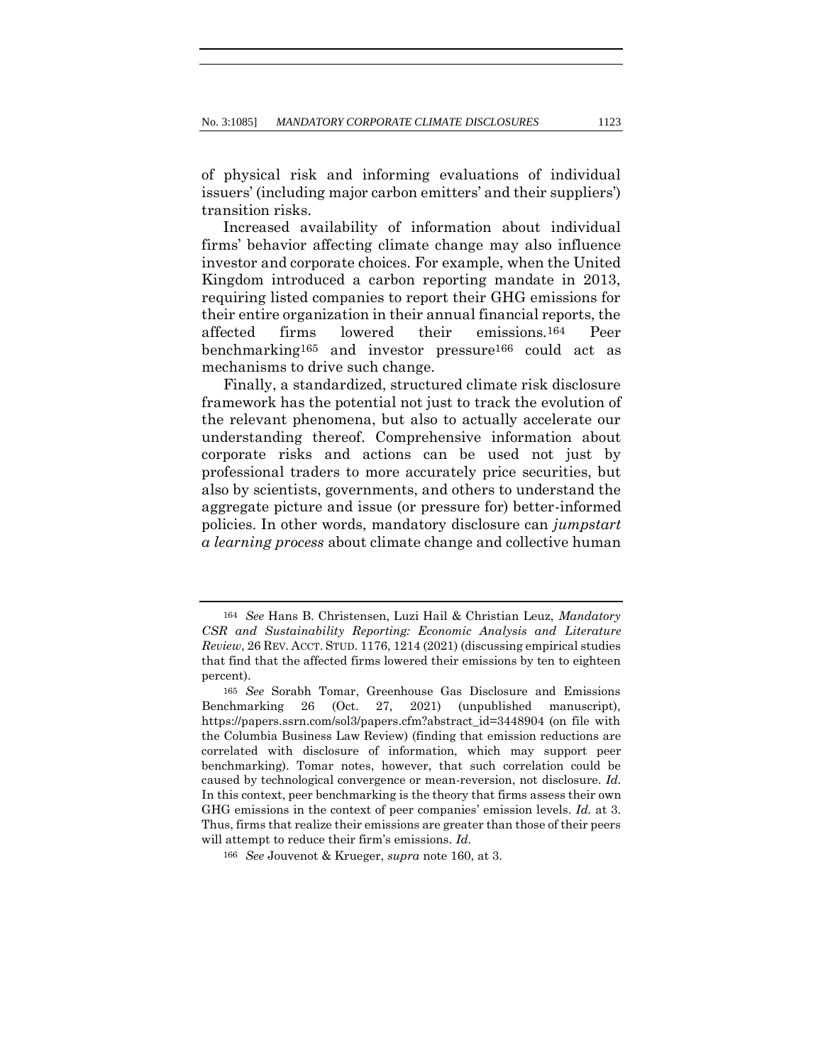of physical risk and informing evaluations of individual issuers' (including major carbon emitters' and their suppliers') transition risks.

Increased availability of information about individual firms' behavior affecting climate change may also influence investor and corporate choices. For example, when the United Kingdom introduced a carbon reporting mandate in 2013, requiring listed companies to report their GHG emissions for their entire organization in their annual financial reports, the affected firms lowered their emissions.[164] Peer benchmarking[165] and investor pressure[166] could act as mechanisms to drive such change.

Finally, a standardized, structured climate risk disclosure framework has the potential not just to track the evolution of the relevant phenomena, but also to actually accelerate our understanding thereof. Comprehensive information about corporate risks and actions can be used not just by professional traders to more accurately price securities, but also by scientists, governments, and others to understand the aggregate picture and issue (or pressure for) better-informed policies. In other words, mandatory disclosure can *jumpstart a learning process* about climate change and collective human

---

[164] *See* Hans B. Christensen, Luzi Hail & Christian Leuz, *Mandatory CSR and Sustainability Reporting: Economic Analysis and Literature Review*, 26 REV. ACCT. STUD. 1176, 1214 (2021) (discussing empirical studies that find that the affected firms lowered their emissions by ten to eighteen percent).

[165] *See* Sorabh Tomar, Greenhouse Gas Disclosure and Emissions Benchmarking 26 (Oct. 27, 2021) (unpublished manuscript), https://papers.ssrn.com/sol3/papers.cfm?abstract_id=3448904 (on file with the Columbia Business Law Review) (finding that emission reductions are correlated with disclosure of information, which may support peer benchmarking). Tomar notes, however, that such correlation could be caused by technological convergence or mean-reversion, not disclosure. *Id.* In this context, peer benchmarking is the theory that firms assess their own GHG emissions in the context of peer companies' emission levels. *Id.* at 3. Thus, firms that realize their emissions are greater than those of their peers will attempt to reduce their firm's emissions. *Id.*

[166] *See* Jouvenot & Krueger, *supra* note 160, at 3.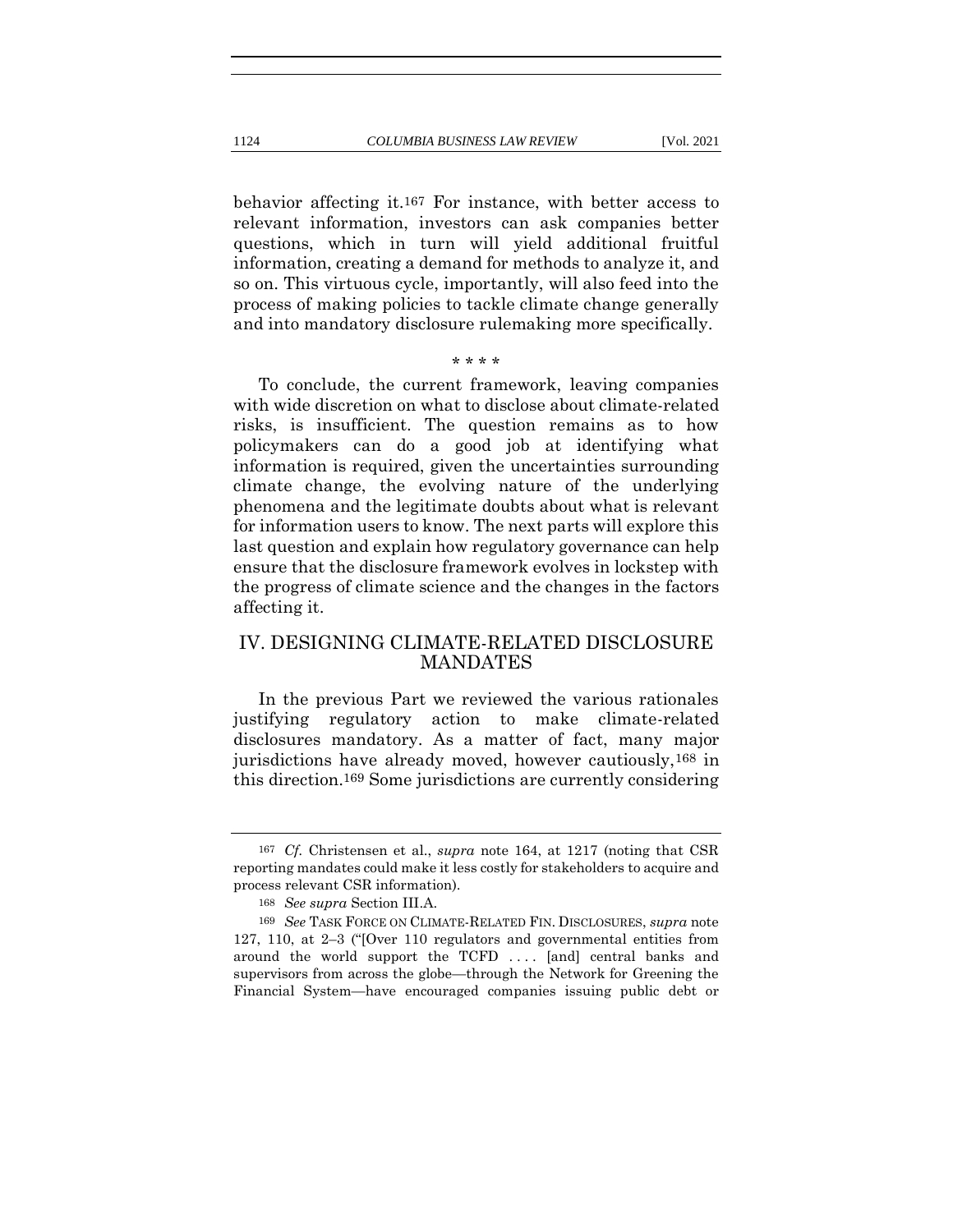behavior affecting it.[167] For instance, with better access to relevant information, investors can ask companies better questions, which in turn will yield additional fruitful information, creating a demand for methods to analyze it, and so on. This virtuous cycle, importantly, will also feed into the process of making policies to tackle climate change generally and into mandatory disclosure rulemaking more specifically.

\* \* \* \*

To conclude, the current framework, leaving companies with wide discretion on what to disclose about climate-related risks, is insufficient. The question remains as to how policymakers can do a good job at identifying what information is required, given the uncertainties surrounding climate change, the evolving nature of the underlying phenomena and the legitimate doubts about what is relevant for information users to know. The next parts will explore this last question and explain how regulatory governance can help ensure that the disclosure framework evolves in lockstep with the progress of climate science and the changes in the factors affecting it.

## IV. DESIGNING CLIMATE-RELATED DISCLOSURE MANDATES

In the previous Part we reviewed the various rationales justifying regulatory action to make climate-related disclosures mandatory. As a matter of fact, many major jurisdictions have already moved, however cautiously,[168] in this direction.[169] Some jurisdictions are currently considering

---

[167] *Cf.* Christensen et al., *supra* note 164, at 1217 (noting that CSR reporting mandates could make it less costly for stakeholders to acquire and process relevant CSR information).

[168] *See supra* Section III.A.

[169] *See* TASK FORCE ON CLIMATE-RELATED FIN. DISCLOSURES, *supra* note 127, 110, at 2–3 ("[Over 110 regulators and governmental entities from around the world support the TCFD . . . . [and] central banks and supervisors from across the globe—through the Network for Greening the Financial System—have encouraged companies issuing public debt or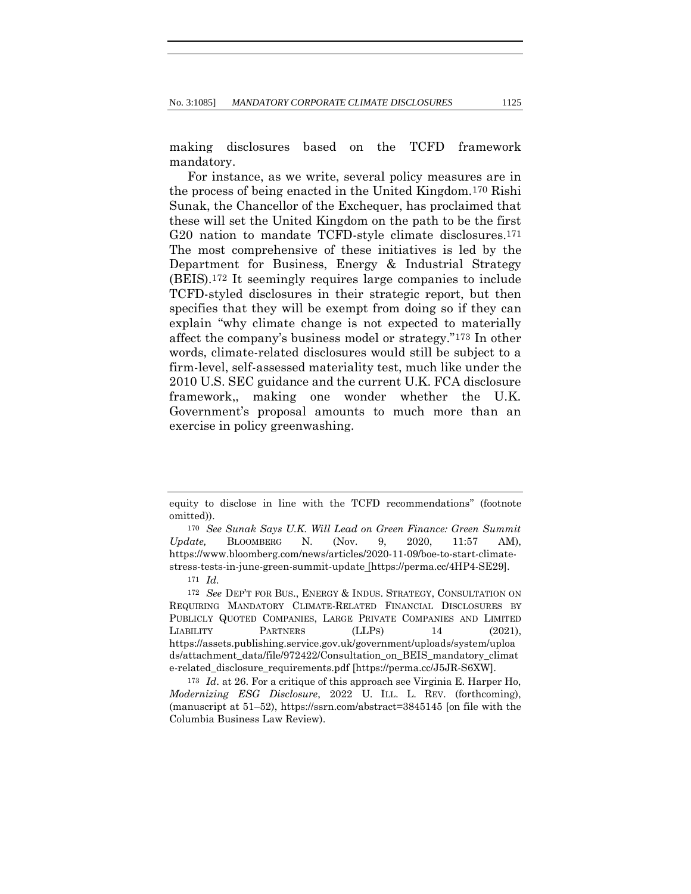making disclosures based on the TCFD framework mandatory.

For instance, as we write, several policy measures are in the process of being enacted in the United Kingdom.[170] Rishi Sunak, the Chancellor of the Exchequer, has proclaimed that these will set the United Kingdom on the path to be the first G20 nation to mandate TCFD-style climate disclosures.[171] The most comprehensive of these initiatives is led by the Department for Business, Energy & Industrial Strategy (BEIS).[172] It seemingly requires large companies to include TCFD-styled disclosures in their strategic report, but then specifies that they will be exempt from doing so if they can explain "why climate change is not expected to materially affect the company's business model or strategy."[173] In other words, climate-related disclosures would still be subject to a firm-level, self-assessed materiality test, much like under the 2010 U.S. SEC guidance and the current U.K. FCA disclosure framework,, making one wonder whether the U.K. Government's proposal amounts to much more than an exercise in policy greenwashing.

---

equity to disclose in line with the TCFD recommendations" (footnote omitted)).

[170] *See Sunak Says U.K. Will Lead on Green Finance: Green Summit Update,* BLOOMBERG N. (Nov. 9, 2020, 11:57 AM), https://www.bloomberg.com/news/articles/2020-11-09/boe-to-start-climate-stress-tests-in-june-green-summit-update [https://perma.cc/4HP4-SE29].

[171] *Id.*

[172] *See* DEP'T FOR BUS., ENERGY & INDUS. STRATEGY, CONSULTATION ON REQUIRING MANDATORY CLIMATE-RELATED FINANCIAL DISCLOSURES BY PUBLICLY QUOTED COMPANIES, LARGE PRIVATE COMPANIES AND LIMITED LIABILITY PARTNERS (LLPS) 14 (2021), https://assets.publishing.service.gov.uk/government/uploads/system/uploads/attachment_data/file/972422/Consultation_on_BEIS_mandatory_climate-related_disclosure_requirements.pdf [https://perma.cc/J5JR-S6XW].

[173] *Id*. at 26. For a critique of this approach see Virginia E. Harper Ho, *Modernizing ESG Disclosure*, 2022 U. ILL. L. REV. (forthcoming), (manuscript at 51–52), https://ssrn.com/abstract=3845145 [on file with the Columbia Business Law Review).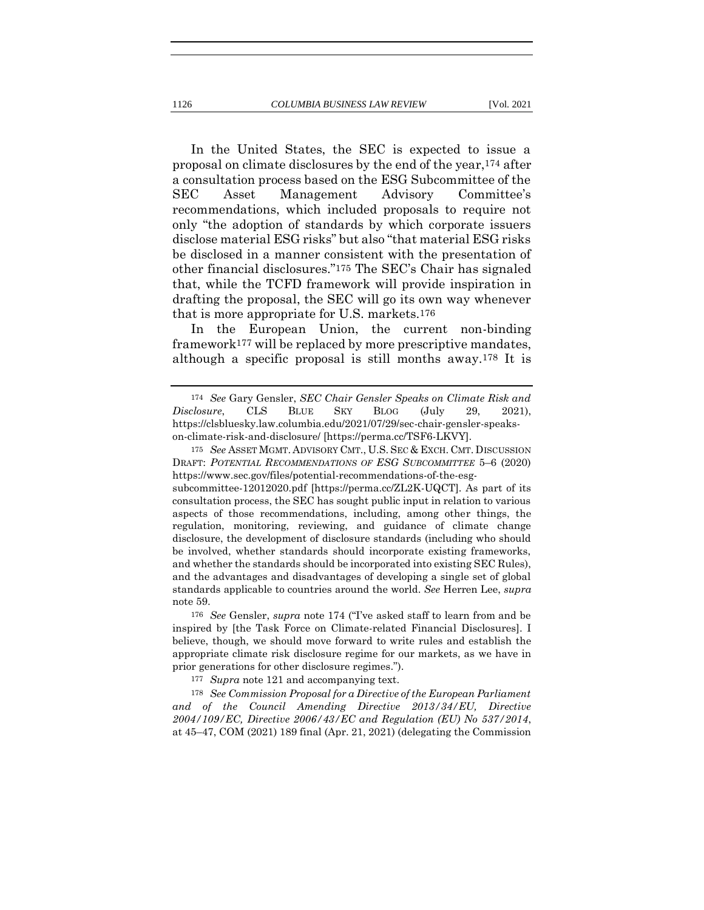In the United States, the SEC is expected to issue a proposal on climate disclosures by the end of the year,[174] after a consultation process based on the ESG Subcommittee of the SEC Asset Management Advisory Committee's recommendations, which included proposals to require not only "the adoption of standards by which corporate issuers disclose material ESG risks" but also "that material ESG risks be disclosed in a manner consistent with the presentation of other financial disclosures."[175] The SEC's Chair has signaled that, while the TCFD framework will provide inspiration in drafting the proposal, the SEC will go its own way whenever that is more appropriate for U.S. markets.[176]

In the European Union, the current non-binding framework[177] will be replaced by more prescriptive mandates, although a specific proposal is still months away.[178] It is

---

[174] *See* Gary Gensler, *SEC Chair Gensler Speaks on Climate Risk and Disclosure*, CLS BLUE SKY BLOG (July 29, 2021), https://clsbluesky.law.columbia.edu/2021/07/29/sec-chair-gensler-speaks-on-climate-risk-and-disclosure/ [https://perma.cc/TSF6-LKVY].

[175] *See* ASSET MGMT. ADVISORY CMT., U.S. SEC & EXCH. CMT. DISCUSSION DRAFT: *POTENTIAL RECOMMENDATIONS OF ESG SUBCOMMITTEE* 5–6 (2020) https://www.sec.gov/files/potential-recommendations-of-the-esg-subcommittee-12012020.pdf [https://perma.cc/ZL2K-UQCT]. As part of its consultation process, the SEC has sought public input in relation to various aspects of those recommendations, including, among other things, the regulation, monitoring, reviewing, and guidance of climate change disclosure, the development of disclosure standards (including who should be involved, whether standards should incorporate existing frameworks, and whether the standards should be incorporated into existing SEC Rules), and the advantages and disadvantages of developing a single set of global standards applicable to countries around the world. *See* Herren Lee, *supra* note 59.

[176] *See* Gensler, *supra* note 174 ("I've asked staff to learn from and be inspired by [the Task Force on Climate-related Financial Disclosures]. I believe, though, we should move forward to write rules and establish the appropriate climate risk disclosure regime for our markets, as we have in prior generations for other disclosure regimes.").

[177] *Supra* note 121 and accompanying text.

[178] *See Commission Proposal for a Directive of the European Parliament and of the Council Amending Directive 2013/34/EU, Directive 2004/109/EC, Directive 2006/43/EC and Regulation (EU) No 537/2014*, at 45–47, COM (2021) 189 final (Apr. 21, 2021) (delegating the Commission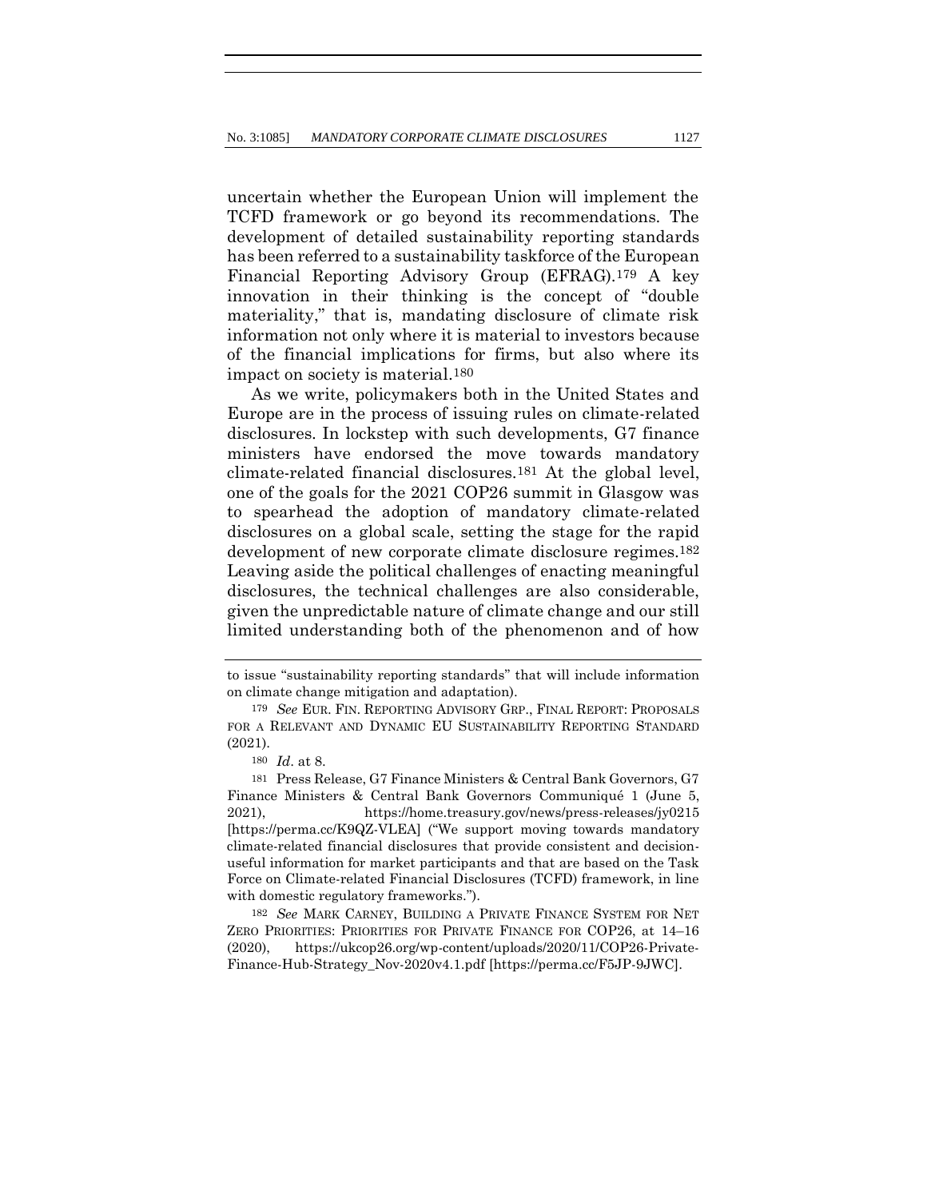uncertain whether the European Union will implement the TCFD framework or go beyond its recommendations. The development of detailed sustainability reporting standards has been referred to a sustainability taskforce of the European Financial Reporting Advisory Group (EFRAG).[179] A key innovation in their thinking is the concept of "double materiality," that is, mandating disclosure of climate risk information not only where it is material to investors because of the financial implications for firms, but also where its impact on society is material.[180]

As we write, policymakers both in the United States and Europe are in the process of issuing rules on climate-related disclosures. In lockstep with such developments, G7 finance ministers have endorsed the move towards mandatory climate-related financial disclosures.[181] At the global level, one of the goals for the 2021 COP26 summit in Glasgow was to spearhead the adoption of mandatory climate-related disclosures on a global scale, setting the stage for the rapid development of new corporate climate disclosure regimes.[182] Leaving aside the political challenges of enacting meaningful disclosures, the technical challenges are also considerable, given the unpredictable nature of climate change and our still limited understanding both of the phenomenon and of how

---

to issue "sustainability reporting standards" that will include information on climate change mitigation and adaptation).

[179] *See* EUR. FIN. REPORTING ADVISORY GRP., FINAL REPORT: PROPOSALS FOR A RELEVANT AND DYNAMIC EU SUSTAINABILITY REPORTING STANDARD (2021).

[180] *Id*. at 8.

[181] Press Release, G7 Finance Ministers & Central Bank Governors, G7 Finance Ministers & Central Bank Governors Communiqué 1 (June 5, 2021), https://home.treasury.gov/news/press-releases/jy0215 [https://perma.cc/K9QZ-VLEA] ("We support moving towards mandatory climate-related financial disclosures that provide consistent and decision-useful information for market participants and that are based on the Task Force on Climate-related Financial Disclosures (TCFD) framework, in line with domestic regulatory frameworks.").

[182] *See* MARK CARNEY, BUILDING A PRIVATE FINANCE SYSTEM FOR NET ZERO PRIORITIES: PRIORITIES FOR PRIVATE FINANCE FOR COP26, at 14–16 (2020), https://ukcop26.org/wp-content/uploads/2020/11/COP26-Private-Finance-Hub-Strategy_Nov-2020v4.1.pdf [https://perma.cc/F5JP-9JWC].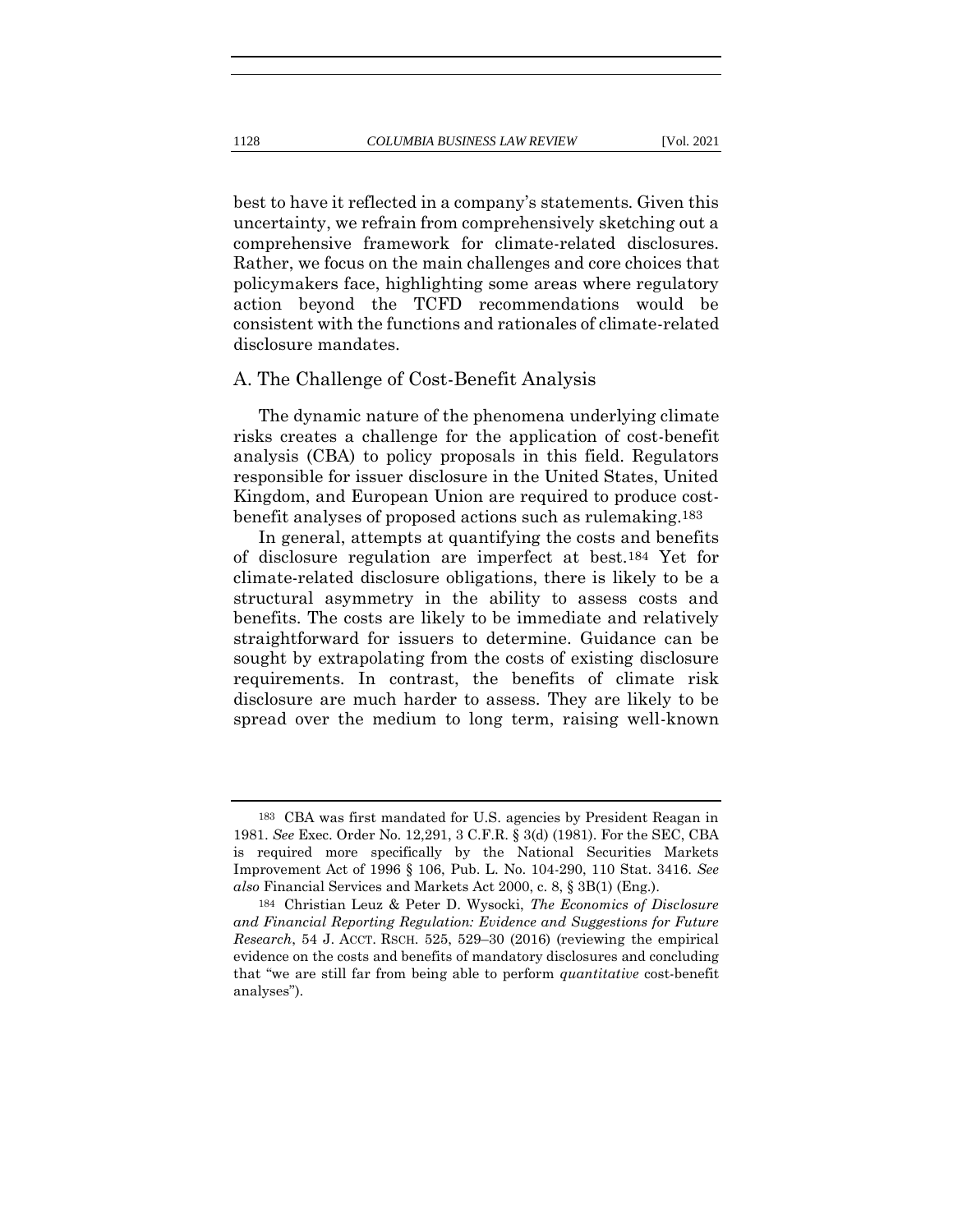best to have it reflected in a company's statements. Given this uncertainty, we refrain from comprehensively sketching out a comprehensive framework for climate-related disclosures. Rather, we focus on the main challenges and core choices that policymakers face, highlighting some areas where regulatory action beyond the TCFD recommendations would be consistent with the functions and rationales of climate-related disclosure mandates.

## A. The Challenge of Cost-Benefit Analysis

The dynamic nature of the phenomena underlying climate risks creates a challenge for the application of cost-benefit analysis (CBA) to policy proposals in this field. Regulators responsible for issuer disclosure in the United States, United Kingdom, and European Union are required to produce cost-benefit analyses of proposed actions such as rulemaking.[183]

In general, attempts at quantifying the costs and benefits of disclosure regulation are imperfect at best.[184] Yet for climate-related disclosure obligations, there is likely to be a structural asymmetry in the ability to assess costs and benefits. The costs are likely to be immediate and relatively straightforward for issuers to determine. Guidance can be sought by extrapolating from the costs of existing disclosure requirements. In contrast, the benefits of climate risk disclosure are much harder to assess. They are likely to be spread over the medium to long term, raising well-known

---

[183] CBA was first mandated for U.S. agencies by President Reagan in 1981. *See* Exec. Order No. 12,291, 3 C.F.R. § 3(d) (1981). For the SEC, CBA is required more specifically by the National Securities Markets Improvement Act of 1996 § 106, Pub. L. No. 104-290, 110 Stat. 3416. *See also* Financial Services and Markets Act 2000, c. 8, § 3B(1) (Eng.).

[184] Christian Leuz & Peter D. Wysocki, *The Economics of Disclosure and Financial Reporting Regulation: Evidence and Suggestions for Future Research*, 54 J. ACCT. RSCH. 525, 529–30 (2016) (reviewing the empirical evidence on the costs and benefits of mandatory disclosures and concluding that "we are still far from being able to perform *quantitative* cost-benefit analyses").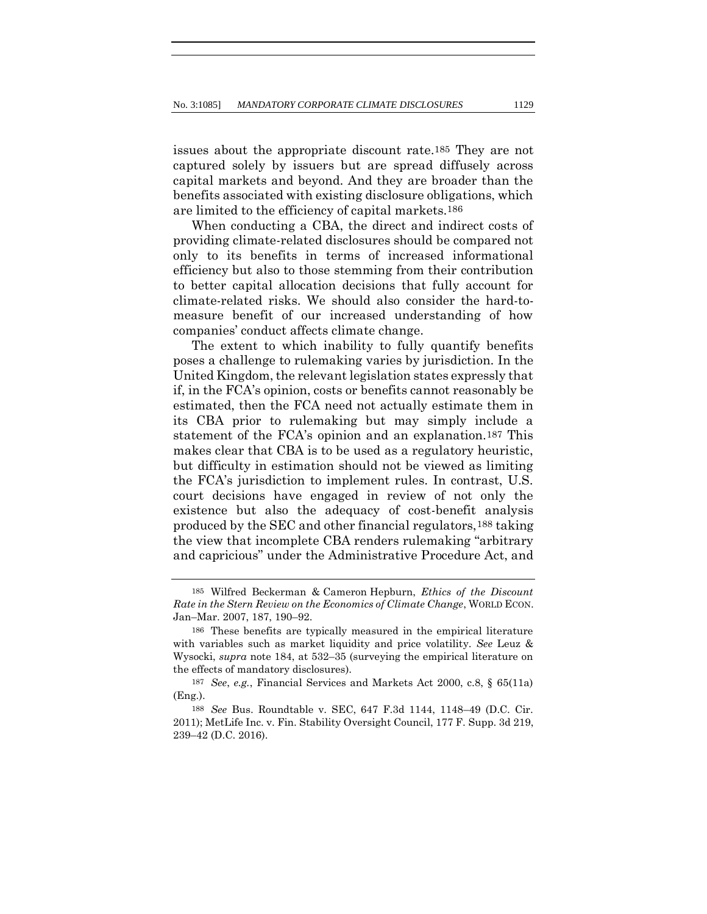issues about the appropriate discount rate.[185] They are not captured solely by issuers but are spread diffusely across capital markets and beyond. And they are broader than the benefits associated with existing disclosure obligations, which are limited to the efficiency of capital markets.[186]

When conducting a CBA, the direct and indirect costs of providing climate-related disclosures should be compared not only to its benefits in terms of increased informational efficiency but also to those stemming from their contribution to better capital allocation decisions that fully account for climate-related risks. We should also consider the hard-to-measure benefit of our increased understanding of how companies' conduct affects climate change.

The extent to which inability to fully quantify benefits poses a challenge to rulemaking varies by jurisdiction. In the United Kingdom, the relevant legislation states expressly that if, in the FCA's opinion, costs or benefits cannot reasonably be estimated, then the FCA need not actually estimate them in its CBA prior to rulemaking but may simply include a statement of the FCA's opinion and an explanation.[187] This makes clear that CBA is to be used as a regulatory heuristic, but difficulty in estimation should not be viewed as limiting the FCA's jurisdiction to implement rules. In contrast, U.S. court decisions have engaged in review of not only the existence but also the adequacy of cost-benefit analysis produced by the SEC and other financial regulators,[188] taking the view that incomplete CBA renders rulemaking "arbitrary and capricious" under the Administrative Procedure Act, and

---

[185] Wilfred Beckerman & Cameron Hepburn, *Ethics of the Discount Rate in the Stern Review on the Economics of Climate Change*, WORLD ECON. Jan–Mar. 2007, 187, 190–92.

[186] These benefits are typically measured in the empirical literature with variables such as market liquidity and price volatility. *See* Leuz & Wysocki, *supra* note 184, at 532–35 (surveying the empirical literature on the effects of mandatory disclosures).

[187] *See*, *e.g.*, Financial Services and Markets Act 2000, c.8, § 65(11a) (Eng.).

[188] *See* Bus. Roundtable v. SEC, 647 F.3d 1144, 1148–49 (D.C. Cir. 2011); MetLife Inc. v. Fin. Stability Oversight Council, 177 F. Supp. 3d 219, 239–42 (D.C. 2016).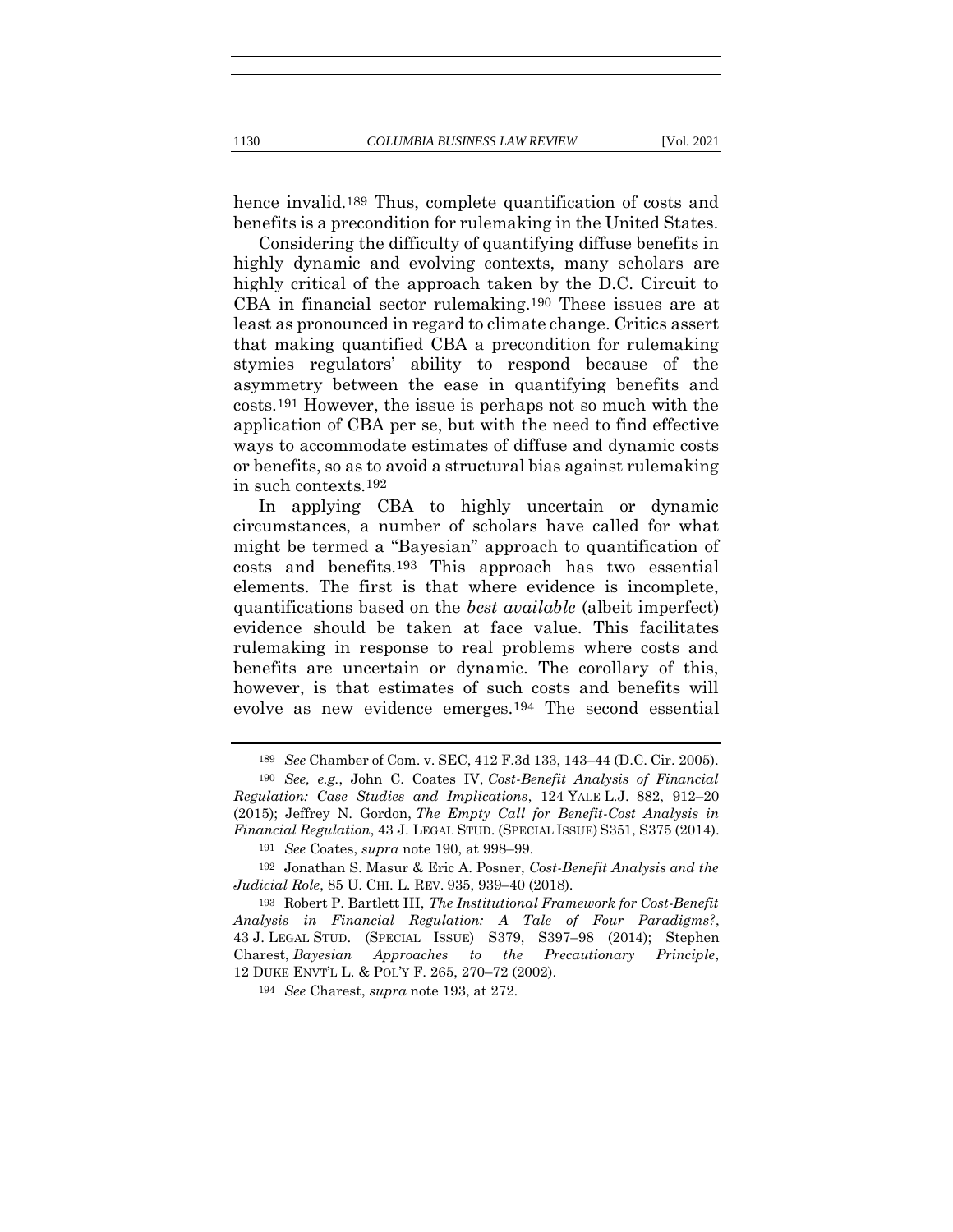hence invalid.[189] Thus, complete quantification of costs and benefits is a precondition for rulemaking in the United States.

Considering the difficulty of quantifying diffuse benefits in highly dynamic and evolving contexts, many scholars are highly critical of the approach taken by the D.C. Circuit to CBA in financial sector rulemaking.[190] These issues are at least as pronounced in regard to climate change. Critics assert that making quantified CBA a precondition for rulemaking stymies regulators' ability to respond because of the asymmetry between the ease in quantifying benefits and costs.[191] However, the issue is perhaps not so much with the application of CBA per se, but with the need to find effective ways to accommodate estimates of diffuse and dynamic costs or benefits, so as to avoid a structural bias against rulemaking in such contexts.[192]

In applying CBA to highly uncertain or dynamic circumstances, a number of scholars have called for what might be termed a "Bayesian" approach to quantification of costs and benefits.[193] This approach has two essential elements. The first is that where evidence is incomplete, quantifications based on the *best available* (albeit imperfect) evidence should be taken at face value. This facilitates rulemaking in response to real problems where costs and benefits are uncertain or dynamic. The corollary of this, however, is that estimates of such costs and benefits will evolve as new evidence emerges.[194] The second essential

---

[189] *See* Chamber of Com. v. SEC, 412 F.3d 133, 143–44 (D.C. Cir. 2005).

[190] *See, e.g.*, John C. Coates IV, *Cost-Benefit Analysis of Financial Regulation: Case Studies and Implications*, 124 YALE L.J. 882, 912–20 (2015); Jeffrey N. Gordon, *The Empty Call for Benefit-Cost Analysis in Financial Regulation*, 43 J. LEGAL STUD. (SPECIAL ISSUE) S351, S375 (2014).

[191] *See* Coates, *supra* note 190, at 998–99.

[192] Jonathan S. Masur & Eric A. Posner, *Cost-Benefit Analysis and the Judicial Role*, 85 U. CHI. L. REV. 935, 939–40 (2018).

[193] Robert P. Bartlett III, *The Institutional Framework for Cost-Benefit Analysis in Financial Regulation: A Tale of Four Paradigms?*, 43 J. LEGAL STUD. (SPECIAL ISSUE) S379, S397–98 (2014); Stephen Charest, *Bayesian Approaches to the Precautionary Principle*, 12 DUKE ENVT'L L. & POL'Y F. 265, 270–72 (2002).

[194] *See* Charest, *supra* note 193, at 272.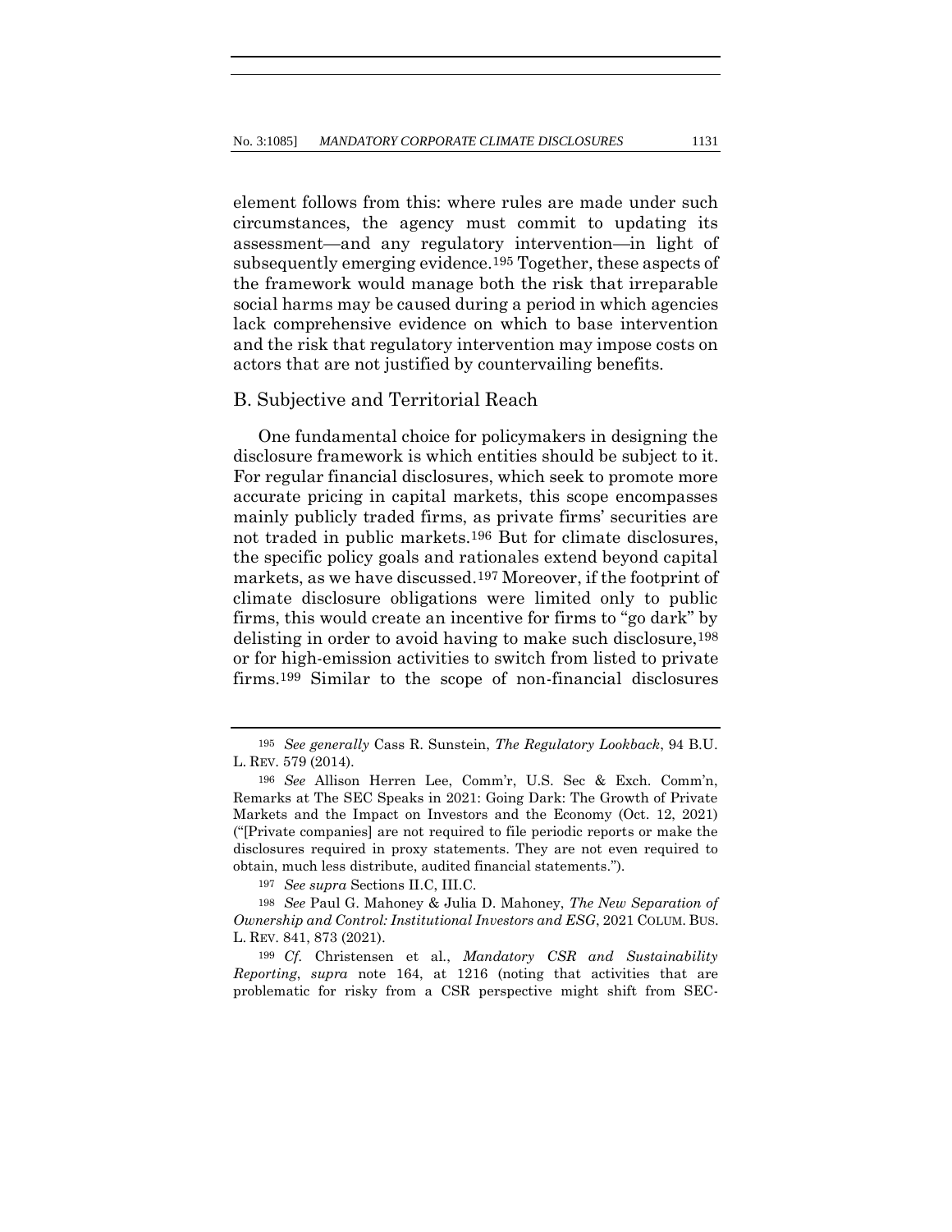element follows from this: where rules are made under such circumstances, the agency must commit to updating its assessment—and any regulatory intervention—in light of subsequently emerging evidence.[195] Together, these aspects of the framework would manage both the risk that irreparable social harms may be caused during a period in which agencies lack comprehensive evidence on which to base intervention and the risk that regulatory intervention may impose costs on actors that are not justified by countervailing benefits.

## B. Subjective and Territorial Reach

One fundamental choice for policymakers in designing the disclosure framework is which entities should be subject to it. For regular financial disclosures, which seek to promote more accurate pricing in capital markets, this scope encompasses mainly publicly traded firms, as private firms' securities are not traded in public markets.[196] But for climate disclosures, the specific policy goals and rationales extend beyond capital markets, as we have discussed.[197] Moreover, if the footprint of climate disclosure obligations were limited only to public firms, this would create an incentive for firms to "go dark" by delisting in order to avoid having to make such disclosure,[198] or for high-emission activities to switch from listed to private firms.[199] Similar to the scope of non-financial disclosures

---

[195] *See generally* Cass R. Sunstein, *The Regulatory Lookback*, 94 B.U. L. REV. 579 (2014).

[196] *See* Allison Herren Lee, Comm'r, U.S. Sec & Exch. Comm'n, Remarks at The SEC Speaks in 2021: Going Dark: The Growth of Private Markets and the Impact on Investors and the Economy (Oct. 12, 2021) ("[Private companies] are not required to file periodic reports or make the disclosures required in proxy statements. They are not even required to obtain, much less distribute, audited financial statements.").

[197] *See supra* Sections II.C, III.C.

[198] *See* Paul G. Mahoney & Julia D. Mahoney, *The New Separation of Ownership and Control: Institutional Investors and ESG*, 2021 COLUM. BUS. L. REV. 841, 873 (2021).

[199] *Cf.* Christensen et al., *Mandatory CSR and Sustainability Reporting*, *supra* note 164, at 1216 (noting that activities that are problematic for risky from a CSR perspective might shift from SEC-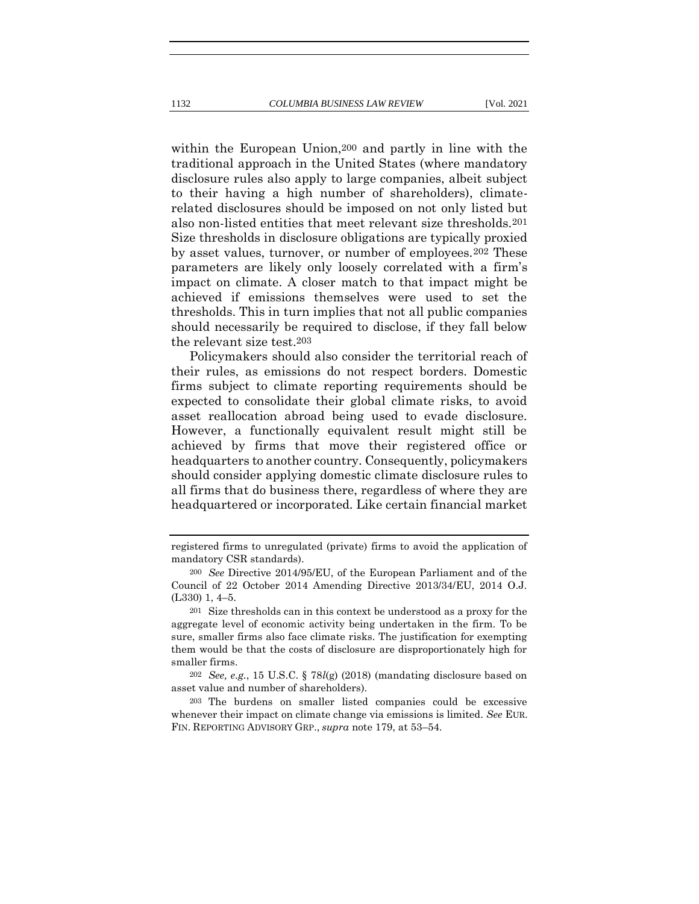within the European Union,[200] and partly in line with the traditional approach in the United States (where mandatory disclosure rules also apply to large companies, albeit subject to their having a high number of shareholders), climate-related disclosures should be imposed on not only listed but also non-listed entities that meet relevant size thresholds.[201] Size thresholds in disclosure obligations are typically proxied by asset values, turnover, or number of employees.[202] These parameters are likely only loosely correlated with a firm's impact on climate. A closer match to that impact might be achieved if emissions themselves were used to set the thresholds. This in turn implies that not all public companies should necessarily be required to disclose, if they fall below the relevant size test.[203]

Policymakers should also consider the territorial reach of their rules, as emissions do not respect borders. Domestic firms subject to climate reporting requirements should be expected to consolidate their global climate risks, to avoid asset reallocation abroad being used to evade disclosure. However, a functionally equivalent result might still be achieved by firms that move their registered office or headquarters to another country. Consequently, policymakers should consider applying domestic climate disclosure rules to all firms that do business there, regardless of where they are headquartered or incorporated. Like certain financial market

---

registered firms to unregulated (private) firms to avoid the application of mandatory CSR standards).

[200] *See* Directive 2014/95/EU, of the European Parliament and of the Council of 22 October 2014 Amending Directive 2013/34/EU, 2014 O.J. (L330) 1, 4–5.

[201] Size thresholds can in this context be understood as a proxy for the aggregate level of economic activity being undertaken in the firm. To be sure, smaller firms also face climate risks. The justification for exempting them would be that the costs of disclosure are disproportionately high for smaller firms.

[202] *See, e.g.*, 15 U.S.C. § 78*l*(g) (2018) (mandating disclosure based on asset value and number of shareholders).

[203] The burdens on smaller listed companies could be excessive whenever their impact on climate change via emissions is limited. *See* EUR. FIN. REPORTING ADVISORY GRP., *supra* note 179, at 53–54.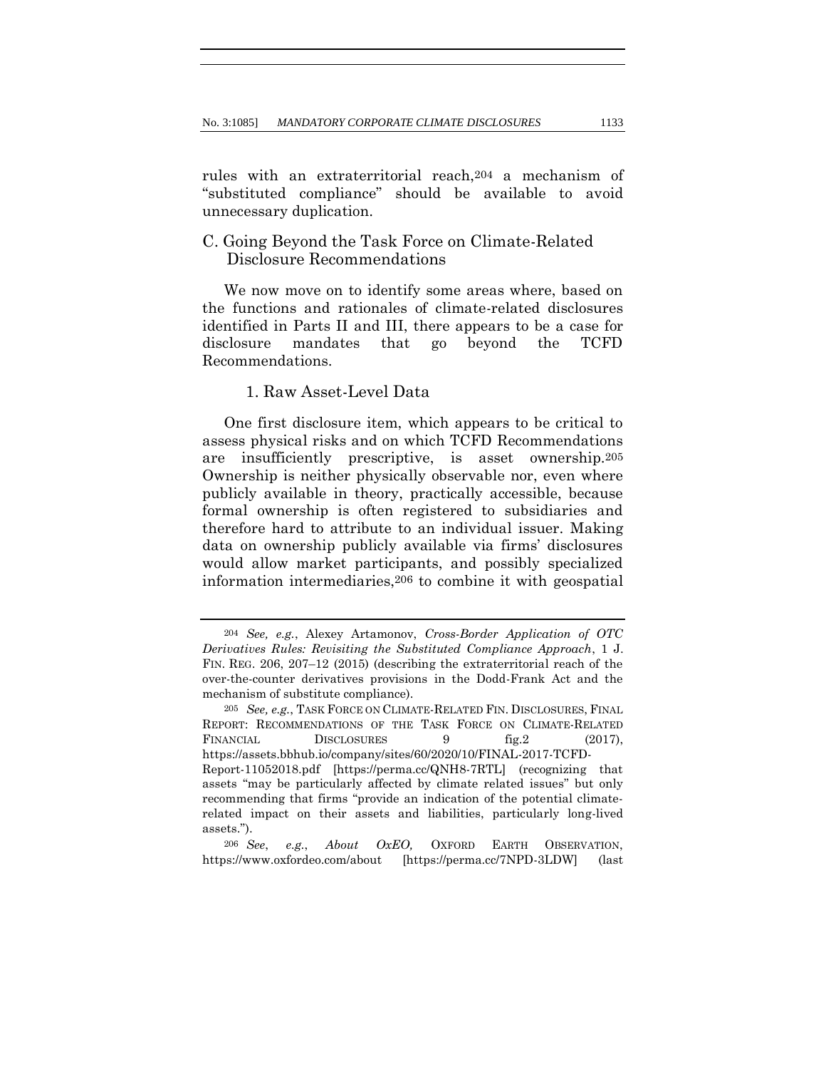rules with an extraterritorial reach,[204] a mechanism of "substituted compliance" should be available to avoid unnecessary duplication.

## C. Going Beyond the Task Force on Climate-Related Disclosure Recommendations

We now move on to identify some areas where, based on the functions and rationales of climate-related disclosures identified in Parts II and III, there appears to be a case for disclosure mandates that go beyond the TCFD Recommendations.

### 1. Raw Asset-Level Data

One first disclosure item, which appears to be critical to assess physical risks and on which TCFD Recommendations are insufficiently prescriptive, is asset ownership.[205] Ownership is neither physically observable nor, even where publicly available in theory, practically accessible, because formal ownership is often registered to subsidiaries and therefore hard to attribute to an individual issuer. Making data on ownership publicly available via firms' disclosures would allow market participants, and possibly specialized information intermediaries,[206] to combine it with geospatial

---

[204] *See, e.g.*, Alexey Artamonov, *Cross-Border Application of OTC Derivatives Rules: Revisiting the Substituted Compliance Approach*, 1 J. FIN. REG. 206, 207–12 (2015) (describing the extraterritorial reach of the over-the-counter derivatives provisions in the Dodd-Frank Act and the mechanism of substitute compliance).

[205] *See, e.g.*, TASK FORCE ON CLIMATE-RELATED FIN. DISCLOSURES, FINAL REPORT: RECOMMENDATIONS OF THE TASK FORCE ON CLIMATE-RELATED FINANCIAL DISCLOSURES 9 fig.2 (2017), https://assets.bbhub.io/company/sites/60/2020/10/FINAL-2017-TCFD-Report-11052018.pdf [https://perma.cc/QNH8-7RTL] (recognizing that assets "may be particularly affected by climate related issues" but only recommending that firms "provide an indication of the potential climate-related impact on their assets and liabilities, particularly long-lived assets.").

[206] *See*, *e.g.*, *About OxEO,* OXFORD EARTH OBSERVATION, https://www.oxfordeo.com/about [https://perma.cc/7NPD-3LDW] (last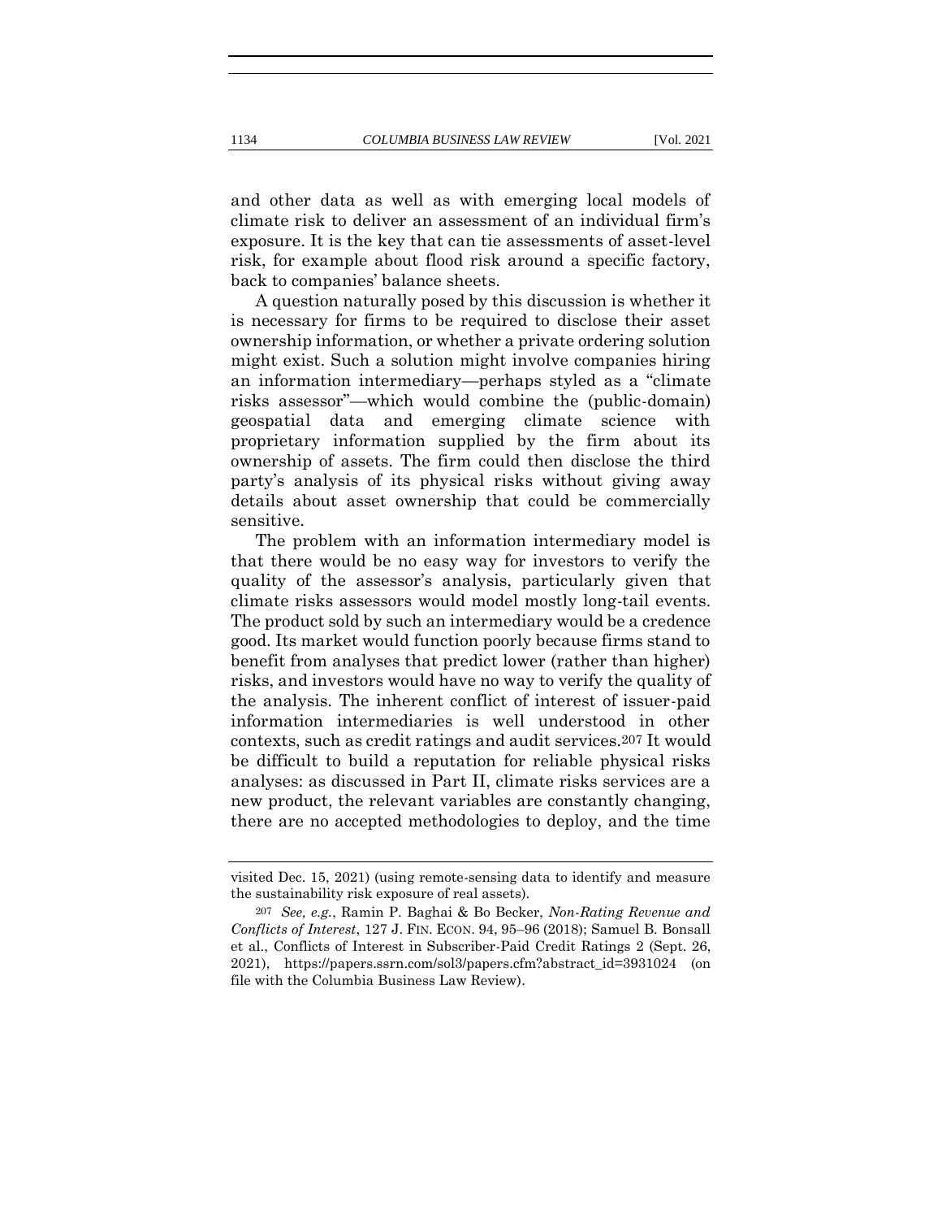and other data as well as with emerging local models of climate risk to deliver an assessment of an individual firm's exposure. It is the key that can tie assessments of asset-level risk, for example about flood risk around a specific factory, back to companies' balance sheets.

A question naturally posed by this discussion is whether it is necessary for firms to be required to disclose their asset ownership information, or whether a private ordering solution might exist. Such a solution might involve companies hiring an information intermediary—perhaps styled as a "climate risks assessor"—which would combine the (public-domain) geospatial data and emerging climate science with proprietary information supplied by the firm about its ownership of assets. The firm could then disclose the third party's analysis of its physical risks without giving away details about asset ownership that could be commercially sensitive.

The problem with an information intermediary model is that there would be no easy way for investors to verify the quality of the assessor's analysis, particularly given that climate risks assessors would model mostly long-tail events. The product sold by such an intermediary would be a credence good. Its market would function poorly because firms stand to benefit from analyses that predict lower (rather than higher) risks, and investors would have no way to verify the quality of the analysis. The inherent conflict of interest of issuer-paid information intermediaries is well understood in other contexts, such as credit ratings and audit services.[207] It would be difficult to build a reputation for reliable physical risks analyses: as discussed in Part II, climate risks services are a new product, the relevant variables are constantly changing, there are no accepted methodologies to deploy, and the time

---

visited Dec. 15, 2021) (using remote-sensing data to identify and measure the sustainability risk exposure of real assets).

[207] *See, e.g.*, Ramin P. Baghai & Bo Becker, *Non-Rating Revenue and Conflicts of Interest*, 127 J. FIN. ECON. 94, 95–96 (2018); Samuel B. Bonsall et al., Conflicts of Interest in Subscriber-Paid Credit Ratings 2 (Sept. 26, 2021), https://papers.ssrn.com/sol3/papers.cfm?abstract_id=3931024 (on file with the Columbia Business Law Review).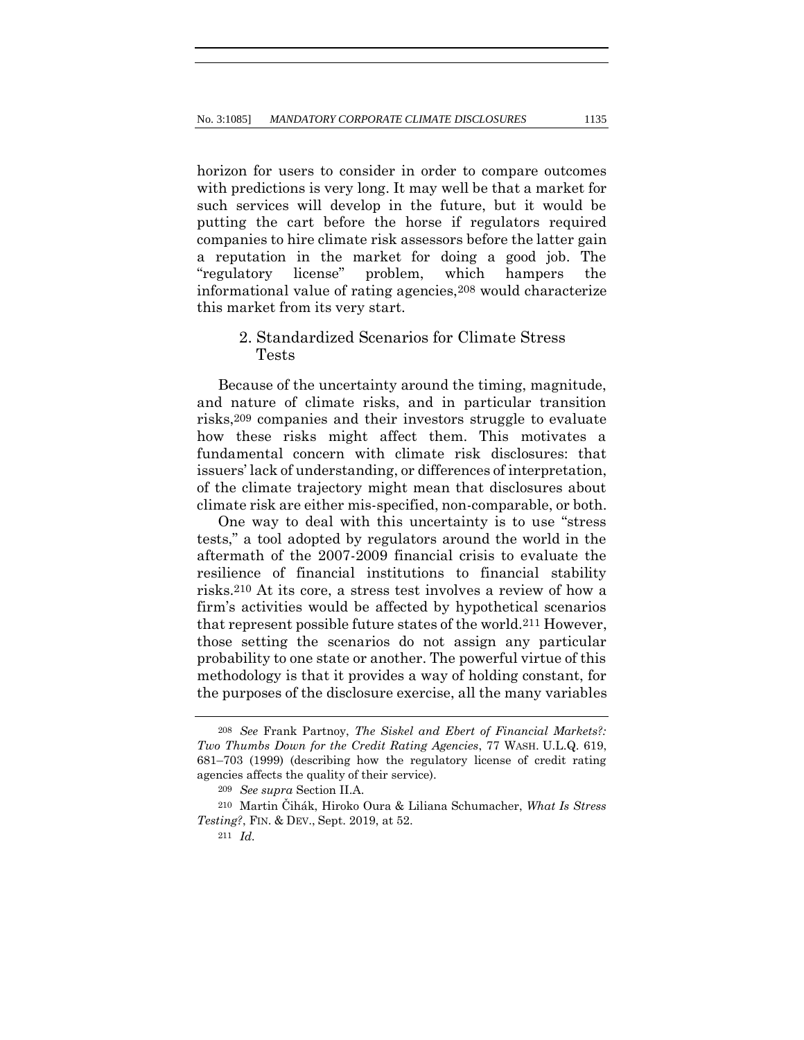horizon for users to consider in order to compare outcomes with predictions is very long. It may well be that a market for such services will develop in the future, but it would be putting the cart before the horse if regulators required companies to hire climate risk assessors before the latter gain a reputation in the market for doing a good job. The "regulatory license" problem, which hampers the informational value of rating agencies,[208] would characterize this market from its very start.

### 2. Standardized Scenarios for Climate Stress Tests

Because of the uncertainty around the timing, magnitude, and nature of climate risks, and in particular transition risks,[209] companies and their investors struggle to evaluate how these risks might affect them. This motivates a fundamental concern with climate risk disclosures: that issuers' lack of understanding, or differences of interpretation, of the climate trajectory might mean that disclosures about climate risk are either mis-specified, non-comparable, or both.

One way to deal with this uncertainty is to use "stress tests," a tool adopted by regulators around the world in the aftermath of the 2007-2009 financial crisis to evaluate the resilience of financial institutions to financial stability risks.[210] At its core, a stress test involves a review of how a firm's activities would be affected by hypothetical scenarios that represent possible future states of the world.[211] However, those setting the scenarios do not assign any particular probability to one state or another. The powerful virtue of this methodology is that it provides a way of holding constant, for the purposes of the disclosure exercise, all the many variables

---

[208] *See* Frank Partnoy, *The Siskel and Ebert of Financial Markets?: Two Thumbs Down for the Credit Rating Agencies*, 77 WASH. U.L.Q. 619, 681–703 (1999) (describing how the regulatory license of credit rating agencies affects the quality of their service).

[209] *See supra* Section II.A.

[210] Martin Čihák, Hiroko Oura & Liliana Schumacher, *What Is Stress Testing?*, FIN. & DEV., Sept. 2019, at 52.

[211] *Id.*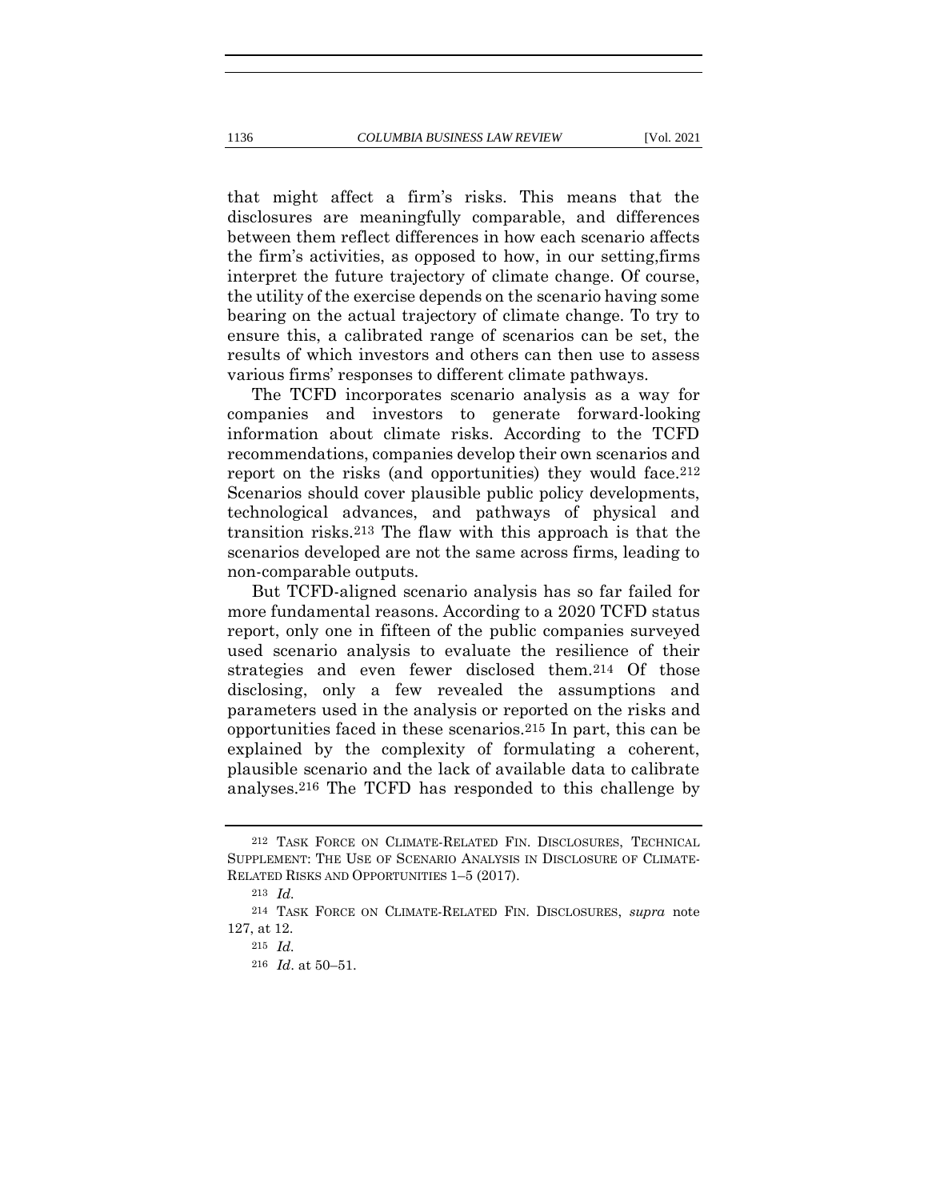that might affect a firm's risks. This means that the disclosures are meaningfully comparable, and differences between them reflect differences in how each scenario affects the firm's activities, as opposed to how, in our setting,firms interpret the future trajectory of climate change. Of course, the utility of the exercise depends on the scenario having some bearing on the actual trajectory of climate change. To try to ensure this, a calibrated range of scenarios can be set, the results of which investors and others can then use to assess various firms' responses to different climate pathways.

The TCFD incorporates scenario analysis as a way for companies and investors to generate forward-looking information about climate risks. According to the TCFD recommendations, companies develop their own scenarios and report on the risks (and opportunities) they would face.[212] Scenarios should cover plausible public policy developments, technological advances, and pathways of physical and transition risks.[213] The flaw with this approach is that the scenarios developed are not the same across firms, leading to non-comparable outputs.

But TCFD-aligned scenario analysis has so far failed for more fundamental reasons. According to a 2020 TCFD status report, only one in fifteen of the public companies surveyed used scenario analysis to evaluate the resilience of their strategies and even fewer disclosed them.[214] Of those disclosing, only a few revealed the assumptions and parameters used in the analysis or reported on the risks and opportunities faced in these scenarios.[215] In part, this can be explained by the complexity of formulating a coherent, plausible scenario and the lack of available data to calibrate analyses.[216] The TCFD has responded to this challenge by

---

[212] TASK FORCE ON CLIMATE-RELATED FIN. DISCLOSURES, TECHNICAL SUPPLEMENT: THE USE OF SCENARIO ANALYSIS IN DISCLOSURE OF CLIMATE-RELATED RISKS AND OPPORTUNITIES 1–5 (2017).

[213] *Id.*

[214] TASK FORCE ON CLIMATE-RELATED FIN. DISCLOSURES, *supra* note 127, at 12.

[215] *Id.*

[216] *Id*. at 50–51.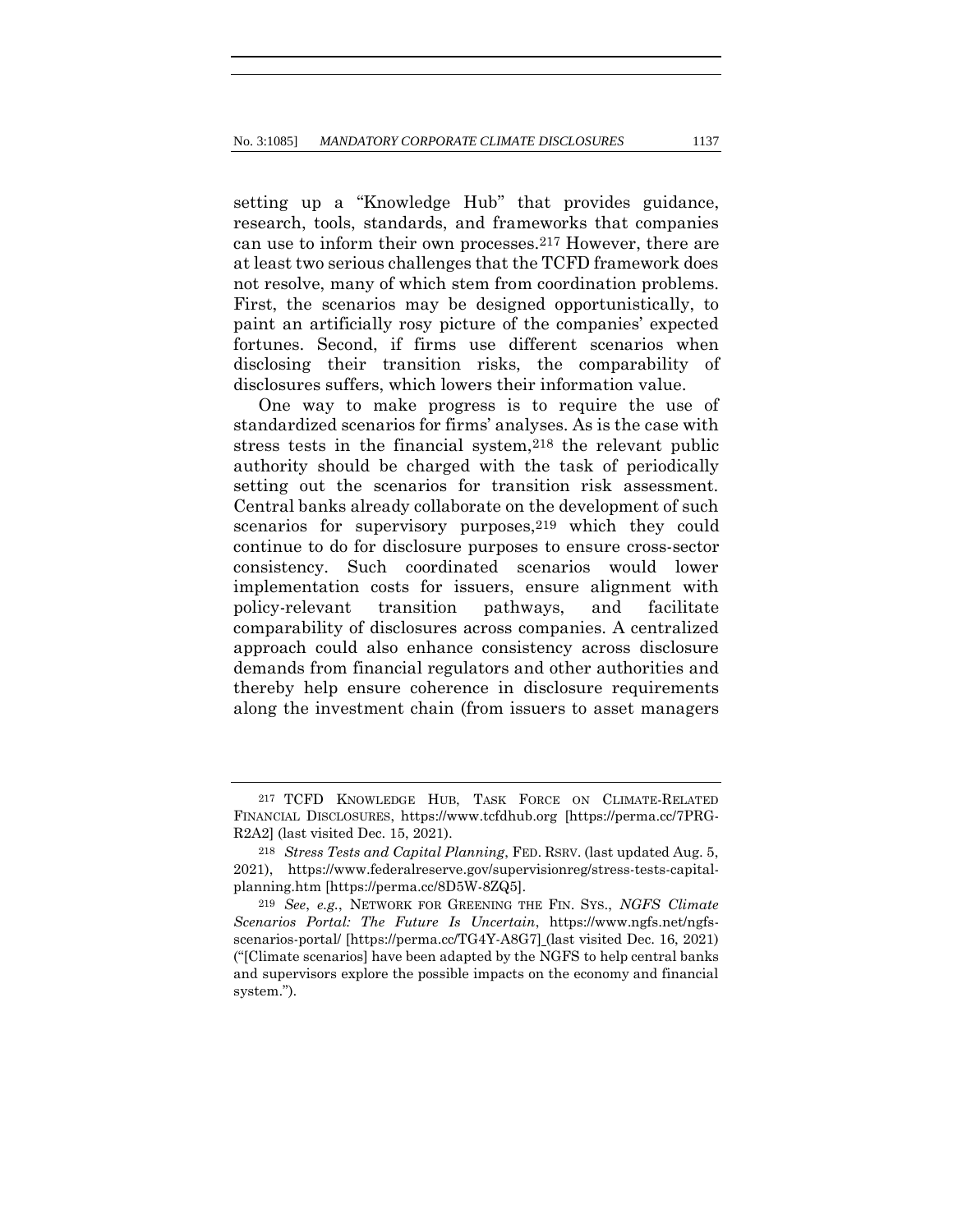setting up a "Knowledge Hub" that provides guidance, research, tools, standards, and frameworks that companies can use to inform their own processes.[217] However, there are at least two serious challenges that the TCFD framework does not resolve, many of which stem from coordination problems. First, the scenarios may be designed opportunistically, to paint an artificially rosy picture of the companies' expected fortunes. Second, if firms use different scenarios when disclosing their transition risks, the comparability of disclosures suffers, which lowers their information value.

One way to make progress is to require the use of standardized scenarios for firms' analyses. As is the case with stress tests in the financial system,[218] the relevant public authority should be charged with the task of periodically setting out the scenarios for transition risk assessment. Central banks already collaborate on the development of such scenarios for supervisory purposes,[219] which they could continue to do for disclosure purposes to ensure cross-sector consistency. Such coordinated scenarios would lower implementation costs for issuers, ensure alignment with policy-relevant transition pathways, and facilitate comparability of disclosures across companies. A centralized approach could also enhance consistency across disclosure demands from financial regulators and other authorities and thereby help ensure coherence in disclosure requirements along the investment chain (from issuers to asset managers

---

[217] TCFD KNOWLEDGE HUB, TASK FORCE ON CLIMATE-RELATED FINANCIAL DISCLOSURES, https://www.tcfdhub.org [https://perma.cc/7PRG-R2A2] (last visited Dec. 15, 2021).

[218] *Stress Tests and Capital Planning*, FED. RSRV. (last updated Aug. 5, 2021), https://www.federalreserve.gov/supervisionreg/stress-tests-capital-planning.htm [https://perma.cc/8D5W-8ZQ5].

[219] *See*, *e.g.*, NETWORK FOR GREENING THE FIN. SYS., *NGFS Climate Scenarios Portal: The Future Is Uncertain*, https://www.ngfs.net/ngfs-scenarios-portal/ [https://perma.cc/TG4Y-A8G7] (last visited Dec. 16, 2021) ("[Climate scenarios] have been adapted by the NGFS to help central banks and supervisors explore the possible impacts on the economy and financial system.").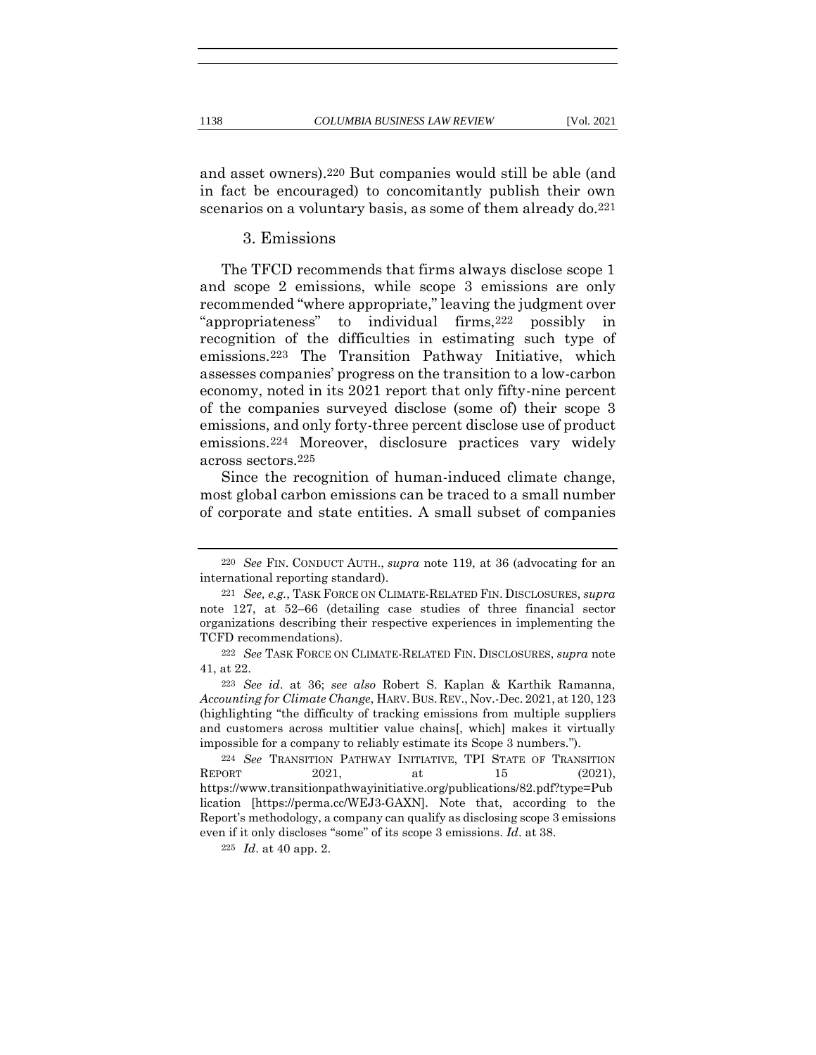and asset owners).[220] But companies would still be able (and in fact be encouraged) to concomitantly publish their own scenarios on a voluntary basis, as some of them already do.[221]

### 3. Emissions

The TFCD recommends that firms always disclose scope 1 and scope 2 emissions, while scope 3 emissions are only recommended "where appropriate," leaving the judgment over "appropriateness" to individual firms,[222] possibly in recognition of the difficulties in estimating such type of emissions.[223] The Transition Pathway Initiative, which assesses companies' progress on the transition to a low-carbon economy, noted in its 2021 report that only fifty-nine percent of the companies surveyed disclose (some of) their scope 3 emissions, and only forty-three percent disclose use of product emissions.[224] Moreover, disclosure practices vary widely across sectors.[225]

Since the recognition of human-induced climate change, most global carbon emissions can be traced to a small number of corporate and state entities. A small subset of companies

---

[220] *See* FIN. CONDUCT AUTH., *supra* note 119, at 36 (advocating for an international reporting standard).

[221] *See, e.g.*, TASK FORCE ON CLIMATE-RELATED FIN. DISCLOSURES, *supra* note 127, at 52–66 (detailing case studies of three financial sector organizations describing their respective experiences in implementing the TCFD recommendations).

[222] *See* TASK FORCE ON CLIMATE-RELATED FIN. DISCLOSURES, *supra* note 41, at 22.

[223] *See id*. at 36; *see also* Robert S. Kaplan & Karthik Ramanna, *Accounting for Climate Change*, HARV. BUS. REV., Nov.-Dec. 2021, at 120, 123 (highlighting "the difficulty of tracking emissions from multiple suppliers and customers across multitier value chains[, which] makes it virtually impossible for a company to reliably estimate its Scope 3 numbers.").

[224] *See* TRANSITION PATHWAY INITIATIVE, TPI STATE OF TRANSITION REPORT 2021, at 15 (2021), https://www.transitionpathwayinitiative.org/publications/82.pdf?type=Publication [https://perma.cc/WEJ3-GAXN]. Note that, according to the Report's methodology, a company can qualify as disclosing scope 3 emissions even if it only discloses "some" of its scope 3 emissions. *Id*. at 38.

[225] *Id*. at 40 app. 2.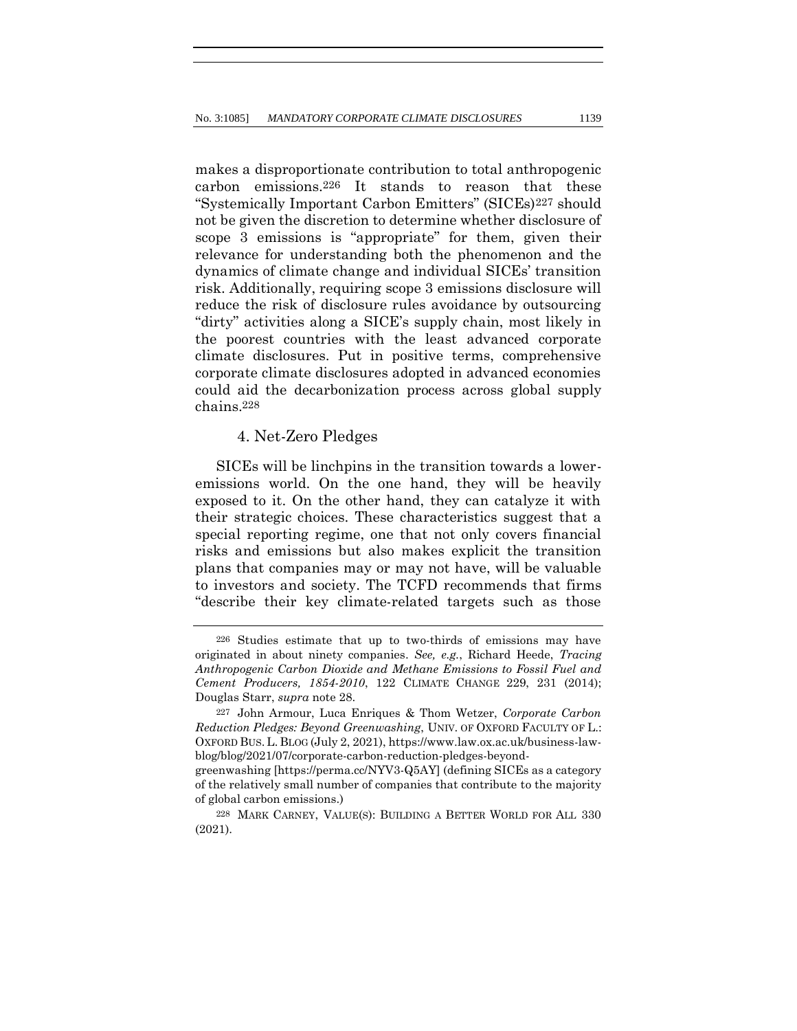makes a disproportionate contribution to total anthropogenic carbon emissions.[226] It stands to reason that these "Systemically Important Carbon Emitters" (SICEs)[227] should not be given the discretion to determine whether disclosure of scope 3 emissions is "appropriate" for them, given their relevance for understanding both the phenomenon and the dynamics of climate change and individual SICEs' transition risk. Additionally, requiring scope 3 emissions disclosure will reduce the risk of disclosure rules avoidance by outsourcing "dirty" activities along a SICE's supply chain, most likely in the poorest countries with the least advanced corporate climate disclosures. Put in positive terms, comprehensive corporate climate disclosures adopted in advanced economies could aid the decarbonization process across global supply chains.[228]

#### 4. Net-Zero Pledges

SICEs will be linchpins in the transition towards a lower-emissions world. On the one hand, they will be heavily exposed to it. On the other hand, they can catalyze it with their strategic choices. These characteristics suggest that a special reporting regime, one that not only covers financial risks and emissions but also makes explicit the transition plans that companies may or may not have, will be valuable to investors and society. The TCFD recommends that firms "describe their key climate-related targets such as those

---

[226] Studies estimate that up to two-thirds of emissions may have originated in about ninety companies. *See, e.g.*, Richard Heede, *Tracing Anthropogenic Carbon Dioxide and Methane Emissions to Fossil Fuel and Cement Producers, 1854-2010*, 122 CLIMATE CHANGE 229, 231 (2014); Douglas Starr, *supra* note 28.

[227] John Armour, Luca Enriques & Thom Wetzer, *Corporate Carbon Reduction Pledges: Beyond Greenwashing*, UNIV. OF OXFORD FACULTY OF L.: OXFORD BUS. L. BLOG (July 2, 2021), https://www.law.ox.ac.uk/business-law-blog/blog/2021/07/corporate-carbon-reduction-pledges-beyond-greenwashing [https://perma.cc/NYV3-Q5AY] (defining SICEs as a category of the relatively small number of companies that contribute to the majority of global carbon emissions.)

[228] MARK CARNEY, VALUE(S): BUILDING A BETTER WORLD FOR ALL 330 (2021).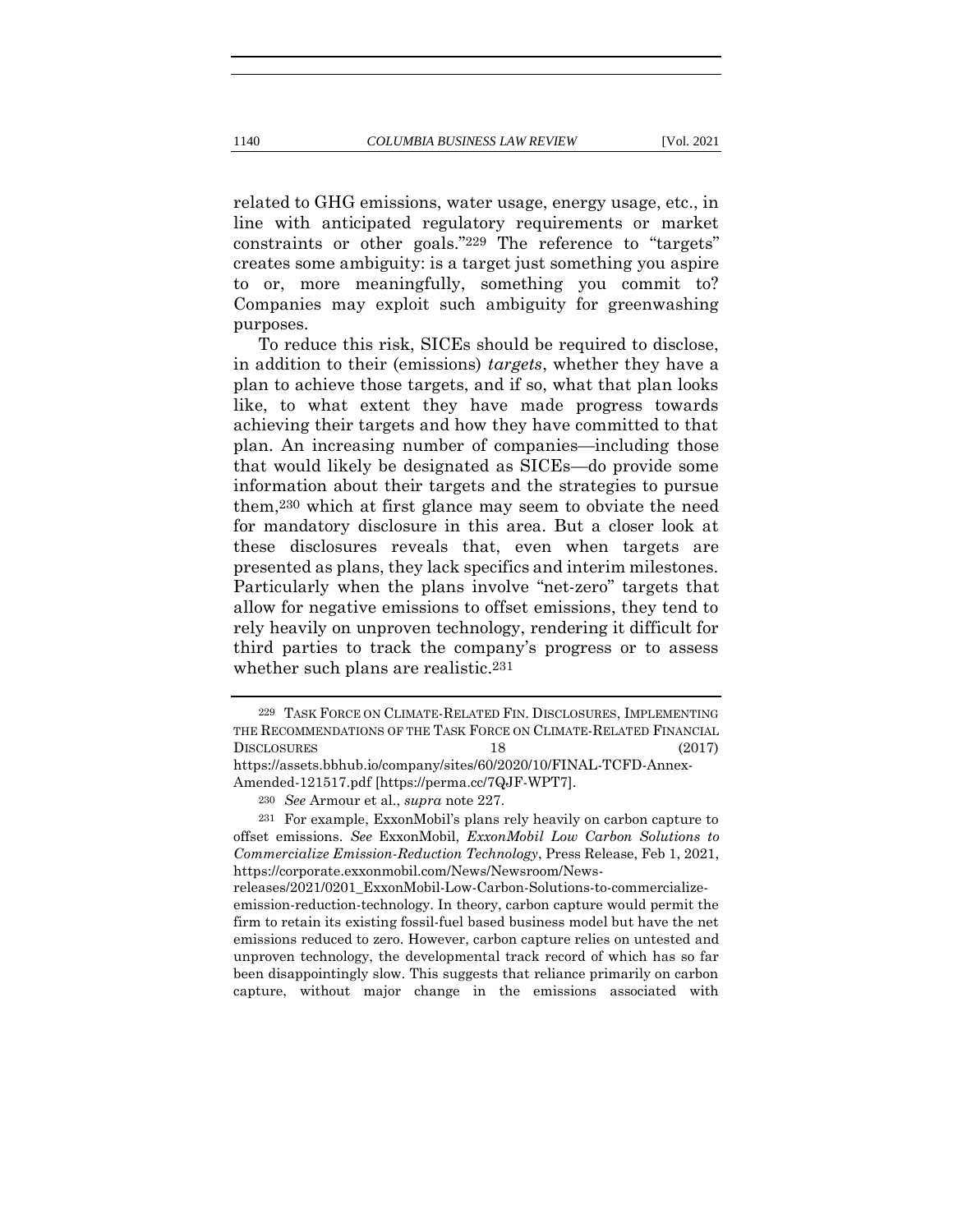related to GHG emissions, water usage, energy usage, etc., in line with anticipated regulatory requirements or market constraints or other goals."[229] The reference to "targets" creates some ambiguity: is a target just something you aspire to or, more meaningfully, something you commit to? Companies may exploit such ambiguity for greenwashing purposes.

To reduce this risk, SICEs should be required to disclose, in addition to their (emissions) *targets*, whether they have a plan to achieve those targets, and if so, what that plan looks like, to what extent they have made progress towards achieving their targets and how they have committed to that plan. An increasing number of companies—including those that would likely be designated as SICEs—do provide some information about their targets and the strategies to pursue them,[230] which at first glance may seem to obviate the need for mandatory disclosure in this area. But a closer look at these disclosures reveals that, even when targets are presented as plans, they lack specifics and interim milestones. Particularly when the plans involve "net-zero" targets that allow for negative emissions to offset emissions, they tend to rely heavily on unproven technology, rendering it difficult for third parties to track the company's progress or to assess whether such plans are realistic.[231]

---

[229] TASK FORCE ON CLIMATE-RELATED FIN. DISCLOSURES, IMPLEMENTING THE RECOMMENDATIONS OF THE TASK FORCE ON CLIMATE-RELATED FINANCIAL DISCLOSURES 18 (2017) https://assets.bbhub.io/company/sites/60/2020/10/FINAL-TCFD-Annex-Amended-121517.pdf [https://perma.cc/7QJF-WPT7].

[230] *See* Armour et al., *supra* note 227.

[231] For example, ExxonMobil's plans rely heavily on carbon capture to offset emissions. *See* ExxonMobil, *ExxonMobil Low Carbon Solutions to Commercialize Emission-Reduction Technology*, Press Release, Feb 1, 2021, https://corporate.exxonmobil.com/News/Newsroom/News-releases/2021/0201_ExxonMobil-Low-Carbon-Solutions-to-commercialize-emission-reduction-technology. In theory, carbon capture would permit the firm to retain its existing fossil-fuel based business model but have the net emissions reduced to zero. However, carbon capture relies on untested and unproven technology, the developmental track record of which has so far been disappointingly slow. This suggests that reliance primarily on carbon capture, without major change in the emissions associated with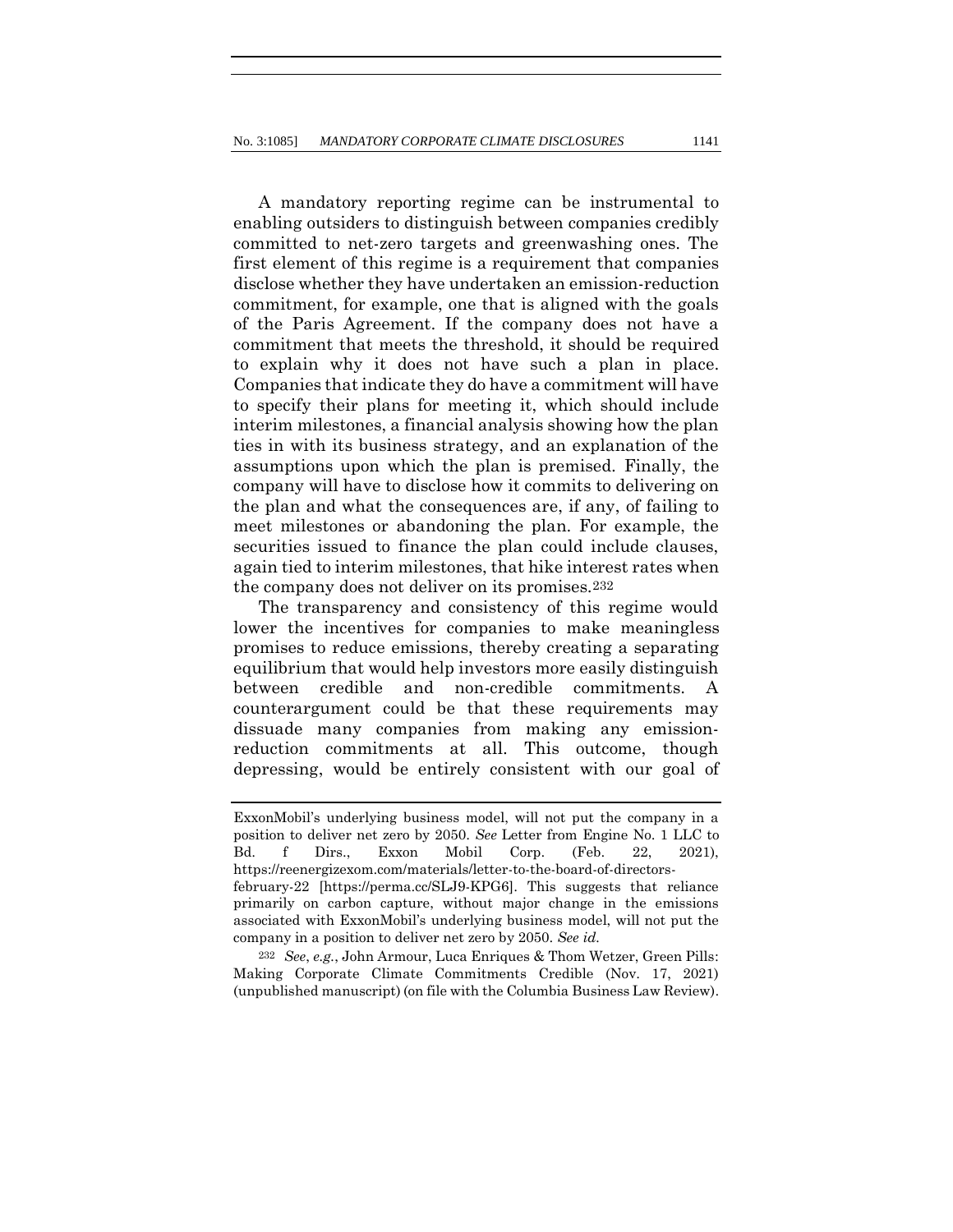A mandatory reporting regime can be instrumental to enabling outsiders to distinguish between companies credibly committed to net-zero targets and greenwashing ones. The first element of this regime is a requirement that companies disclose whether they have undertaken an emission-reduction commitment, for example, one that is aligned with the goals of the Paris Agreement. If the company does not have a commitment that meets the threshold, it should be required to explain why it does not have such a plan in place. Companies that indicate they do have a commitment will have to specify their plans for meeting it, which should include interim milestones, a financial analysis showing how the plan ties in with its business strategy, and an explanation of the assumptions upon which the plan is premised. Finally, the company will have to disclose how it commits to delivering on the plan and what the consequences are, if any, of failing to meet milestones or abandoning the plan. For example, the securities issued to finance the plan could include clauses, again tied to interim milestones, that hike interest rates when the company does not deliver on its promises.[232]

The transparency and consistency of this regime would lower the incentives for companies to make meaningless promises to reduce emissions, thereby creating a separating equilibrium that would help investors more easily distinguish between credible and non-credible commitments. A counterargument could be that these requirements may dissuade many companies from making any emission-reduction commitments at all. This outcome, though depressing, would be entirely consistent with our goal of

---

ExxonMobil's underlying business model, will not put the company in a position to deliver net zero by 2050. *See* Letter from Engine No. 1 LLC to Bd. f Dirs., Exxon Mobil Corp. (Feb. 22, 2021), https://reenergizexom.com/materials/letter-to-the-board-of-directors-february-22 [https://perma.cc/SLJ9-KPG6]. This suggests that reliance primarily on carbon capture, without major change in the emissions associated with ExxonMobil's underlying business model, will not put the company in a position to deliver net zero by 2050. *See id.*

[232] *See*, *e.g.*, John Armour, Luca Enriques & Thom Wetzer, Green Pills: Making Corporate Climate Commitments Credible (Nov. 17, 2021) (unpublished manuscript) (on file with the Columbia Business Law Review).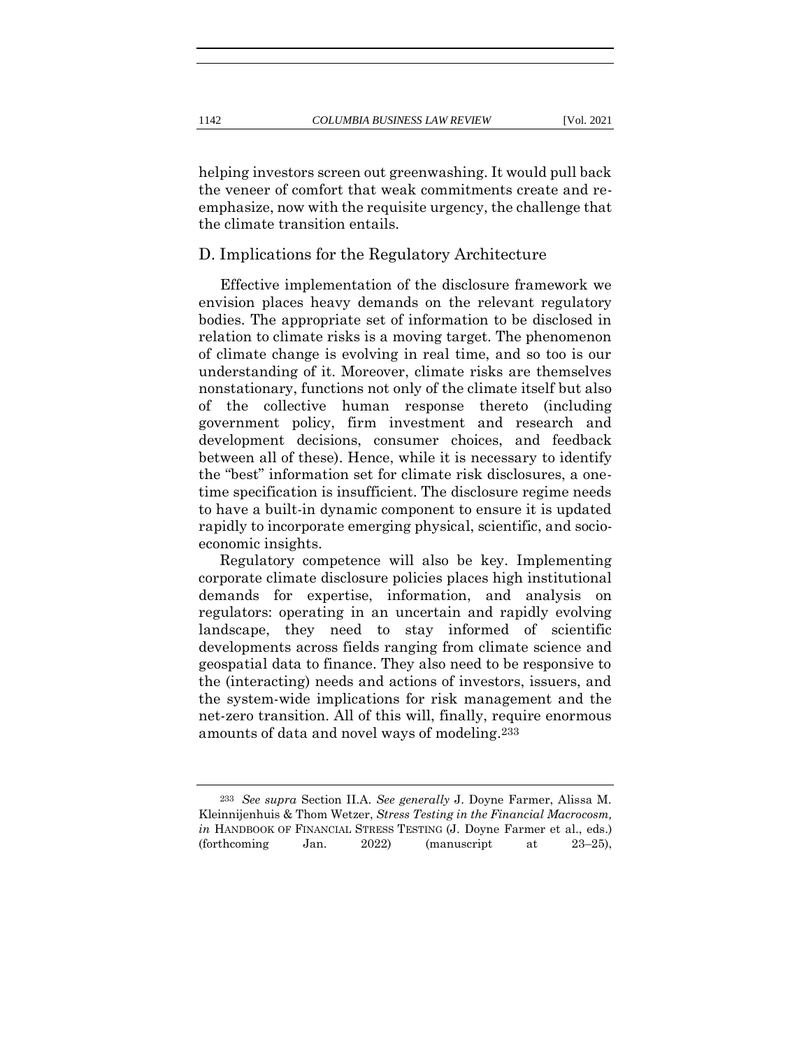helping investors screen out greenwashing. It would pull back the veneer of comfort that weak commitments create and re-emphasize, now with the requisite urgency, the challenge that the climate transition entails.

## D. Implications for the Regulatory Architecture

Effective implementation of the disclosure framework we envision places heavy demands on the relevant regulatory bodies. The appropriate set of information to be disclosed in relation to climate risks is a moving target. The phenomenon of climate change is evolving in real time, and so too is our understanding of it. Moreover, climate risks are themselves nonstationary, functions not only of the climate itself but also of the collective human response thereto (including government policy, firm investment and research and development decisions, consumer choices, and feedback between all of these). Hence, while it is necessary to identify the "best" information set for climate risk disclosures, a one-time specification is insufficient. The disclosure regime needs to have a built-in dynamic component to ensure it is updated rapidly to incorporate emerging physical, scientific, and socio-economic insights.

Regulatory competence will also be key. Implementing corporate climate disclosure policies places high institutional demands for expertise, information, and analysis on regulators: operating in an uncertain and rapidly evolving landscape, they need to stay informed of scientific developments across fields ranging from climate science and geospatial data to finance. They also need to be responsive to the (interacting) needs and actions of investors, issuers, and the system-wide implications for risk management and the net-zero transition. All of this will, finally, require enormous amounts of data and novel ways of modeling.[233]

---

[233] *See supra* Section II.A. *See generally* J. Doyne Farmer, Alissa M. Kleinnijenhuis & Thom Wetzer, *Stress Testing in the Financial Macrocosm, in* HANDBOOK OF FINANCIAL STRESS TESTING (J. Doyne Farmer et al., eds.) (forthcoming Jan. 2022) (manuscript at 23–25),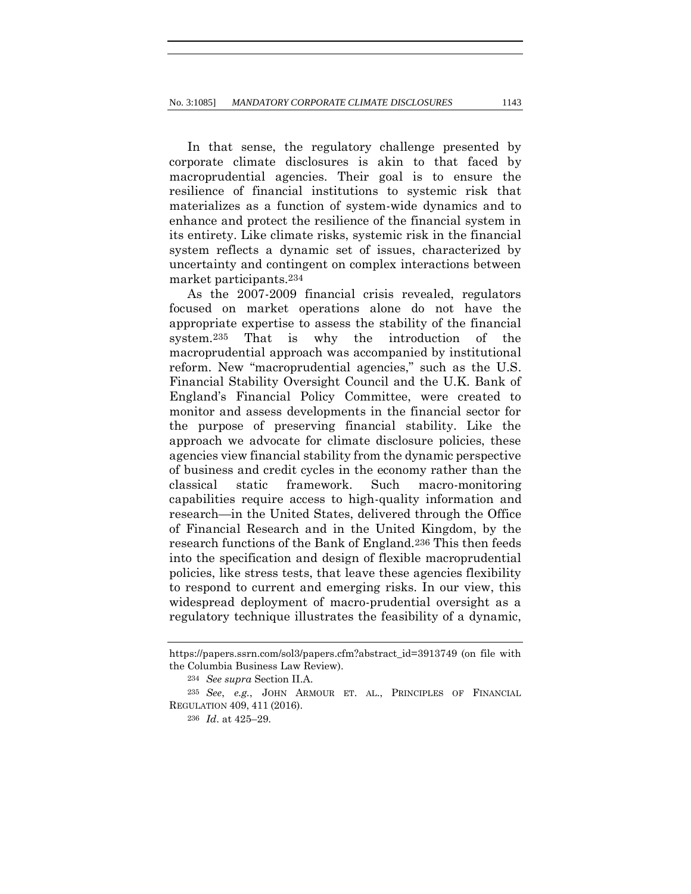In that sense, the regulatory challenge presented by corporate climate disclosures is akin to that faced by macroprudential agencies. Their goal is to ensure the resilience of financial institutions to systemic risk that materializes as a function of system-wide dynamics and to enhance and protect the resilience of the financial system in its entirety. Like climate risks, systemic risk in the financial system reflects a dynamic set of issues, characterized by uncertainty and contingent on complex interactions between market participants.[234]

As the 2007-2009 financial crisis revealed, regulators focused on market operations alone do not have the appropriate expertise to assess the stability of the financial system.[235] That is why the introduction of the macroprudential approach was accompanied by institutional reform. New "macroprudential agencies," such as the U.S. Financial Stability Oversight Council and the U.K. Bank of England's Financial Policy Committee, were created to monitor and assess developments in the financial sector for the purpose of preserving financial stability. Like the approach we advocate for climate disclosure policies, these agencies view financial stability from the dynamic perspective of business and credit cycles in the economy rather than the classical static framework. Such macro-monitoring capabilities require access to high-quality information and research—in the United States, delivered through the Office of Financial Research and in the United Kingdom, by the research functions of the Bank of England.[236] This then feeds into the specification and design of flexible macroprudential policies, like stress tests, that leave these agencies flexibility to respond to current and emerging risks. In our view, this widespread deployment of macro-prudential oversight as a regulatory technique illustrates the feasibility of a dynamic,

---

https://papers.ssrn.com/sol3/papers.cfm?abstract_id=3913749 (on file with the Columbia Business Law Review).

[234] *See supra* Section II.A.

[235] *See*, *e.g.*, JOHN ARMOUR ET. AL., PRINCIPLES OF FINANCIAL REGULATION 409, 411 (2016).

[236] *Id*. at 425–29.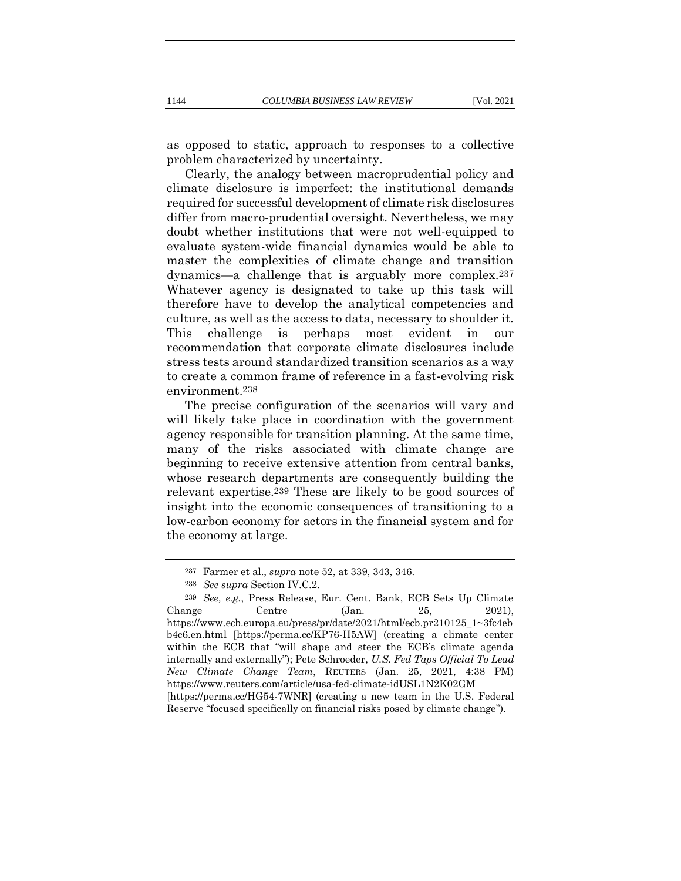as opposed to static, approach to responses to a collective problem characterized by uncertainty.

Clearly, the analogy between macroprudential policy and climate disclosure is imperfect: the institutional demands required for successful development of climate risk disclosures differ from macro-prudential oversight. Nevertheless, we may doubt whether institutions that were not well-equipped to evaluate system-wide financial dynamics would be able to master the complexities of climate change and transition dynamics—a challenge that is arguably more complex.[237] Whatever agency is designated to take up this task will therefore have to develop the analytical competencies and culture, as well as the access to data, necessary to shoulder it. This challenge is perhaps most evident in our recommendation that corporate climate disclosures include stress tests around standardized transition scenarios as a way to create a common frame of reference in a fast-evolving risk environment.[238]

The precise configuration of the scenarios will vary and will likely take place in coordination with the government agency responsible for transition planning. At the same time, many of the risks associated with climate change are beginning to receive extensive attention from central banks, whose research departments are consequently building the relevant expertise.[239] These are likely to be good sources of insight into the economic consequences of transitioning to a low-carbon economy for actors in the financial system and for the economy at large.

---

[237] Farmer et al., *supra* note 52, at 339, 343, 346.

[238] *See supra* Section IV.C.2.

[239] *See, e.g.*, Press Release, Eur. Cent. Bank, ECB Sets Up Climate Change Centre (Jan. 25, 2021), https://www.ecb.europa.eu/press/pr/date/2021/html/ecb.pr210125_1~3fc4ebb4c6.en.html [https://perma.cc/KP76-H5AW] (creating a climate center within the ECB that "will shape and steer the ECB's climate agenda internally and externally"); Pete Schroeder, *U.S. Fed Taps Official To Lead New Climate Change Team*, REUTERS (Jan. 25, 2021, 4:38 PM) https://www.reuters.com/article/usa-fed-climate-idUSL1N2K02GM [https://perma.cc/HG54-7WNR] (creating a new team in the U.S. Federal Reserve "focused specifically on financial risks posed by climate change").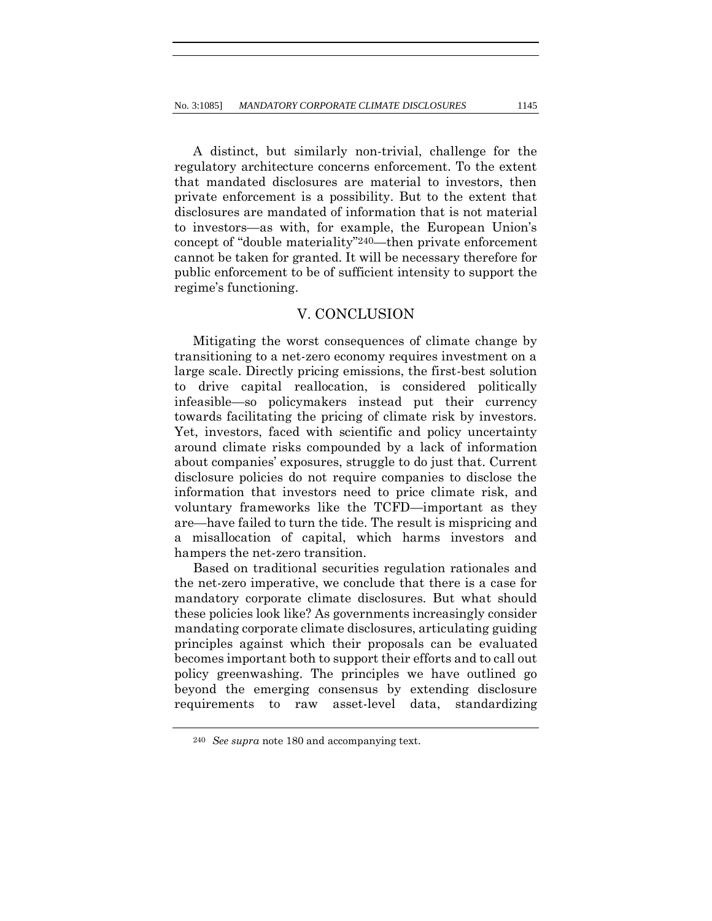A distinct, but similarly non-trivial, challenge for the regulatory architecture concerns enforcement. To the extent that mandated disclosures are material to investors, then private enforcement is a possibility. But to the extent that disclosures are mandated of information that is not material to investors—as with, for example, the European Union's concept of "double materiality"[240]—then private enforcement cannot be taken for granted. It will be necessary therefore for public enforcement to be of sufficient intensity to support the regime's functioning.

## V. CONCLUSION

Mitigating the worst consequences of climate change by transitioning to a net-zero economy requires investment on a large scale. Directly pricing emissions, the first-best solution to drive capital reallocation, is considered politically infeasible—so policymakers instead put their currency towards facilitating the pricing of climate risk by investors. Yet, investors, faced with scientific and policy uncertainty around climate risks compounded by a lack of information about companies' exposures, struggle to do just that. Current disclosure policies do not require companies to disclose the information that investors need to price climate risk, and voluntary frameworks like the TCFD—important as they are—have failed to turn the tide. The result is mispricing and a misallocation of capital, which harms investors and hampers the net-zero transition.

Based on traditional securities regulation rationales and the net-zero imperative, we conclude that there is a case for mandatory corporate climate disclosures. But what should these policies look like? As governments increasingly consider mandating corporate climate disclosures, articulating guiding principles against which their proposals can be evaluated becomes important both to support their efforts and to call out policy greenwashing. The principles we have outlined go beyond the emerging consensus by extending disclosure requirements to raw asset-level data, standardizing

---

[240] *See supra* note 180 and accompanying text.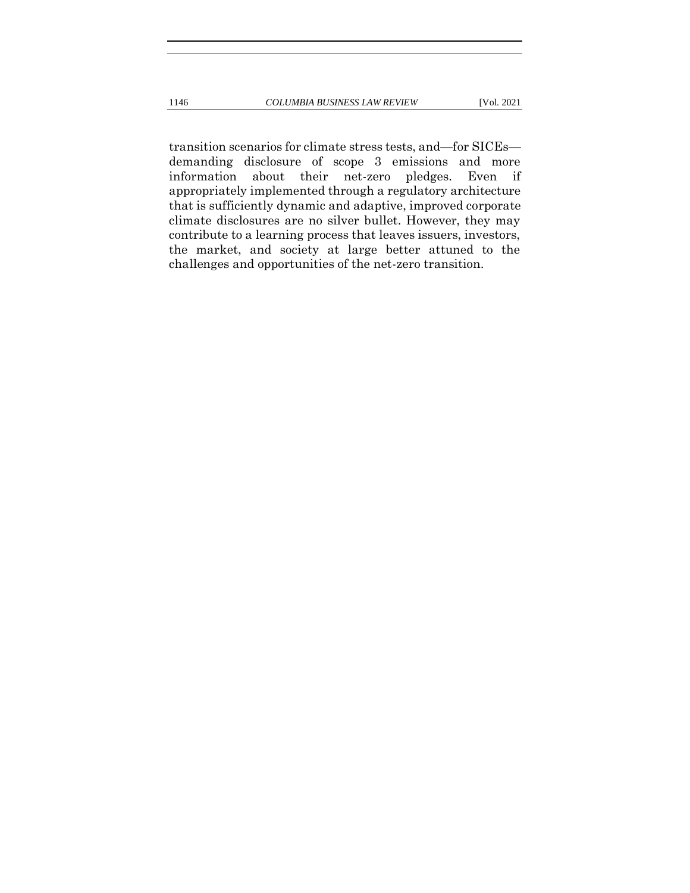transition scenarios for climate stress tests, and—for SICEs—demanding disclosure of scope 3 emissions and more information about their net-zero pledges. Even if appropriately implemented through a regulatory architecture that is sufficiently dynamic and adaptive, improved corporate climate disclosures are no silver bullet. However, they may contribute to a learning process that leaves issuers, investors, the market, and society at large better attuned to the challenges and opportunities of the net-zero transition.